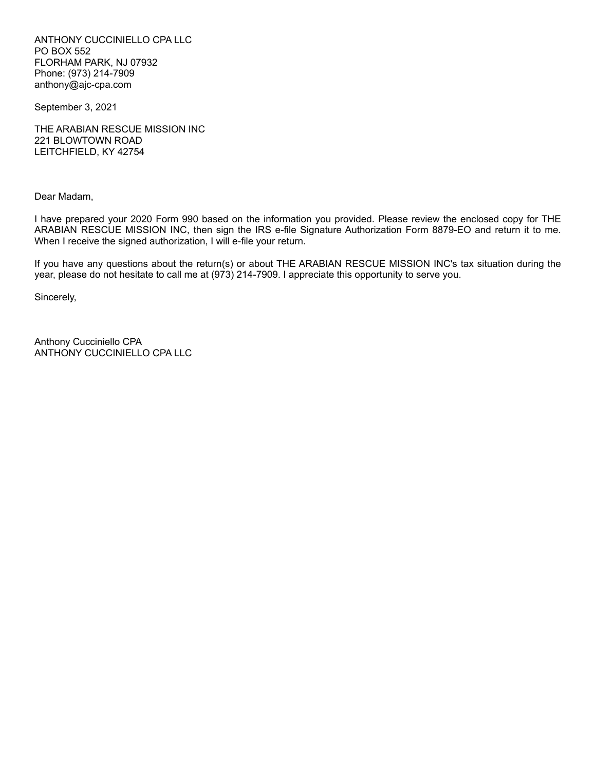ANTHONY CUCCINIELLO CPA LLC
PO BOX 552
FLORHAM PARK, NJ 07932
Phone: (973) 214-7909
anthony@ajc-cpa.com

September 3, 2021

THE ARABIAN RESCUE MISSION INC
221 BLOWTOWN ROAD
LEITCHFIELD, KY 42754

Dear Madam,

I have prepared your 2020 Form 990 based on the information you provided. Please review the enclosed copy for THE ARABIAN RESCUE MISSION INC, then sign the IRS e-file Signature Authorization Form 8879-EO and return it to me. When I receive the signed authorization, I will e-file your return.

If you have any questions about the return(s) or about THE ARABIAN RESCUE MISSION INC's tax situation during the year, please do not hesitate to call me at (973) 214-7909. I appreciate this opportunity to serve you.

Sincerely,

Anthony Cucciniello CPA
ANTHONY CUCCINIELLO CPA LLC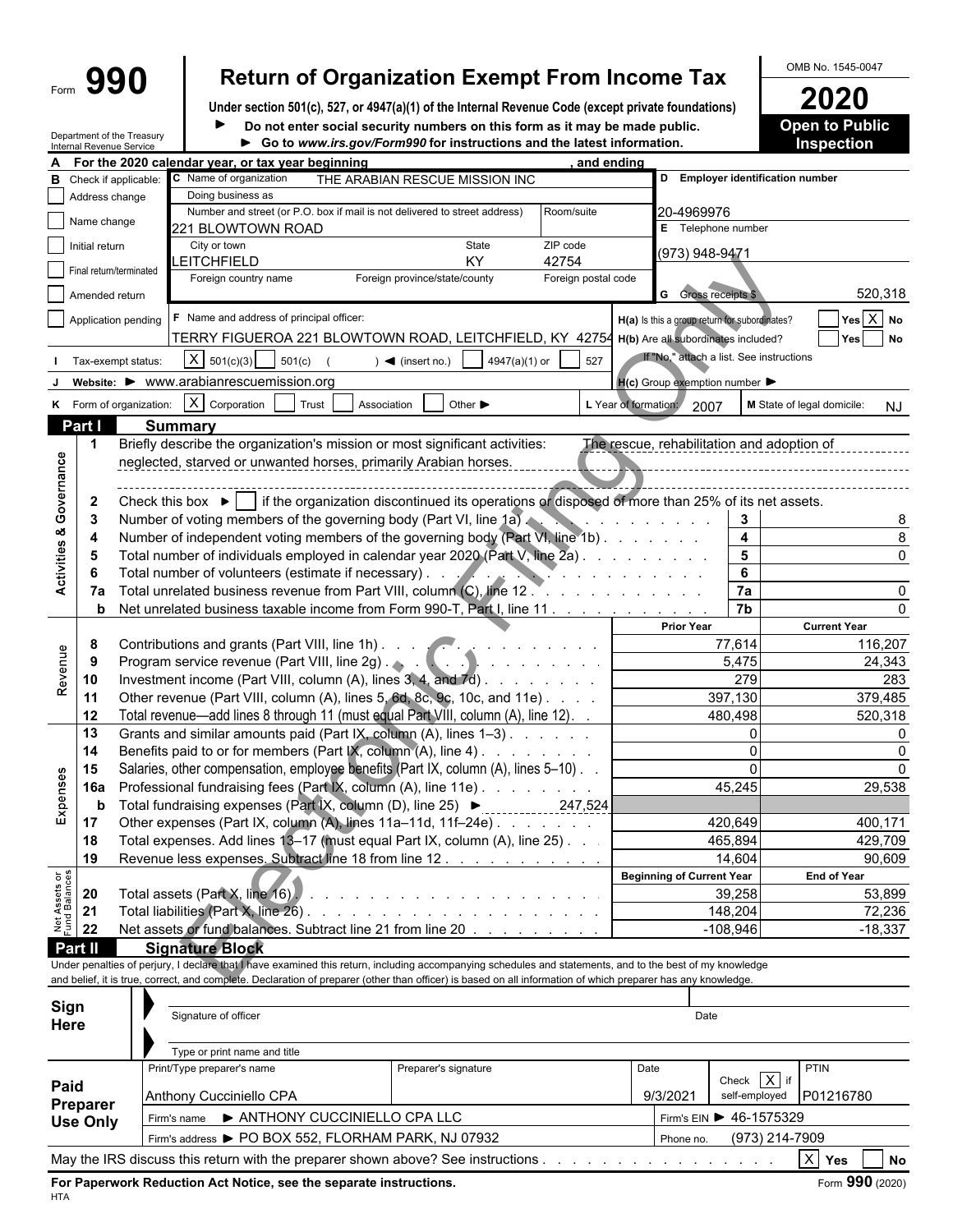Form **990**

# Return of Organization Exempt From Income Tax

**Under section 501(c), 527, or 4947(a)(1) of the Internal Revenue Code (except private foundations)**

► Do not enter social security numbers on this form as it may be made public.

► Go to *www.irs.gov/Form990* for instructions and the latest information.

OMB No. 1545-0047

**2020**

**Open to Public Inspection**

Department of the Treasury
Internal Revenue Service

**A** For the 2020 calendar year, or tax year beginning , and ending

**B** Check if applicable:
- Address change
- Name change
- Initial return
- Final return/terminated
- Amended return
- Application pending

**C** Name of organization: THE ARABIAN RESCUE MISSION INC

Doing business as

Number and street (or P.O. box if mail is not delivered to street address): 221 BLOWTOWN ROAD — Room/suite

City or town: LEITCHFIELD — State: KY — ZIP code: 42754

Foreign country name — Foreign province/state/county — Foreign postal code

**D** Employer identification number: 20-4969976

**E** Telephone number: (973) 948-9471

**G** Gross receipts $ 520,318

**F** Name and address of principal officer: TERRY FIGUEROA 221 BLOWTOWN ROAD, LEITCHFIELD, KY 42754

**H(a)** Is this a group return for subordinates? Yes [ ] No [X]

**H(b)** Are all subordinates included? Yes [ ] No [ ]
If "No," attach a list. See instructions

**H(c)** Group exemption number ►

**I** Tax-exempt status: [X] 501(c)(3) [ ] 501(c) ( ) ◄ (insert no.) [ ] 4947(a)(1) or [ ] 527

**J** Website: ► www.arabianrescuemission.org

**K** Form of organization: [X] Corporation [ ] Trust [ ] Association [ ] Other ►

**L** Year of formation: 2007

**M** State of legal domicile: NJ

## Part I Summary

### Activities & Governance

1. Briefly describe the organization's mission or most significant activities: The rescue, rehabilitation and adoption of neglected, starved or unwanted horses, primarily Arabian horses.
2. Check this box ► [ ] if the organization discontinued its operations or disposed of more than 25% of its net assets.

| | | Line | Value |
|---|---|---|---|
| 3 | Number of voting members of the governing body (Part VI, line 1a) | 3 | 8 |
| 4 | Number of independent voting members of the governing body (Part VI, line 1b) | 4 | 8 |
| 5 | Total number of individuals employed in calendar year 2020 (Part V, line 2a) | 5 | 0 |
| 6 | Total number of volunteers (estimate if necessary) | 6 | |
| 7a | Total unrelated business revenue from Part VIII, column (C), line 12 | 7a | 0 |
| b | Net unrelated business taxable income from Form 990-T, Part I, line 11 | 7b | 0 |

### Revenue

| | | Prior Year | Current Year |
|---|---|---|---|
| 8 | Contributions and grants (Part VIII, line 1h) | 77,614 | 116,207 |
| 9 | Program service revenue (Part VIII, line 2g) | 5,475 | 24,343 |
| 10 | Investment income (Part VIII, column (A), lines 3, 4, and 7d) | 279 | 283 |
| 11 | Other revenue (Part VIII, column (A), lines 5, 6d, 8c, 9c, 10c, and 11e) | 397,130 | 379,485 |
| 12 | Total revenue—add lines 8 through 11 (must equal Part VIII, column (A), line 12) | 480,498 | 520,318 |

### Expenses

| | | Prior Year | Current Year |
|---|---|---|---|
| 13 | Grants and similar amounts paid (Part IX, column (A), lines 1–3) | 0 | 0 |
| 14 | Benefits paid to or for members (Part IX, column (A), line 4) | 0 | 0 |
| 15 | Salaries, other compensation, employee benefits (Part IX, column (A), lines 5–10) | 0 | 0 |
| 16a | Professional fundraising fees (Part IX, column (A), line 11e) | 45,245 | 29,538 |
| b | Total fundraising expenses (Part IX, column (D), line 25) ► 247,524 | | |
| 17 | Other expenses (Part IX, column (A), lines 11a–11d, 11f–24e) | 420,649 | 400,171 |
| 18 | Total expenses. Add lines 13–17 (must equal Part IX, column (A), line 25) | 465,894 | 429,709 |
| 19 | Revenue less expenses. Subtract line 18 from line 12 | 14,604 | 90,609 |

### Net Assets or Fund Balances

| | | Beginning of Current Year | End of Year |
|---|---|---|---|
| 20 | Total assets (Part X, line 16) | 39,258 | 53,899 |
| 21 | Total liabilities (Part X, line 26) | 148,204 | 72,236 |
| 22 | Net assets or fund balances. Subtract line 21 from line 20 | -108,946 | -18,337 |

## Part II Signature Block

Under penalties of perjury, I declare that I have examined this return, including accompanying schedules and statements, and to the best of my knowledge and belief, it is true, correct, and complete. Declaration of preparer (other than officer) is based on all information of which preparer has any knowledge.

**Sign Here**

Signature of officer — Date

Type or print name and title

**Paid Preparer Use Only**

| Print/Type preparer's name | Preparer's signature | Date | Check [X] if self-employed | PTIN |
|---|---|---|---|---|
| Anthony Cucciniello CPA | | 9/3/2021 | | P01216780 |

Firm's name ► ANTHONY CUCCINIELLO CPA LLC — Firm's EIN ► 46-1575329

Firm's address ► PO BOX 552, FLORHAM PARK, NJ 07932 — Phone no. (973) 214-7909

May the IRS discuss this return with the preparer shown above? See instructions [X] Yes [ ] No

**For Paperwork Reduction Act Notice, see the separate instructions.**

Form **990** (2020)

HTA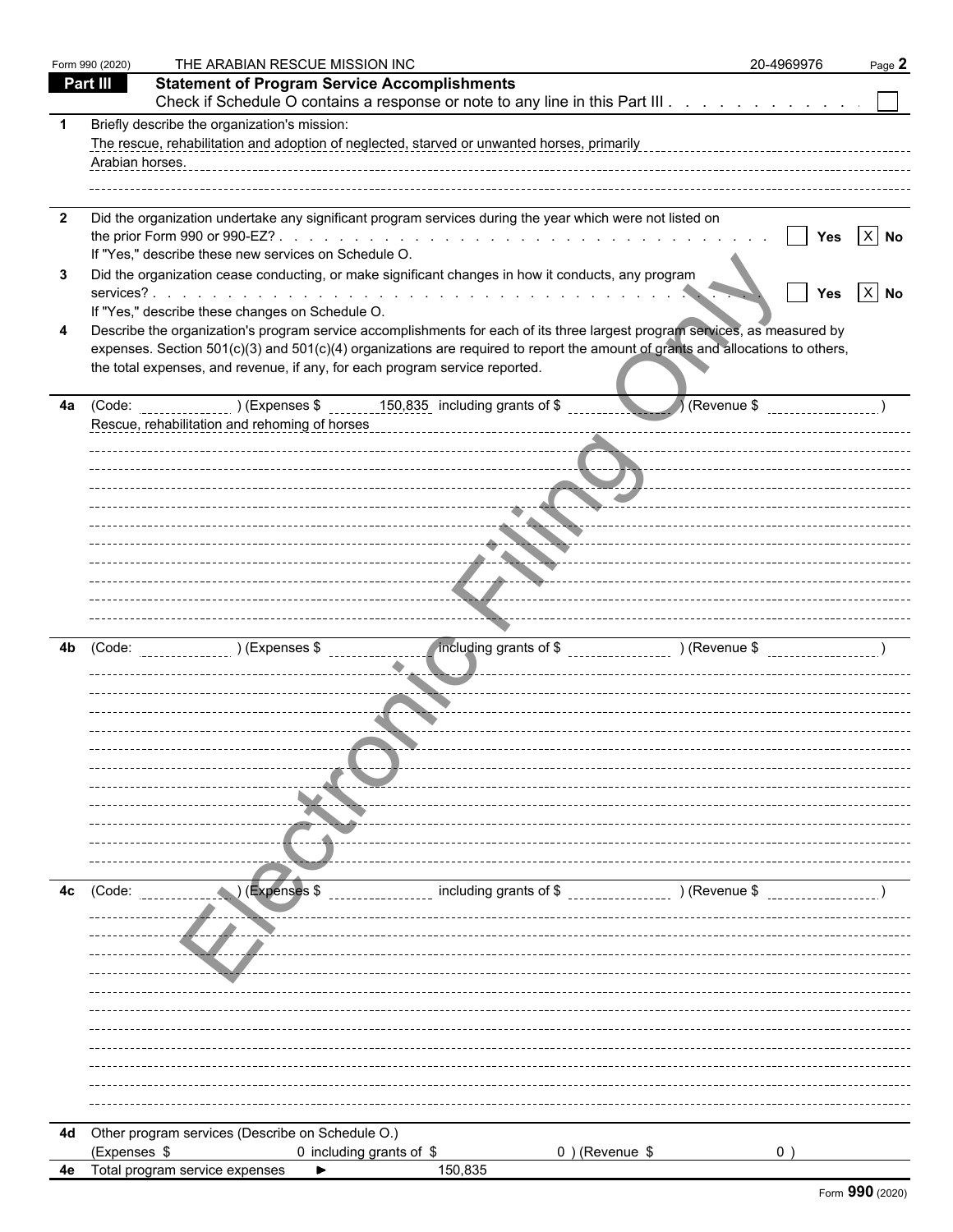Form 990 (2020) THE ARABIAN RESCUE MISSION INC 20-4969976

## Part III Statement of Program Service Accomplishments

Check if Schedule O contains a response or note to any line in this Part III . . . . . . . . . . . . ☐

**1** Briefly describe the organization's mission:

The rescue, rehabilitation and adoption of neglected, starved or unwanted horses, primarily Arabian horses.

**2** Did the organization undertake any significant program services during the year which were not listed on the prior Form 990 or 990-EZ? . . . . . . . . . . ☐ Yes ☒ No

If "Yes," describe these new services on Schedule O.

**3** Did the organization cease conducting, or make significant changes in how it conducts, any program services? . . . . . . . . . . ☐ Yes ☒ No

If "Yes," describe these changes on Schedule O.

**4** Describe the organization's program service accomplishments for each of its three largest program services, as measured by expenses. Section 501(c)(3) and 501(c)(4) organizations are required to report the amount of grants and allocations to others, the total expenses, and revenue, if any, for each program service reported.

**4a** (Code: ) (Expenses $ 150,835 including grants of $ ) (Revenue $ )

Rescue, rehabilitation and rehoming of horses

**4b** (Code: ) (Expenses $ including grants of $ ) (Revenue $ )

**4c** (Code: ) (Expenses $ including grants of $ ) (Revenue $ )

**4d** Other program services (Describe on Schedule O.)

(Expenses $ 0 including grants of $ 0 ) (Revenue $ 0 )

**4e** Total program service expenses ► 150,835

Form **990** (2020)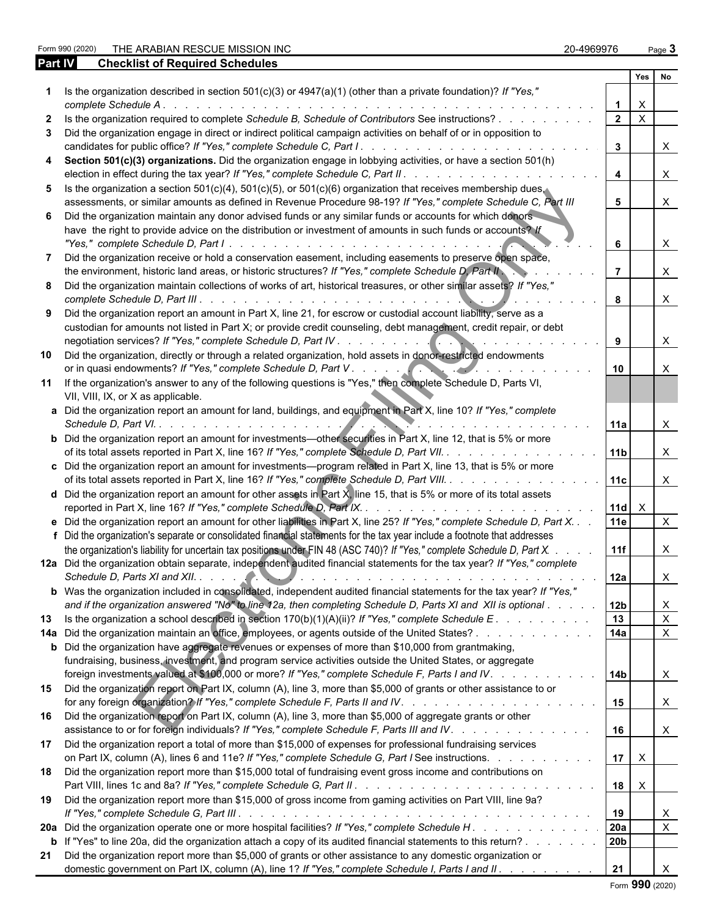Form 990 (2020) THE ARABIAN RESCUE MISSION INC 20-4969976

## Part IV Checklist of Required Schedules

| | | | Yes | No |
|---|---|---|---|---|
| **1** | Is the organization described in section 501(c)(3) or 4947(a)(1) (other than a private foundation)? *If "Yes," complete Schedule A* | 1 | X | |
| **2** | Is the organization required to complete *Schedule B, Schedule of Contributors* See instructions? | 2 | X | |
| **3** | Did the organization engage in direct or indirect political campaign activities on behalf of or in opposition to candidates for public office? *If "Yes," complete Schedule C, Part I* | 3 | | X |
| **4** | **Section 501(c)(3) organizations.** Did the organization engage in lobbying activities, or have a section 501(h) election in effect during the tax year? *If "Yes," complete Schedule C, Part II* | 4 | | X |
| **5** | Is the organization a section 501(c)(4), 501(c)(5), or 501(c)(6) organization that receives membership dues, assessments, or similar amounts as defined in Revenue Procedure 98-19? *If "Yes," complete Schedule C, Part III* | 5 | | X |
| **6** | Did the organization maintain any donor advised funds or any similar funds or accounts for which donors have the right to provide advice on the distribution or investment of amounts in such funds or accounts? *If "Yes," complete Schedule D, Part I* | 6 | | X |
| **7** | Did the organization receive or hold a conservation easement, including easements to preserve open space, the environment, historic land areas, or historic structures? *If "Yes," complete Schedule D, Part II* | 7 | | X |
| **8** | Did the organization maintain collections of works of art, historical treasures, or other similar assets? *If "Yes," complete Schedule D, Part III* | 8 | | X |
| **9** | Did the organization report an amount in Part X, line 21, for escrow or custodial account liability, serve as a custodian for amounts not listed in Part X; or provide credit counseling, debt management, credit repair, or debt negotiation services? *If "Yes," complete Schedule D, Part IV* | 9 | | X |
| **10** | Did the organization, directly or through a related organization, hold assets in donor-restricted endowments or in quasi endowments? *If "Yes," complete Schedule D, Part V* | 10 | | X |
| **11** | If the organization's answer to any of the following questions is "Yes," then complete Schedule D, Parts VI, VII, VIII, IX, or X as applicable. | | | |
| **a** | Did the organization report an amount for land, buildings, and equipment in Part X, line 10? *If "Yes," complete Schedule D, Part VI.* | 11a | | X |
| **b** | Did the organization report an amount for investments—other securities in Part X, line 12, that is 5% or more of its total assets reported in Part X, line 16? *If "Yes," complete Schedule D, Part VII.* | 11b | | X |
| **c** | Did the organization report an amount for investments—program related in Part X, line 13, that is 5% or more of its total assets reported in Part X, line 16? *If "Yes," complete Schedule D, Part VIII.* | 11c | | X |
| **d** | Did the organization report an amount for other assets in Part X, line 15, that is 5% or more of its total assets reported in Part X, line 16? *If "Yes," complete Schedule D, Part IX.* | 11d | X | |
| **e** | Did the organization report an amount for other liabilities in Part X, line 25? *If "Yes," complete Schedule D, Part X.* | 11e | | X |
| **f** | Did the organization's separate or consolidated financial statements for the tax year include a footnote that addresses the organization's liability for uncertain tax positions under FIN 48 (ASC 740)? *If "Yes," complete Schedule D, Part X.* | 11f | | X |
| **12a** | Did the organization obtain separate, independent audited financial statements for the tax year? *If "Yes," complete Schedule D, Parts XI and XII.* | 12a | | X |
| **b** | Was the organization included in consolidated, independent audited financial statements for the tax year? *If "Yes," and if the organization answered "No" to line 12a, then completing Schedule D, Parts XI and XII is optional* | 12b | | X |
| **13** | Is the organization a school described in section 170(b)(1)(A)(ii)? *If "Yes," complete Schedule E* | 13 | | X |
| **14a** | Did the organization maintain an office, employees, or agents outside of the United States? | 14a | | X |
| **b** | Did the organization have aggregate revenues or expenses of more than $10,000 from grantmaking, fundraising, business, investment, and program service activities outside the United States, or aggregate foreign investments valued at $100,000 or more? *If "Yes," complete Schedule F, Parts I and IV.* | 14b | | X |
| **15** | Did the organization report on Part IX, column (A), line 3, more than $5,000 of grants or other assistance to or for any foreign organization? *If "Yes," complete Schedule F, Parts II and IV.* | 15 | | X |
| **16** | Did the organization report on Part IX, column (A), line 3, more than $5,000 of aggregate grants or other assistance to or for foreign individuals? *If "Yes," complete Schedule F, Parts III and IV.* | 16 | | X |
| **17** | Did the organization report a total of more than $15,000 of expenses for professional fundraising services on Part IX, column (A), lines 6 and 11e? *If "Yes," complete Schedule G, Part I* See instructions. | 17 | X | |
| **18** | Did the organization report more than $15,000 total of fundraising event gross income and contributions on Part VIII, lines 1c and 8a? *If "Yes," complete Schedule G, Part II* | 18 | X | |
| **19** | Did the organization report more than $15,000 of gross income from gaming activities on Part VIII, line 9a? *If "Yes," complete Schedule G, Part III* | 19 | | X |
| **20a** | Did the organization operate one or more hospital facilities? *If "Yes," complete Schedule H* | 20a | | X |
| **b** | If "Yes" to line 20a, did the organization attach a copy of its audited financial statements to this return? | 20b | | |
| **21** | Did the organization report more than $5,000 of grants or other assistance to any domestic organization or domestic government on Part IX, column (A), line 1? *If "Yes," complete Schedule I, Parts I and II* | 21 | | X |

Form **990** (2020)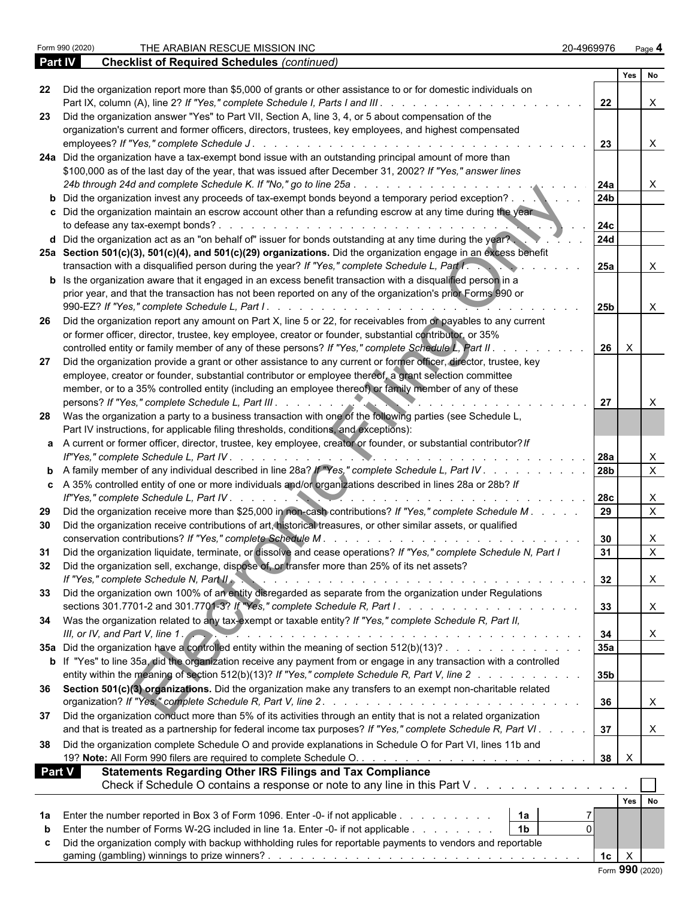Form 990 (2020) THE ARABIAN RESCUE MISSION INC 20-4969976

## Part IV Checklist of Required Schedules *(continued)*

| | | | Yes | No |
|---|---|---|---|---|
| **22** | Did the organization report more than $5,000 of grants or other assistance to or for domestic individuals on Part IX, column (A), line 2? *If "Yes," complete Schedule I, Parts I and III* | 22 | | X |
| **23** | Did the organization answer "Yes" to Part VII, Section A, line 3, 4, or 5 about compensation of the organization's current and former officers, directors, trustees, key employees, and highest compensated employees? *If "Yes," complete Schedule J* | 23 | | X |
| **24a** | Did the organization have a tax-exempt bond issue with an outstanding principal amount of more than $100,000 as of the last day of the year, that was issued after December 31, 2002? *If "Yes," answer lines 24b through 24d and complete Schedule K. If "No," go to line 25a* | 24a | | X |
| **b** | Did the organization invest any proceeds of tax-exempt bonds beyond a temporary period exception? | 24b | | |
| **c** | Did the organization maintain an escrow account other than a refunding escrow at any time during the year to defease any tax-exempt bonds? | 24c | | |
| **d** | Did the organization act as an "on behalf of" issuer for bonds outstanding at any time during the year? | 24d | | |
| **25a** | **Section 501(c)(3), 501(c)(4), and 501(c)(29) organizations.** Did the organization engage in an excess benefit transaction with a disqualified person during the year? *If "Yes," complete Schedule L, Part I* | 25a | | X |
| **b** | Is the organization aware that it engaged in an excess benefit transaction with a disqualified person in a prior year, and that the transaction has not been reported on any of the organization's prior Forms 990 or 990-EZ? *If "Yes," complete Schedule L, Part I* | 25b | | X |
| **26** | Did the organization report any amount on Part X, line 5 or 22, for receivables from or payables to any current or former officer, director, trustee, key employee, creator or founder, substantial contributor, or 35% controlled entity or family member of any of these persons? *If "Yes," complete Schedule L, Part II* | 26 | X | |
| **27** | Did the organization provide a grant or other assistance to any current or former officer, director, trustee, key employee, creator or founder, substantial contributor or employee thereof, a grant selection committee member, or to a 35% controlled entity (including an employee thereof) or family member of any of these persons? *If "Yes," complete Schedule L, Part III* | 27 | | X |
| **28** | Was the organization a party to a business transaction with one of the following parties (see Schedule L, Part IV instructions, for applicable filing thresholds, conditions, and exceptions): | | | |
| **a** | A current or former officer, director, trustee, key employee, creator or founder, or substantial contributor? *If "Yes," complete Schedule L, Part IV* | 28a | | X |
| **b** | A family member of any individual described in line 28a? *If "Yes," complete Schedule L, Part IV* | 28b | | X |
| **c** | A 35% controlled entity of one or more individuals and/or organizations described in lines 28a or 28b? *If "Yes," complete Schedule L, Part IV* | 28c | | X |
| **29** | Did the organization receive more than $25,000 in non-cash contributions? *If "Yes," complete Schedule M* | 29 | | X |
| **30** | Did the organization receive contributions of art, historical treasures, or other similar assets, or qualified conservation contributions? *If "Yes," complete Schedule M* | 30 | | X |
| **31** | Did the organization liquidate, terminate, or dissolve and cease operations? *If "Yes," complete Schedule N, Part I* | 31 | | X |
| **32** | Did the organization sell, exchange, dispose of, or transfer more than 25% of its net assets? *If "Yes," complete Schedule N, Part II* | 32 | | X |
| **33** | Did the organization own 100% of an entity disregarded as separate from the organization under Regulations sections 301.7701-2 and 301.7701-3? *If "Yes," complete Schedule R, Part I* | 33 | | X |
| **34** | Was the organization related to any tax-exempt or taxable entity? *If "Yes," complete Schedule R, Part II, III, or IV, and Part V, line 1* | 34 | | X |
| **35a** | Did the organization have a controlled entity within the meaning of section 512(b)(13)? | 35a | | |
| **b** | If "Yes" to line 35a, did the organization receive any payment from or engage in any transaction with a controlled entity within the meaning of section 512(b)(13)? *If "Yes," complete Schedule R, Part V, line 2* | 35b | | |
| **36** | **Section 501(c)(3) organizations.** Did the organization make any transfers to an exempt non-charitable related organization? *If "Yes," complete Schedule R, Part V, line 2* | 36 | | X |
| **37** | Did the organization conduct more than 5% of its activities through an entity that is not a related organization and that is treated as a partnership for federal income tax purposes? *If "Yes," complete Schedule R, Part VI* | 37 | | X |
| **38** | Did the organization complete Schedule O and provide explanations in Schedule O for Part VI, lines 11b and 19? **Note:** All Form 990 filers are required to complete Schedule O. | 38 | X | |

## Part V Statements Regarding Other IRS Filings and Tax Compliance

Check if Schedule O contains a response or note to any line in this Part V ☐

| | | | | | Yes | No |
|---|---|---|---|---|---|---|
| **1a** | Enter the number reported in Box 3 of Form 1096. Enter -0- if not applicable | 1a | 7 | | | |
| **b** | Enter the number of Forms W-2G included in line 1a. Enter -0- if not applicable | 1b | 0 | | | |
| **c** | Did the organization comply with backup withholding rules for reportable payments to vendors and reportable gaming (gambling) winnings to prize winners? | | | 1c | X | |

Form **990** (2020)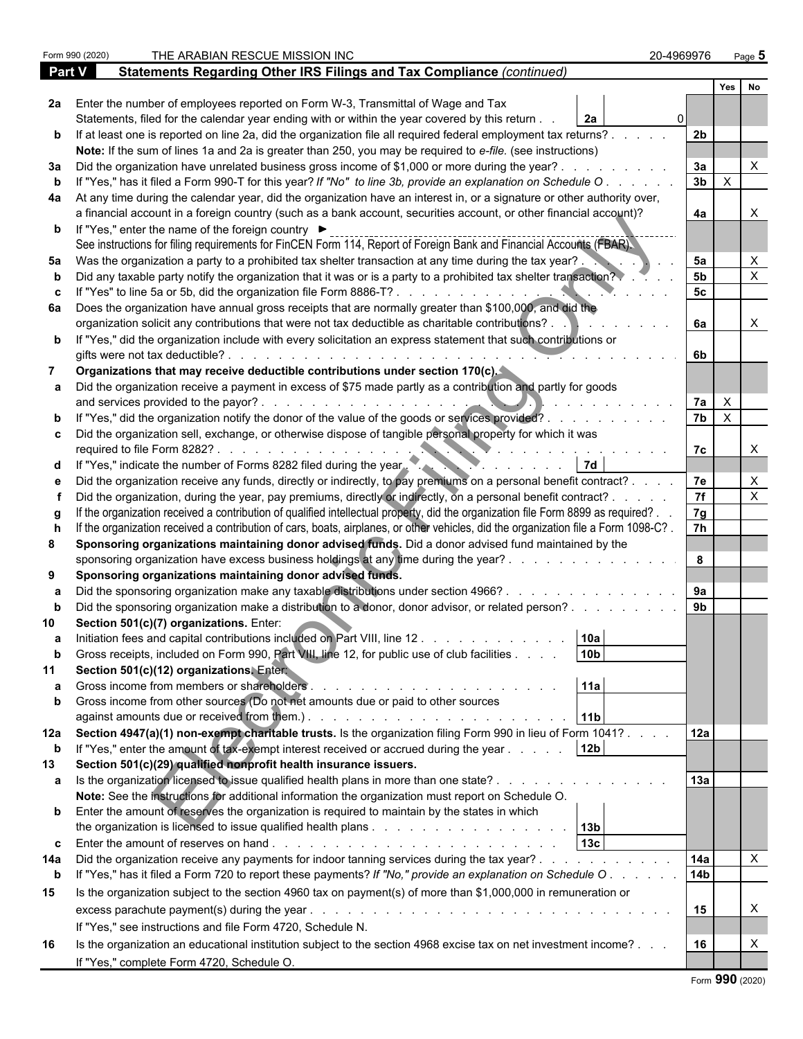Form 990 (2020) THE ARABIAN RESCUE MISSION INC 20-4969976

## Part V Statements Regarding Other IRS Filings and Tax Compliance *(continued)*

| | | | | Yes | No |
|---|---|---|---|---|---|
| **2a** | Enter the number of employees reported on Form W-3, Transmittal of Wage and Tax Statements, filed for the calendar year ending with or within the year covered by this return . . **2a** 0 | | | | |
| **b** | If at least one is reported on line 2a, did the organization file all required federal employment tax returns? | | 2b | | |
| | **Note:** If the sum of lines 1a and 2a is greater than 250, you may be required to *e-file.* (see instructions) | | | | |
| **3a** | Did the organization have unrelated business gross income of $1,000 or more during the year? | | 3a | | X |
| **b** | If "Yes," has it filed a Form 990-T for this year? *If "No" to line 3b, provide an explanation on Schedule O* | | 3b | X | |
| **4a** | At any time during the calendar year, did the organization have an interest in, or a signature or other authority over, a financial account in a foreign country (such as a bank account, securities account, or other financial account)? | | 4a | | X |
| **b** | If "Yes," enter the name of the foreign country ► | | | | |
| | See instructions for filing requirements for FinCEN Form 114, Report of Foreign Bank and Financial Accounts (FBAR). | | | | |
| **5a** | Was the organization a party to a prohibited tax shelter transaction at any time during the tax year? | | 5a | | X |
| **b** | Did any taxable party notify the organization that it was or is a party to a prohibited tax shelter transaction? | | 5b | | X |
| **c** | If "Yes" to line 5a or 5b, did the organization file Form 8886-T? | | 5c | | |
| **6a** | Does the organization have annual gross receipts that are normally greater than $100,000, and did the organization solicit any contributions that were not tax deductible as charitable contributions? | | 6a | | X |
| **b** | If "Yes," did the organization include with every solicitation an express statement that such contributions or gifts were not tax deductible? | | 6b | | |
| **7** | **Organizations that may receive deductible contributions under section 170(c).** | | | | |
| **a** | Did the organization receive a payment in excess of $75 made partly as a contribution and partly for goods and services provided to the payor? | | 7a | X | |
| **b** | If "Yes," did the organization notify the donor of the value of the goods or services provided? | | 7b | X | |
| **c** | Did the organization sell, exchange, or otherwise dispose of tangible personal property for which it was required to file Form 8282? | | 7c | | X |
| **d** | If "Yes," indicate the number of Forms 8282 filed during the year | 7d | | | |
| **e** | Did the organization receive any funds, directly or indirectly, to pay premiums on a personal benefit contract? | | 7e | | X |
| **f** | Did the organization, during the year, pay premiums, directly or indirectly, on a personal benefit contract? | | 7f | | X |
| **g** | If the organization received a contribution of qualified intellectual property, did the organization file Form 8899 as required? | | 7g | | |
| **h** | If the organization received a contribution of cars, boats, airplanes, or other vehicles, did the organization file a Form 1098-C? | | 7h | | |
| **8** | **Sponsoring organizations maintaining donor advised funds.** Did a donor advised fund maintained by the sponsoring organization have excess business holdings at any time during the year? | | 8 | | |
| **9** | **Sponsoring organizations maintaining donor advised funds.** | | | | |
| **a** | Did the sponsoring organization make any taxable distributions under section 4966? | | 9a | | |
| **b** | Did the sponsoring organization make a distribution to a donor, donor advisor, or related person? | | 9b | | |
| **10** | **Section 501(c)(7) organizations.** Enter: | | | | |
| **a** | Initiation fees and capital contributions included on Part VIII, line 12 | 10a | | | |
| **b** | Gross receipts, included on Form 990, Part VIII, line 12, for public use of club facilities | 10b | | | |
| **11** | **Section 501(c)(12) organizations.** Enter: | | | | |
| **a** | Gross income from members or shareholders | 11a | | | |
| **b** | Gross income from other sources (Do not net amounts due or paid to other sources against amounts due or received from them.) | 11b | | | |
| **12a** | **Section 4947(a)(1) non-exempt charitable trusts.** Is the organization filing Form 990 in lieu of Form 1041? | | 12a | | |
| **b** | If "Yes," enter the amount of tax-exempt interest received or accrued during the year | 12b | | | |
| **13** | **Section 501(c)(29) qualified nonprofit health insurance issuers.** | | | | |
| **a** | Is the organization licensed to issue qualified health plans in more than one state? | | 13a | | |
| | **Note:** See the instructions for additional information the organization must report on Schedule O. | | | | |
| **b** | Enter the amount of reserves the organization is required to maintain by the states in which the organization is licensed to issue qualified health plans | 13b | | | |
| **c** | Enter the amount of reserves on hand | 13c | | | |
| **14a** | Did the organization receive any payments for indoor tanning services during the tax year? | | 14a | | X |
| **b** | If "Yes," has it filed a Form 720 to report these payments? *If "No," provide an explanation on Schedule O* | | 14b | | |
| **15** | Is the organization subject to the section 4960 tax on payment(s) of more than $1,000,000 in remuneration or excess parachute payment(s) during the year? | | 15 | | X |
| | If "Yes," see instructions and file Form 4720, Schedule N. | | | | |
| **16** | Is the organization an educational institution subject to the section 4968 excise tax on net investment income? | | 16 | | X |
| | If "Yes," complete Form 4720, Schedule O. | | | | |

Form **990** (2020)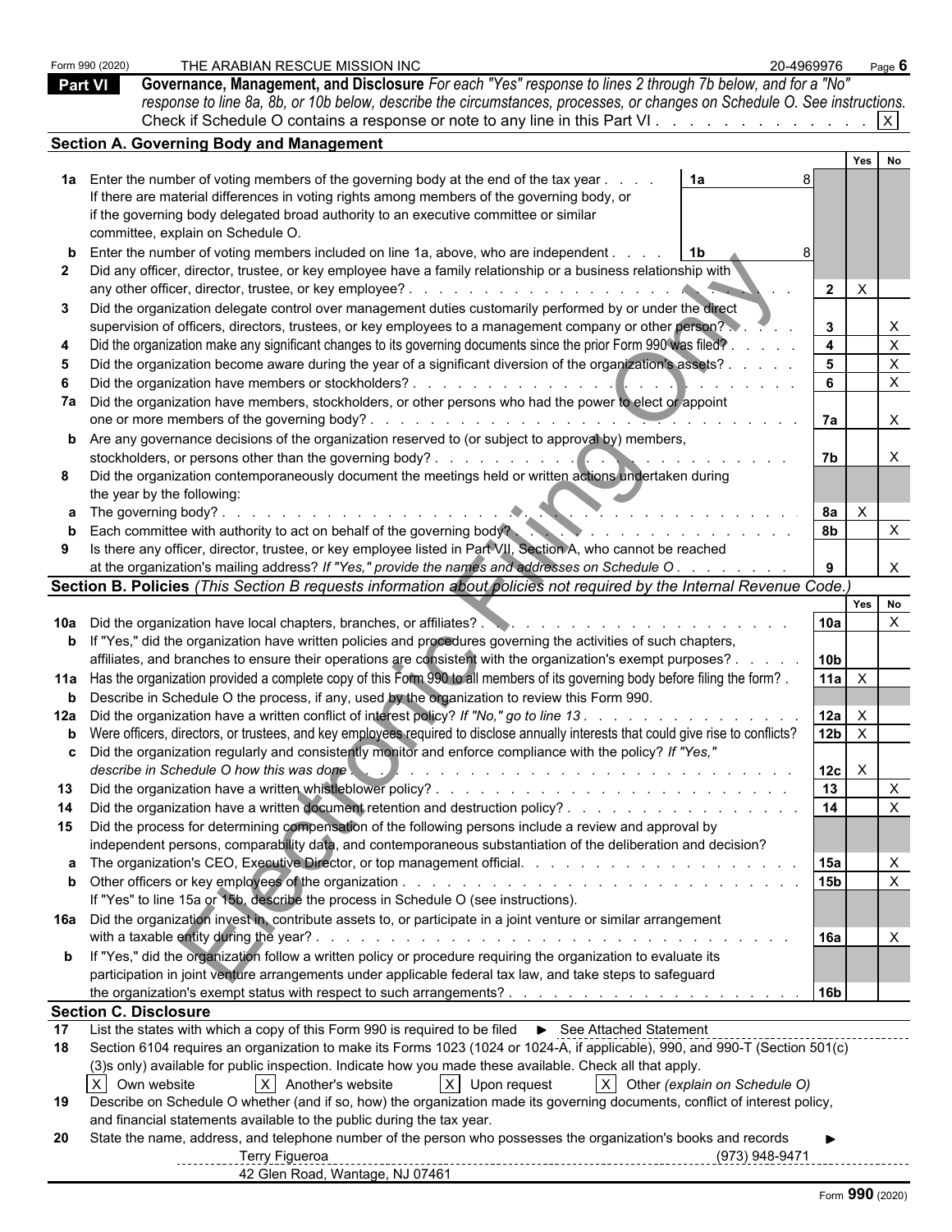Form 990 (2020) THE ARABIAN RESCUE MISSION INC 20-4969976 Page 6

## Part VI Governance, Management, and Disclosure

*For each "Yes" response to lines 2 through 7b below, and for a "No" response to line 8a, 8b, or 10b below, describe the circumstances, processes, or changes on Schedule O. See instructions.*

Check if Schedule O contains a response or note to any line in this Part VI . . . . . . . . . . . . . [X]

### Section A. Governing Body and Management

| | | | | Yes | No |
|---|---|---|---|---|---|
| **1a** | Enter the number of voting members of the governing body at the end of the tax year . . . . **1a** 8<br>If there are material differences in voting rights among members of the governing body, or if the governing body delegated broad authority to an executive committee or similar committee, explain on Schedule O. | | | | |
| **b** | Enter the number of voting members included on line 1a, above, who are independent . . . . **1b** 8 | | | | |
| **2** | Did any officer, director, trustee, or key employee have a family relationship or a business relationship with any other officer, director, trustee, or key employee? | | 2 | X | |
| **3** | Did the organization delegate control over management duties customarily performed by or under the direct supervision of officers, directors, trustees, or key employees to a management company or other person? | | 3 | | X |
| **4** | Did the organization make any significant changes to its governing documents since the prior Form 990 was filed? | | 4 | | X |
| **5** | Did the organization become aware during the year of a significant diversion of the organization's assets? | | 5 | | X |
| **6** | Did the organization have members or stockholders? | | 6 | | X |
| **7a** | Did the organization have members, stockholders, or other persons who had the power to elect or appoint one or more members of the governing body? | | 7a | | X |
| **b** | Are any governance decisions of the organization reserved to (or subject to approval by) members, stockholders, or persons other than the governing body? | | 7b | | X |
| **8** | Did the organization contemporaneously document the meetings held or written actions undertaken during the year by the following: | | | | |
| **a** | The governing body? | | 8a | X | |
| **b** | Each committee with authority to act on behalf of the governing body? | | 8b | | X |
| **9** | Is there any officer, director, trustee, or key employee listed in Part VII, Section A, who cannot be reached at the organization's mailing address? *If "Yes," provide the names and addresses on Schedule O* | | 9 | | X |

### Section B. Policies *(This Section B requests information about policies not required by the Internal Revenue Code.)*

| | | | Yes | No |
|---|---|---|---|---|
| **10a** | Did the organization have local chapters, branches, or affiliates? | 10a | | X |
| **b** | If "Yes," did the organization have written policies and procedures governing the activities of such chapters, affiliates, and branches to ensure their operations are consistent with the organization's exempt purposes? | 10b | | |
| **11a** | Has the organization provided a complete copy of this Form 990 to all members of its governing body before filing the form? | 11a | X | |
| **b** | Describe in Schedule O the process, if any, used by the organization to review this Form 990. | | | |
| **12a** | Did the organization have a written conflict of interest policy? *If "No," go to line 13* | 12a | X | |
| **b** | Were officers, directors, or trustees, and key employees required to disclose annually interests that could give rise to conflicts? | 12b | X | |
| **c** | Did the organization regularly and consistently monitor and enforce compliance with the policy? *If "Yes," describe in Schedule O how this was done* | 12c | X | |
| **13** | Did the organization have a written whistleblower policy? | 13 | | X |
| **14** | Did the organization have a written document retention and destruction policy? | 14 | | X |
| **15** | Did the process for determining compensation of the following persons include a review and approval by independent persons, comparability data, and contemporaneous substantiation of the deliberation and decision? | | | |
| **a** | The organization's CEO, Executive Director, or top management official. | 15a | | X |
| **b** | Other officers or key employees of the organization | 15b | | X |
| | If "Yes" to line 15a or 15b, describe the process in Schedule O (see instructions). | | | |
| **16a** | Did the organization invest in, contribute assets to, or participate in a joint venture or similar arrangement with a taxable entity during the year? | 16a | | X |
| **b** | If "Yes," did the organization follow a written policy or procedure requiring the organization to evaluate its participation in joint venture arrangements under applicable federal tax law, and take steps to safeguard the organization's exempt status with respect to such arrangements? | 16b | | |

### Section C. Disclosure

**17** List the states with which a copy of this Form 990 is required to be filed ► See Attached Statement

**18** Section 6104 requires an organization to make its Forms 1023 (1024 or 1024-A, if applicable), 990, and 990-T (Section 501(c)(3)s only) available for public inspection. Indicate how you made these available. Check all that apply.

[X] Own website [X] Another's website [X] Upon request [X] Other *(explain on Schedule O)*

**19** Describe on Schedule O whether (and if so, how) the organization made its governing documents, conflict of interest policy, and financial statements available to the public during the tax year.

**20** State the name, address, and telephone number of the person who possesses the organization's books and records ►

Terry Figueroa (973) 948-9471
42 Glen Road, Wantage, NJ 07461

Form **990** (2020)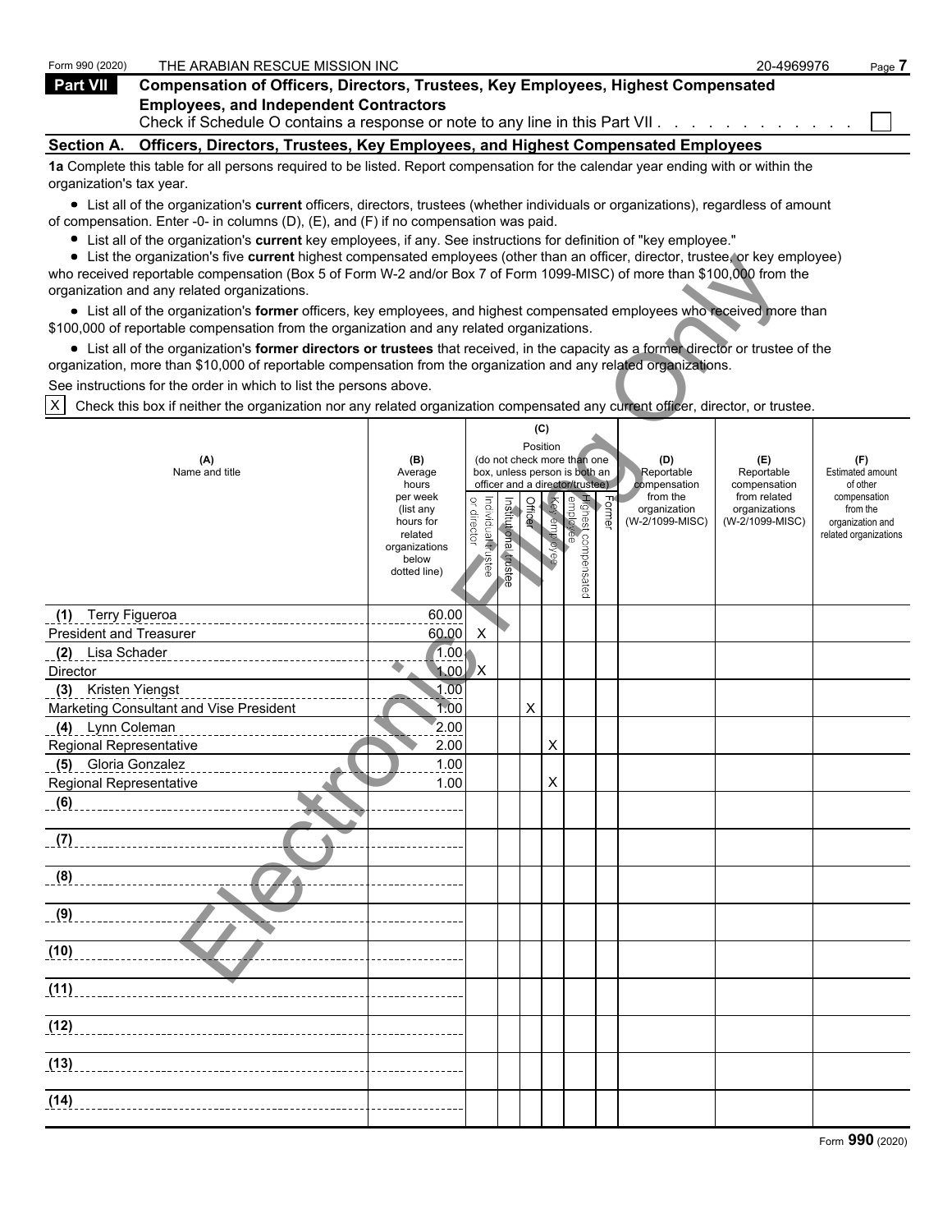Form 990 (2020) THE ARABIAN RESCUE MISSION INC 20-4969976

## Part VII Compensation of Officers, Directors, Trustees, Key Employees, Highest Compensated Employees, and Independent Contractors

Check if Schedule O contains a response or note to any line in this Part VII . . . . . . . . . . . . ☐

### Section A. Officers, Directors, Trustees, Key Employees, and Highest Compensated Employees

**1a** Complete this table for all persons required to be listed. Report compensation for the calendar year ending with or within the organization's tax year.

- List all of the organization's **current** officers, directors, trustees (whether individuals or organizations), regardless of amount of compensation. Enter -0- in columns (D), (E), and (F) if no compensation was paid.
- List all of the organization's **current** key employees, if any. See instructions for definition of "key employee."
- List the organization's five **current** highest compensated employees (other than an officer, director, trustee, or key employee) who received reportable compensation (Box 5 of Form W-2 and/or Box 7 of Form 1099-MISC) of more than $100,000 from the organization and any related organizations.
- List all of the organization's **former** officers, key employees, and highest compensated employees who received more than $100,000 of reportable compensation from the organization and any related organizations.
- List all of the organization's **former directors or trustees** that received, in the capacity as a former director or trustee of the organization, more than $10,000 of reportable compensation from the organization and any related organizations.

See instructions for the order in which to list the persons above.

☒ Check this box if neither the organization nor any related organization compensated any current officer, director, or trustee.

| (A) Name and title | (B) Average hours per week (list any hours for related organizations below dotted line) | (C) Position (do not check more than one box, unless person is both an officer and a director/trustee): Individual trustee or director | Institutional trustee | Officer | Key employee | Highest compensated employee | Former | (D) Reportable compensation from the organization (W-2/1099-MISC) | (E) Reportable compensation from related organizations (W-2/1099-MISC) | (F) Estimated amount of other compensation from the organization and related organizations |
|---|---|---|---|---|---|---|---|---|---|---|
| (1) Terry Figueroa<br>President and Treasurer | 60.00<br>60.00 | X | | | | | | | | |
| (2) Lisa Schader<br>Director | 1.00<br>1.00 | X | | | | | | | | |
| (3) Kristen Yiengst<br>Marketing Consultant and Vise President | 1.00<br>1.00 | | | X | | | | | | |
| (4) Lynn Coleman<br>Regional Representative | 2.00<br>2.00 | | | | X | | | | | |
| (5) Gloria Gonzalez<br>Regional Representative | 1.00<br>1.00 | | | | X | | | | | |
| (6) | | | | | | | | | | |
| (7) | | | | | | | | | | |
| (8) | | | | | | | | | | |
| (9) | | | | | | | | | | |
| (10) | | | | | | | | | | |
| (11) | | | | | | | | | | |
| (12) | | | | | | | | | | |
| (13) | | | | | | | | | | |
| (14) | | | | | | | | | | |

Form **990** (2020)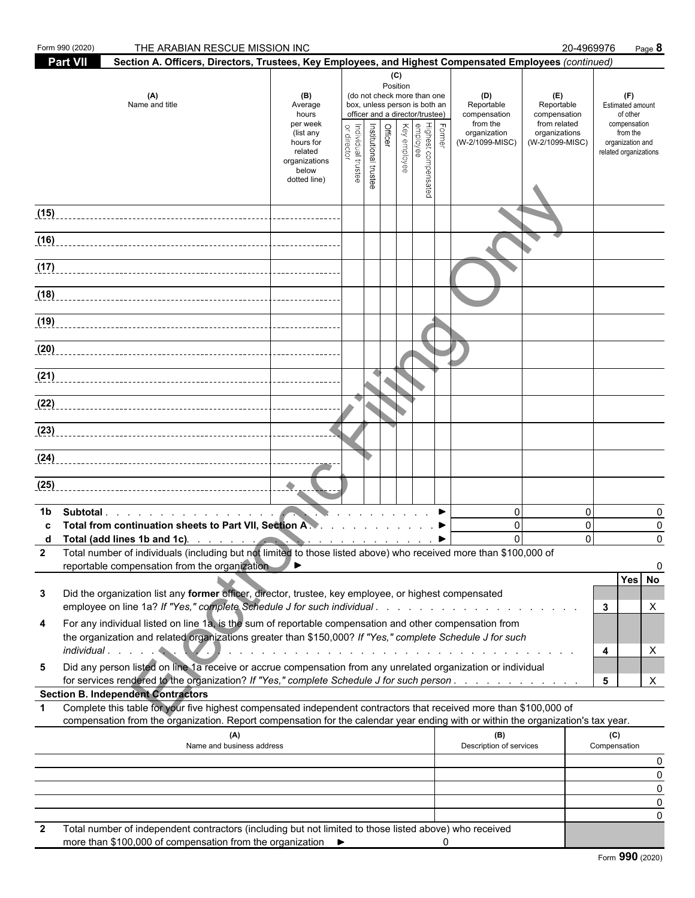Form 990 (2020) THE ARABIAN RESCUE MISSION INC 20-4969976

## Part VII Section A. Officers, Directors, Trustees, Key Employees, and Highest Compensated Employees *(continued)*

| (A) Name and title | (B) Average hours per week (list any hours for related organizations below dotted line) | (C) Position (do not check more than one box, unless person is both an officer and a director/trustee): Individual trustee or director | Institutional trustee | Officer | Key employee | Highest compensated employee | Former | (D) Reportable compensation from the organization (W-2/1099-MISC) | (E) Reportable compensation from related organizations (W-2/1099-MISC) | (F) Estimated amount of other compensation from the organization and related organizations |
|---|---|---|---|---|---|---|---|---|---|---|
| (15) | | | | | | | | | | |
| (16) | | | | | | | | | | |
| (17) | | | | | | | | | | |
| (18) | | | | | | | | | | |
| (19) | | | | | | | | | | |
| (20) | | | | | | | | | | |
| (21) | | | | | | | | | | |
| (22) | | | | | | | | | | |
| (23) | | | | | | | | | | |
| (24) | | | | | | | | | | |
| (25) | | | | | | | | | | |

| | | (D) | (E) | (F) |
|---|---|---|---|---|
| 1b | Subtotal | 0 | 0 | 0 |
| c | Total from continuation sheets to Part VII, Section A | 0 | 0 | 0 |
| d | Total (add lines 1b and 1c) | 0 | 0 | 0 |

2 Total number of individuals (including but not limited to those listed above) who received more than $100,000 of reportable compensation from the organization ► 0

| | | | Yes | No |
|---|---|---|---|---|
| 3 | Did the organization list any **former** officer, director, trustee, key employee, or highest compensated employee on line 1a? *If "Yes," complete Schedule J for such individual* | 3 | | X |
| 4 | For any individual listed on line 1a, is the sum of reportable compensation and other compensation from the organization and related organizations greater than $150,000? *If "Yes," complete Schedule J for such individual* | 4 | | X |
| 5 | Did any person listed on line 1a receive or accrue compensation from any unrelated organization or individual for services rendered to the organization? *If "Yes," complete Schedule J for such person* | 5 | | X |

### Section B. Independent Contractors

1 Complete this table for your five highest compensated independent contractors that received more than $100,000 of compensation from the organization. Report compensation for the calendar year ending with or within the organization's tax year.

| (A) Name and business address | (B) Description of services | (C) Compensation |
|---|---|---|
| | | 0 |
| | | 0 |
| | | 0 |
| | | 0 |
| | | 0 |

2 Total number of independent contractors (including but not limited to those listed above) who received more than $100,000 of compensation from the organization ► 0

Form **990** (2020)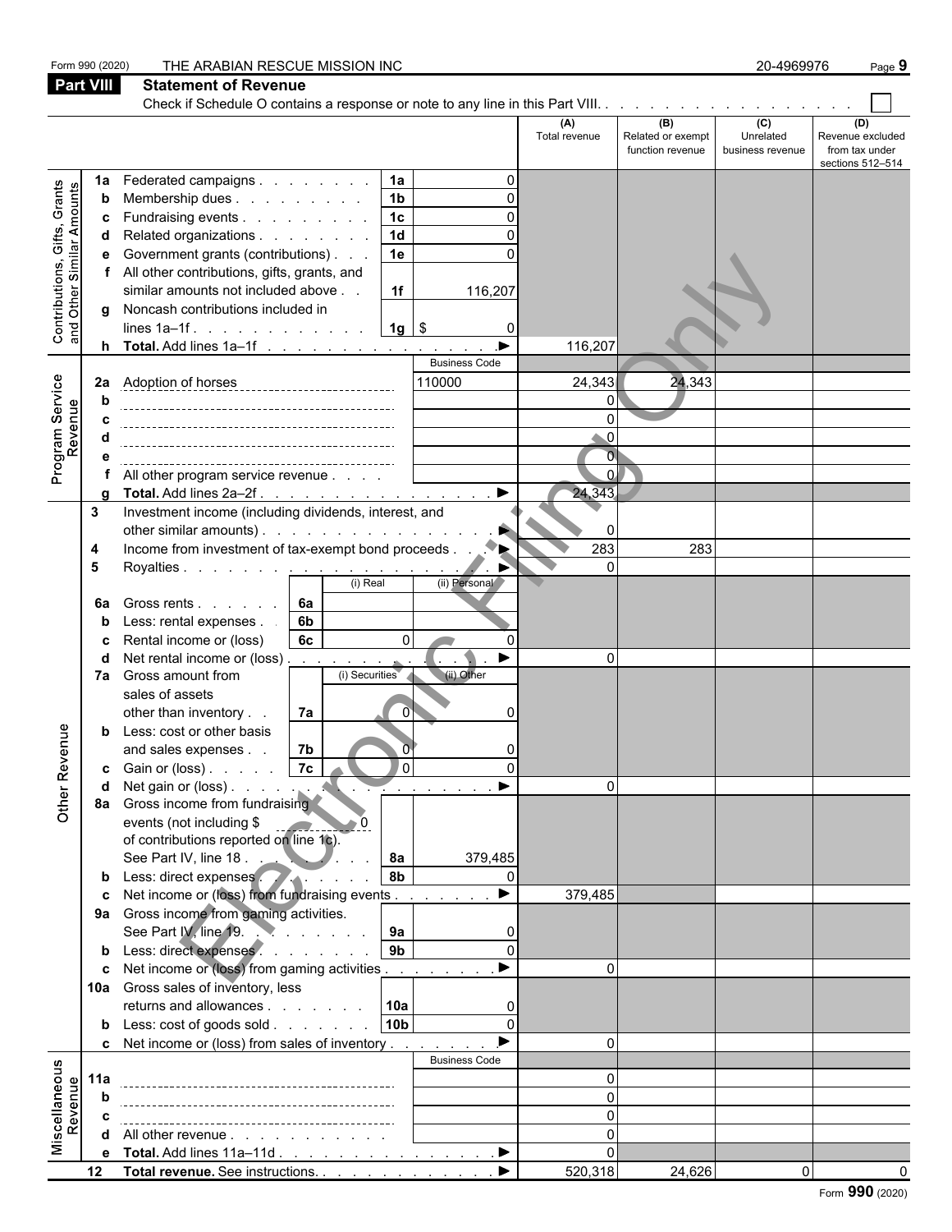Form 990 (2020) THE ARABIAN RESCUE MISSION INC 20-4969976

## Part VIII Statement of Revenue

Check if Schedule O contains a response or note to any line in this Part VIII. . . . . . . . . . . . . . . . . . . ☐

| | | | | (A) Total revenue | (B) Related or exempt function revenue | (C) Unrelated business revenue | (D) Revenue excluded from tax under sections 512–514 |
|---|---|---|---|---|---|---|---|
| **Contributions, Gifts, Grants and Other Similar Amounts** | 1a Federated campaigns | 1a | 0 | | | | |
| | b Membership dues | 1b | 0 | | | | |
| | c Fundraising events | 1c | 0 | | | | |
| | d Related organizations | 1d | 0 | | | | |
| | e Government grants (contributions) | 1e | 0 | | | | |
| | f All other contributions, gifts, grants, and similar amounts not included above | 1f | 116,207 | | | | |
| | g Noncash contributions included in lines 1a–1f | 1g | $ 0 | | | | |
| | h **Total.** Add lines 1a–1f | | ▶ | 116,207 | | | |
| **Program Service Revenue** | | | Business Code | | | | |
| | 2a Adoption of horses | | 110000 | 24,343 | 24,343 | | |
| | b | | | 0 | | | |
| | c | | | 0 | | | |
| | d | | | 0 | | | |
| | e | | | 0 | | | |
| | f All other program service revenue | | | 0 | | | |
| | g **Total.** Add lines 2a–2f | | ▶ | 24,343 | | | |
| **Other Revenue** | 3 Investment income (including dividends, interest, and other similar amounts) | | ▶ | 0 | | | |
| | 4 Income from investment of tax-exempt bond proceeds | | ▶ | 283 | 283 | | |
| | 5 Royalties | | ▶ | 0 | | | |
| | | (i) Real | (ii) Personal | | | | |
| | 6a Gross rents | 6a | | | | | |
| | b Less: rental expenses | 6b | | | | | |
| | c Rental income or (loss) | 6c 0 | 0 | | | | |
| | d Net rental income or (loss) | | ▶ | 0 | | | |
| | | (i) Securities | (ii) Other | | | | |
| | 7a Gross amount from sales of assets other than inventory | 7a 0 | 0 | | | | |
| | b Less: cost or other basis and sales expenses | 7b 0 | 0 | | | | |
| | c Gain or (loss) | 7c 0 | 0 | | | | |
| | d Net gain or (loss) | | ▶ | 0 | | | |
| | 8a Gross income from fundraising events (not including $ 0 of contributions reported on line 1c). See Part IV, line 18 | 8a | 379,485 | | | | |
| | b Less: direct expenses | 8b | 0 | | | | |
| | c Net income or (loss) from fundraising events | | ▶ | 379,485 | | | |
| | 9a Gross income from gaming activities. See Part IV, line 19 | 9a | 0 | | | | |
| | b Less: direct expenses | 9b | 0 | | | | |
| | c Net income or (loss) from gaming activities | | ▶ | 0 | | | |
| | 10a Gross sales of inventory, less returns and allowances | 10a | 0 | | | | |
| | b Less: cost of goods sold | 10b | 0 | | | | |
| | c Net income or (loss) from sales of inventory | | ▶ | 0 | | | |
| **Miscellaneous Revenue** | | | Business Code | | | | |
| | 11a | | | 0 | | | |
| | b | | | 0 | | | |
| | c | | | 0 | | | |
| | d All other revenue | | | 0 | | | |
| | e **Total.** Add lines 11a–11d | | ▶ | 0 | | | |
| | 12 **Total revenue.** See instructions. | | ▶ | 520,318 | 24,626 | 0 | 0 |

Form **990** (2020)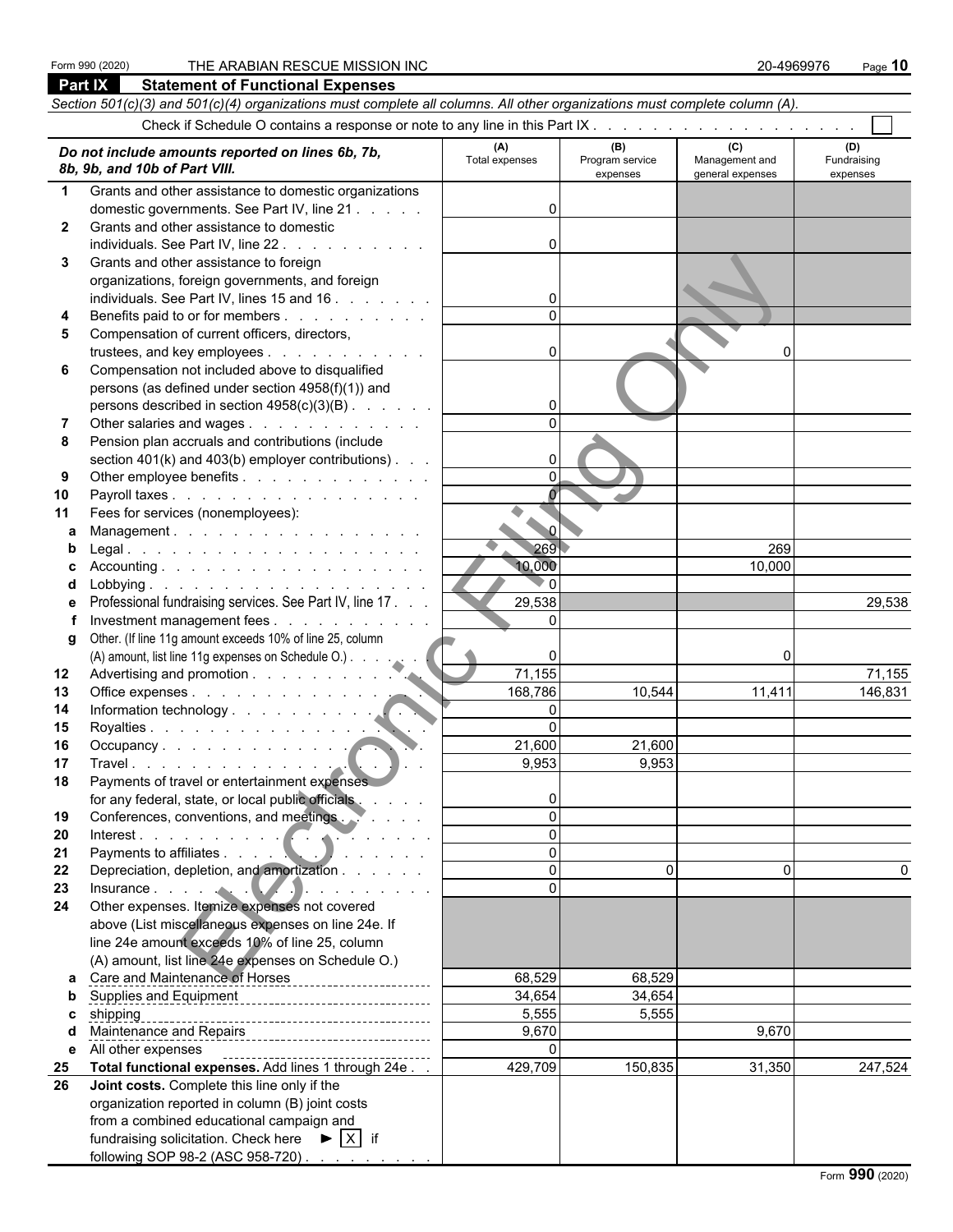Form 990 (2020) THE ARABIAN RESCUE MISSION INC 20-4969976 Page 10

## Part IX Statement of Functional Expenses

*Section 501(c)(3) and 501(c)(4) organizations must complete all columns. All other organizations must complete column (A).*

Check if Schedule O contains a response or note to any line in this Part IX . . . . . . . . . . . . . . . . . . . . ☐

| | *Do not include amounts reported on lines 6b, 7b, 8b, 9b, and 10b of Part VIII.* | (A) Total expenses | (B) Program service expenses | (C) Management and general expenses | (D) Fundraising expenses |
|---|---|---|---|---|---|
| 1 | Grants and other assistance to domestic organizations domestic governments. See Part IV, line 21 | 0 | | | |
| 2 | Grants and other assistance to domestic individuals. See Part IV, line 22 | 0 | | | |
| 3 | Grants and other assistance to foreign organizations, foreign governments, and foreign individuals. See Part IV, lines 15 and 16 | 0 | | | |
| 4 | Benefits paid to or for members | 0 | | | |
| 5 | Compensation of current officers, directors, trustees, and key employees | 0 | | 0 | |
| 6 | Compensation not included above to disqualified persons (as defined under section 4958(f)(1)) and persons described in section 4958(c)(3)(B) | 0 | | | |
| 7 | Other salaries and wages | 0 | | | |
| 8 | Pension plan accruals and contributions (include section 401(k) and 403(b) employer contributions) | 0 | | | |
| 9 | Other employee benefits | 0 | | | |
| 10 | Payroll taxes | 0 | | | |
| 11 | Fees for services (nonemployees): | | | | |
| a | Management | 0 | | | |
| b | Legal | 269 | | 269 | |
| c | Accounting | 10,000 | | 10,000 | |
| d | Lobbying | 0 | | | |
| e | Professional fundraising services. See Part IV, line 17 | 29,538 | | | 29,538 |
| f | Investment management fees | 0 | | | |
| g | Other. (If line 11g amount exceeds 10% of line 25, column (A) amount, list line 11g expenses on Schedule O.) | 0 | | 0 | |
| 12 | Advertising and promotion | 71,155 | | | 71,155 |
| 13 | Office expenses | 168,786 | 10,544 | 11,411 | 146,831 |
| 14 | Information technology | 0 | | | |
| 15 | Royalties | 0 | | | |
| 16 | Occupancy | 21,600 | 21,600 | | |
| 17 | Travel | 9,953 | 9,953 | | |
| 18 | Payments of travel or entertainment expenses for any federal, state, or local public officials | 0 | | | |
| 19 | Conferences, conventions, and meetings | 0 | | | |
| 20 | Interest | 0 | | | |
| 21 | Payments to affiliates | 0 | | | |
| 22 | Depreciation, depletion, and amortization | 0 | 0 | 0 | 0 |
| 23 | Insurance | 0 | | | |
| 24 | Other expenses. Itemize expenses not covered above (List miscellaneous expenses on line 24e. If line 24e amount exceeds 10% of line 25, column (A) amount, list line 24e expenses on Schedule O.) | | | | |
| a | Care and Maintenance of Horses | 68,529 | 68,529 | | |
| b | Supplies and Equipment | 34,654 | 34,654 | | |
| c | shipping | 5,555 | 5,555 | | |
| d | Maintenance and Repairs | 9,670 | | 9,670 | |
| e | All other expenses | 0 | | | |
| 25 | **Total functional expenses.** Add lines 1 through 24e | 429,709 | 150,835 | 31,350 | 247,524 |
| 26 | **Joint costs.** Complete this line only if the organization reported in column (B) joint costs from a combined educational campaign and fundraising solicitation. Check here ► ☒ if following SOP 98-2 (ASC 958-720) | | | | |

Form **990** (2020)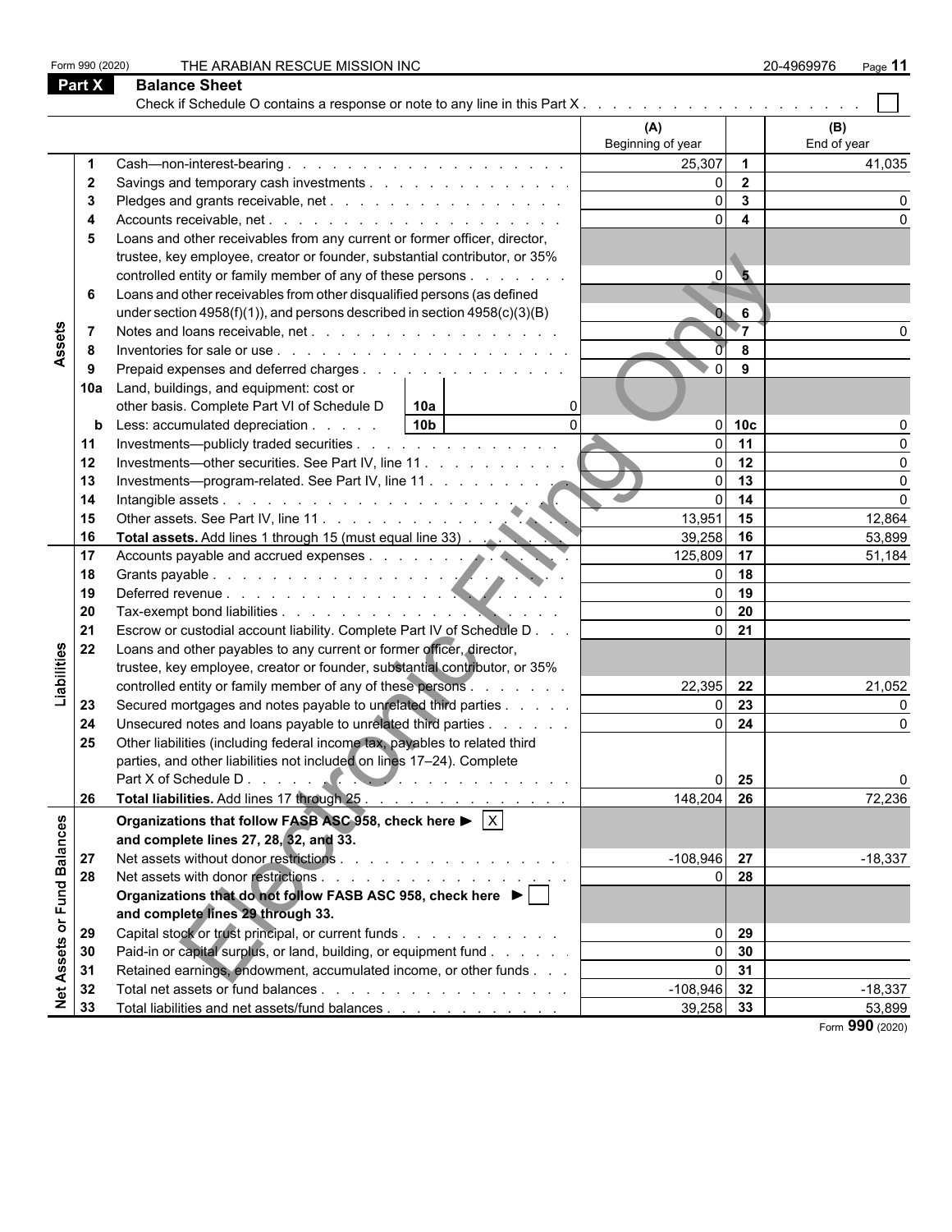Form 990 (2020) THE ARABIAN RESCUE MISSION INC 20-4969976

## Part X Balance Sheet

Check if Schedule O contains a response or note to any line in this Part X . . . . . . . . . . . . . . . . . . . . ☐

| Section | Line | Description | | | (A) Beginning of year | Line | (B) End of year |
|---|---|---|---|---|---|---|---|
| Assets | 1 | Cash—non-interest-bearing | | | 25,307 | 1 | 41,035 |
| | 2 | Savings and temporary cash investments | | | 0 | 2 | |
| | 3 | Pledges and grants receivable, net | | | 0 | 3 | 0 |
| | 4 | Accounts receivable, net | | | 0 | 4 | 0 |
| | 5 | Loans and other receivables from any current or former officer, director, trustee, key employee, creator or founder, substantial contributor, or 35% controlled entity or family member of any of these persons | | | 0 | 5 | |
| | 6 | Loans and other receivables from other disqualified persons (as defined under section 4958(f)(1)), and persons described in section 4958(c)(3)(B) | | | 0 | 6 | |
| | 7 | Notes and loans receivable, net | | | 0 | 7 | 0 |
| | 8 | Inventories for sale or use | | | 0 | 8 | |
| | 9 | Prepaid expenses and deferred charges | | | 0 | 9 | |
| | 10a | Land, buildings, and equipment: cost or other basis. Complete Part VI of Schedule D | 10a | 0 | | | |
| | b | Less: accumulated depreciation | 10b | 0 | 0 | 10c | 0 |
| | 11 | Investments—publicly traded securities | | | 0 | 11 | 0 |
| | 12 | Investments—other securities. See Part IV, line 11 | | | 0 | 12 | 0 |
| | 13 | Investments—program-related. See Part IV, line 11 | | | 0 | 13 | 0 |
| | 14 | Intangible assets | | | 0 | 14 | 0 |
| | 15 | Other assets. See Part IV, line 11 | | | 13,951 | 15 | 12,864 |
| | 16 | **Total assets.** Add lines 1 through 15 (must equal line 33) | | | 39,258 | 16 | 53,899 |
| Liabilities | 17 | Accounts payable and accrued expenses | | | 125,809 | 17 | 51,184 |
| | 18 | Grants payable | | | 0 | 18 | |
| | 19 | Deferred revenue | | | 0 | 19 | |
| | 20 | Tax-exempt bond liabilities | | | 0 | 20 | |
| | 21 | Escrow or custodial account liability. Complete Part IV of Schedule D | | | 0 | 21 | |
| | 22 | Loans and other payables to any current or former officer, director, trustee, key employee, creator or founder, substantial contributor, or 35% controlled entity or family member of any of these persons | | | 22,395 | 22 | 21,052 |
| | 23 | Secured mortgages and notes payable to unrelated third parties | | | 0 | 23 | 0 |
| | 24 | Unsecured notes and loans payable to unrelated third parties | | | 0 | 24 | 0 |
| | 25 | Other liabilities (including federal income tax, payables to related third parties, and other liabilities not included on lines 17–24). Complete Part X of Schedule D | | | 0 | 25 | 0 |
| | 26 | **Total liabilities.** Add lines 17 through 25 | | | 148,204 | 26 | 72,236 |
| Net Assets or Fund Balances | | **Organizations that follow FASB ASC 958, check here ▶ ☒ and complete lines 27, 28, 32, and 33.** | | | | | |
| | 27 | Net assets without donor restrictions | | | -108,946 | 27 | -18,337 |
| | 28 | Net assets with donor restrictions | | | 0 | 28 | |
| | | **Organizations that do not follow FASB ASC 958, check here ▶ ☐ and complete lines 29 through 33.** | | | | | |
| | 29 | Capital stock or trust principal, or current funds | | | 0 | 29 | |
| | 30 | Paid-in or capital surplus, or land, building, or equipment fund | | | 0 | 30 | |
| | 31 | Retained earnings, endowment, accumulated income, or other funds | | | 0 | 31 | |
| | 32 | Total net assets or fund balances | | | -108,946 | 32 | -18,337 |
| | 33 | Total liabilities and net assets/fund balances | | | 39,258 | 33 | 53,899 |

Form **990** (2020)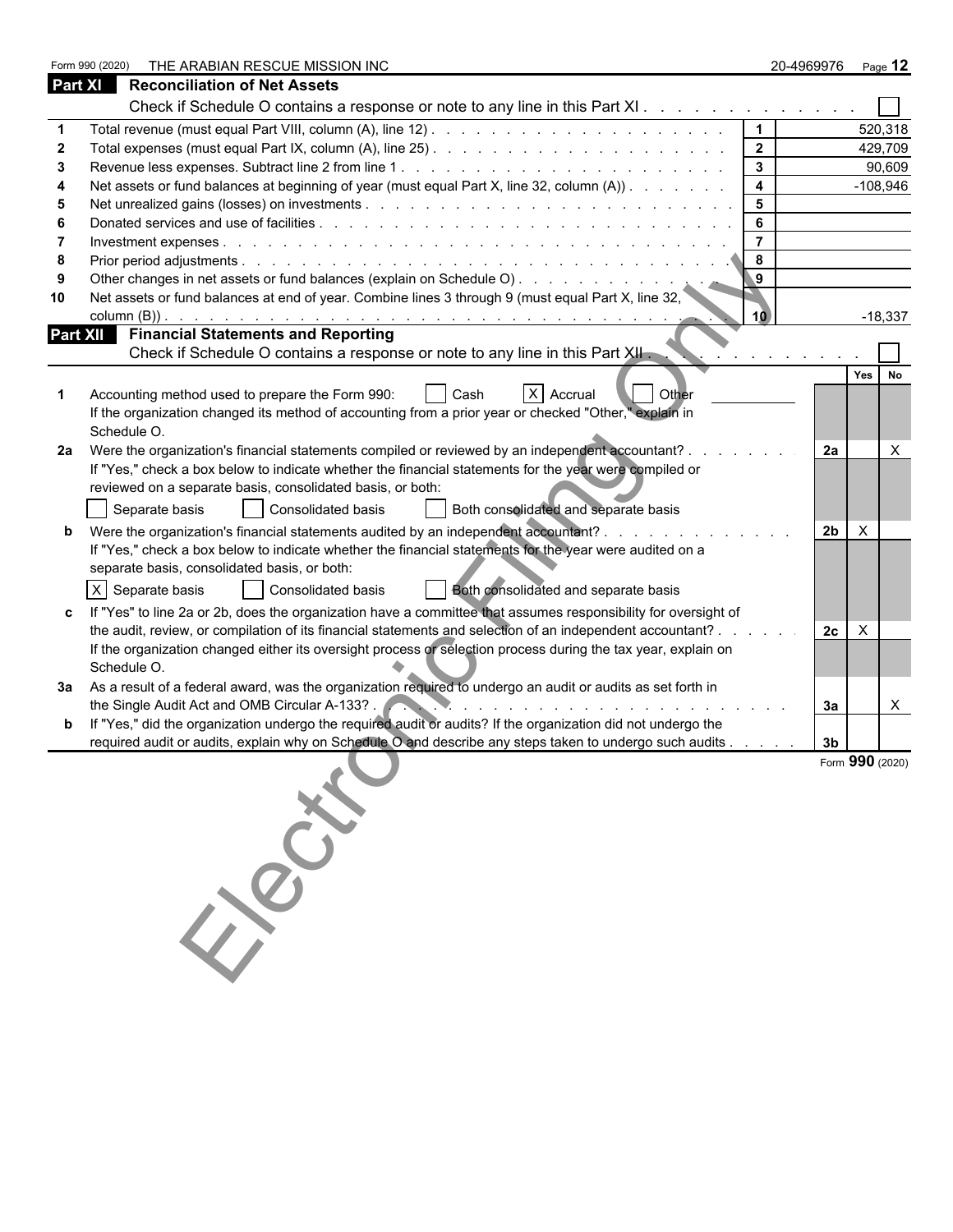Form 990 (2020) THE ARABIAN RESCUE MISSION INC 20-4969976

## Part XI Reconciliation of Net Assets

Check if Schedule O contains a response or note to any line in this Part XI . . . . . . . . . . . . . . ☐

| | | | |
|---|---|---|---|
| 1 | Total revenue (must equal Part VIII, column (A), line 12) | 1 | 520,318 |
| 2 | Total expenses (must equal Part IX, column (A), line 25) | 2 | 429,709 |
| 3 | Revenue less expenses. Subtract line 2 from line 1 | 3 | 90,609 |
| 4 | Net assets or fund balances at beginning of year (must equal Part X, line 32, column (A)) | 4 | -108,946 |
| 5 | Net unrealized gains (losses) on investments | 5 | |
| 6 | Donated services and use of facilities | 6 | |
| 7 | Investment expenses | 7 | |
| 8 | Prior period adjustments | 8 | |
| 9 | Other changes in net assets or fund balances (explain on Schedule O) | 9 | |
| 10 | Net assets or fund balances at end of year. Combine lines 3 through 9 (must equal Part X, line 32, column (B)) | 10 | -18,337 |

## Part XII Financial Statements and Reporting

Check if Schedule O contains a response or note to any line in this Part XII . . . . . . . . . . ☐

| | | | Yes | No |
|---|---|---|---|---|
| 1 | Accounting method used to prepare the Form 990: ☐ Cash ☒ Accrual ☐ Other<br>If the organization changed its method of accounting from a prior year or checked "Other," explain in Schedule O. | | | |
| 2a | Were the organization's financial statements compiled or reviewed by an independent accountant?<br>If "Yes," check a box below to indicate whether the financial statements for the year were compiled or reviewed on a separate basis, consolidated basis, or both:<br>☐ Separate basis ☐ Consolidated basis ☐ Both consolidated and separate basis | 2a | | X |
| b | Were the organization's financial statements audited by an independent accountant?<br>If "Yes," check a box below to indicate whether the financial statements for the year were audited on a separate basis, consolidated basis, or both:<br>☒ Separate basis ☐ Consolidated basis ☐ Both consolidated and separate basis | 2b | X | |
| c | If "Yes" to line 2a or 2b, does the organization have a committee that assumes responsibility for oversight of the audit, review, or compilation of its financial statements and selection of an independent accountant?<br>If the organization changed either its oversight process or selection process during the tax year, explain on Schedule O. | 2c | X | |
| 3a | As a result of a federal award, was the organization required to undergo an audit or audits as set forth in the Single Audit Act and OMB Circular A-133? | 3a | | X |
| b | If "Yes," did the organization undergo the required audit or audits? If the organization did not undergo the required audit or audits, explain why on Schedule O and describe any steps taken to undergo such audits | 3b | | |

Form **990** (2020)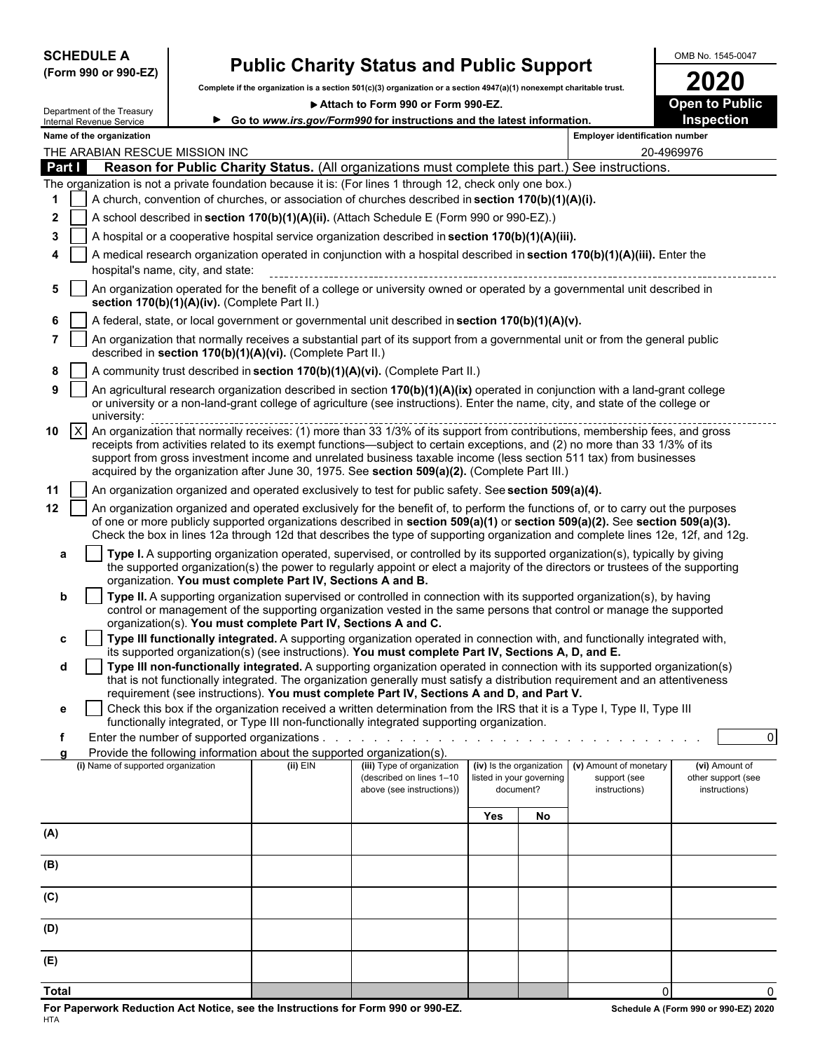**SCHEDULE A**
**(Form 990 or 990-EZ)**

Department of the Treasury
Internal Revenue Service

# Public Charity Status and Public Support

**Complete if the organization is a section 501(c)(3) organization or a section 4947(a)(1) nonexempt charitable trust.**

**▶ Attach to Form 990 or Form 990-EZ.**

**▶ Go to www.irs.gov/Form990 for instructions and the latest information.**

OMB No. 1545-0047

**2020**

**Open to Public Inspection**

**Name of the organization:** THE ARABIAN RESCUE MISSION INC

**Employer identification number:** 20-4969976

## Part I Reason for Public Charity Status. (All organizations must complete this part.) See instructions.

The organization is not a private foundation because it is: (For lines 1 through 12, check only one box.)

1 [ ] A church, convention of churches, or association of churches described in **section 170(b)(1)(A)(i).**

2 [ ] A school described in **section 170(b)(1)(A)(ii).** (Attach Schedule E (Form 990 or 990-EZ).)

3 [ ] A hospital or a cooperative hospital service organization described in **section 170(b)(1)(A)(iii).**

4 [ ] A medical research organization operated in conjunction with a hospital described in **section 170(b)(1)(A)(iii).** Enter the hospital's name, city, and state:

5 [ ] An organization operated for the benefit of a college or university owned or operated by a governmental unit described in **section 170(b)(1)(A)(iv).** (Complete Part II.)

6 [ ] A federal, state, or local government or governmental unit described in **section 170(b)(1)(A)(v).**

7 [ ] An organization that normally receives a substantial part of its support from a governmental unit or from the general public described in **section 170(b)(1)(A)(vi).** (Complete Part II.)

8 [ ] A community trust described in **section 170(b)(1)(A)(vi).** (Complete Part II.)

9 [ ] An agricultural research organization described in section **170(b)(1)(A)(ix)** operated in conjunction with a land-grant college or university or a non-land-grant college of agriculture (see instructions). Enter the name, city, and state of the college or university:

10 [X] An organization that normally receives: (1) more than 33 1/3% of its support from contributions, membership fees, and gross receipts from activities related to its exempt functions—subject to certain exceptions, and (2) no more than 33 1/3% of its support from gross investment income and unrelated business taxable income (less section 511 tax) from businesses acquired by the organization after June 30, 1975. See **section 509(a)(2).** (Complete Part III.)

11 [ ] An organization organized and operated exclusively to test for public safety. See **section 509(a)(4).**

12 [ ] An organization organized and operated exclusively for the benefit of, to perform the functions of, or to carry out the purposes of one or more publicly supported organizations described in **section 509(a)(1)** or **section 509(a)(2).** See **section 509(a)(3).** Check the box in lines 12a through 12d that describes the type of supporting organization and complete lines 12e, 12f, and 12g.

a [ ] **Type I.** A supporting organization operated, supervised, or controlled by its supported organization(s), typically by giving the supported organization(s) the power to regularly appoint or elect a majority of the directors or trustees of the supporting organization. **You must complete Part IV, Sections A and B.**

b [ ] **Type II.** A supporting organization supervised or controlled in connection with its supported organization(s), by having control or management of the supporting organization vested in the same persons that control or manage the supported organization(s). **You must complete Part IV, Sections A and C.**

c [ ] **Type III functionally integrated.** A supporting organization operated in connection with, and functionally integrated with, its supported organization(s) (see instructions). **You must complete Part IV, Sections A, D, and E.**

d [ ] **Type III non-functionally integrated.** A supporting organization operated in connection with its supported organization(s) that is not functionally integrated. The organization generally must satisfy a distribution requirement and an attentiveness requirement (see instructions). **You must complete Part IV, Sections A and D, and Part V.**

e [ ] Check this box if the organization received a written determination from the IRS that it is a Type I, Type II, Type III functionally integrated, or Type III non-functionally integrated supporting organization.

f Enter the number of supported organizations . . . . . 0

g Provide the following information about the supported organization(s).

| (i) Name of supported organization | (ii) EIN | (iii) Type of organization (described on lines 1–10 above (see instructions)) | (iv) Is the organization listed in your governing document? | | (v) Amount of monetary support (see instructions) | (vi) Amount of other support (see instructions) |
|---|---|---|---|---|---|---|
| | | | Yes | No | | |
| (A) | | | | | | |
| (B) | | | | | | |
| (C) | | | | | | |
| (D) | | | | | | |
| (E) | | | | | | |
| Total | | | | | 0 | 0 |

**For Paperwork Reduction Act Notice, see the Instructions for Form 990 or 990-EZ.**
HTA

**Schedule A (Form 990 or 990-EZ) 2020**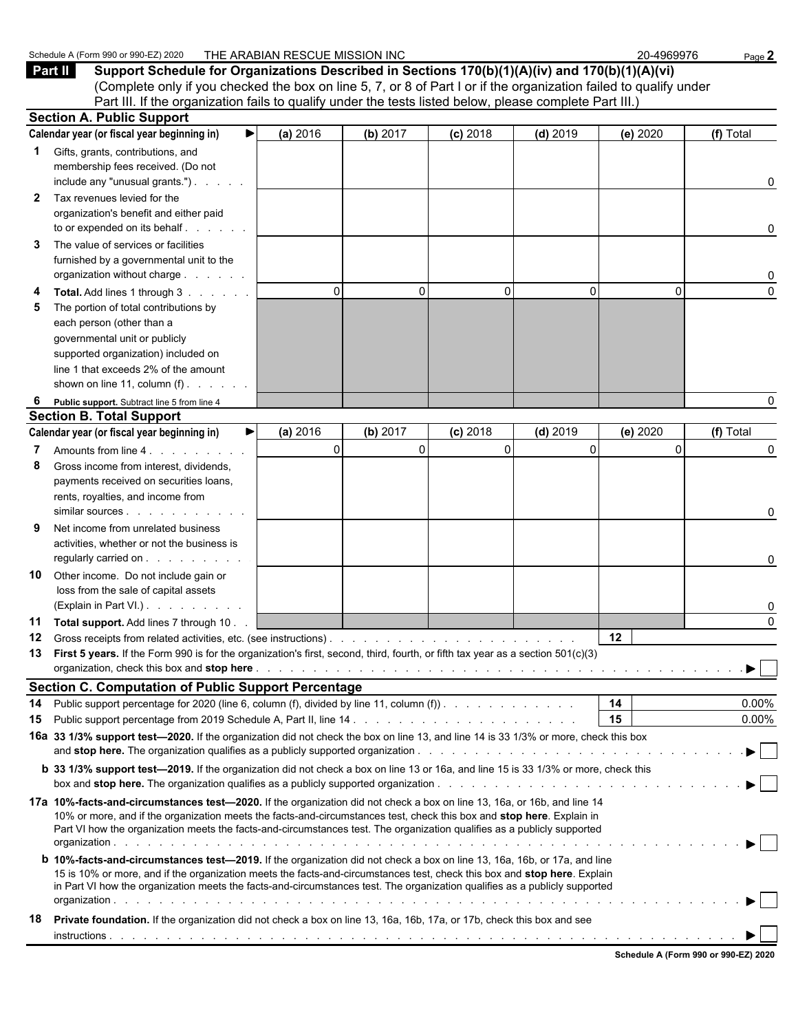Schedule A (Form 990 or 990-EZ) 2020 THE ARABIAN RESCUE MISSION INC 20-4969976

## Part II Support Schedule for Organizations Described in Sections 170(b)(1)(A)(iv) and 170(b)(1)(A)(vi)

(Complete only if you checked the box on line 5, 7, or 8 of Part I or if the organization failed to qualify under Part III. If the organization fails to qualify under the tests listed below, please complete Part III.)

### Section A. Public Support

| Calendar year (or fiscal year beginning in) ▶ | (a) 2016 | (b) 2017 | (c) 2018 | (d) 2019 | (e) 2020 | (f) Total |
|---|---|---|---|---|---|---|
| **1** Gifts, grants, contributions, and membership fees received. (Do not include any "unusual grants.") | | | | | | 0 |
| **2** Tax revenues levied for the organization's benefit and either paid to or expended on its behalf | | | | | | 0 |
| **3** The value of services or facilities furnished by a governmental unit to the organization without charge | | | | | | 0 |
| **4** **Total.** Add lines 1 through 3 | 0 | 0 | 0 | 0 | 0 | 0 |
| **5** The portion of total contributions by each person (other than a governmental unit or publicly supported organization) included on line 1 that exceeds 2% of the amount shown on line 11, column (f) | | | | | | |
| **6** **Public support.** Subtract line 5 from line 4 | | | | | | 0 |

### Section B. Total Support

| Calendar year (or fiscal year beginning in) ▶ | (a) 2016 | (b) 2017 | (c) 2018 | (d) 2019 | (e) 2020 | (f) Total |
|---|---|---|---|---|---|---|
| **7** Amounts from line 4 | 0 | 0 | 0 | 0 | 0 | 0 |
| **8** Gross income from interest, dividends, payments received on securities loans, rents, royalties, and income from similar sources | | | | | | 0 |
| **9** Net income from unrelated business activities, whether or not the business is regularly carried on | | | | | | 0 |
| **10** Other income. Do not include gain or loss from the sale of capital assets (Explain in Part VI.) | | | | | | 0 |
| **11** **Total support.** Add lines 7 through 10 | | | | | | 0 |

**12** Gross receipts from related activities, etc. (see instructions) . . . **12**

**13** **First 5 years.** If the Form 990 is for the organization's first, second, third, fourth, or fifth tax year as a section 501(c)(3) organization, check this box and **stop here** . . . ▶ ☐

### Section C. Computation of Public Support Percentage

**14** Public support percentage for 2020 (line 6, column (f), divided by line 11, column (f)) . . . **14** 0.00%

**15** Public support percentage from 2019 Schedule A, Part II, line 14 . . . **15** 0.00%

**16a** **33 1/3% support test—2020.** If the organization did not check the box on line 13, and line 14 is 33 1/3% or more, check this box and **stop here.** The organization qualifies as a publicly supported organization . . . ▶ ☐

**b** **33 1/3% support test—2019.** If the organization did not check a box on line 13 or 16a, and line 15 is 33 1/3% or more, check this box and **stop here.** The organization qualifies as a publicly supported organization . . . ▶ ☐

**17a** **10%-facts-and-circumstances test—2020.** If the organization did not check a box on line 13, 16a, or 16b, and line 14 is 10% or more, and if the organization meets the facts-and-circumstances test, check this box and **stop here**. Explain in Part VI how the organization meets the facts-and-circumstances test. The organization qualifies as a publicly supported organization . . . ▶ ☐

**b** **10%-facts-and-circumstances test—2019.** If the organization did not check a box on line 13, 16a, 16b, or 17a, and line 15 is 10% or more, and if the organization meets the facts-and-circumstances test, check this box and **stop here**. Explain in Part VI how the organization meets the facts-and-circumstances test. The organization qualifies as a publicly supported organization . . . ▶ ☐

**18** **Private foundation.** If the organization did not check a box on line 13, 16a, 16b, 17a, or 17b, check this box and see instructions . . . ▶ ☐

**Schedule A (Form 990 or 990-EZ) 2020**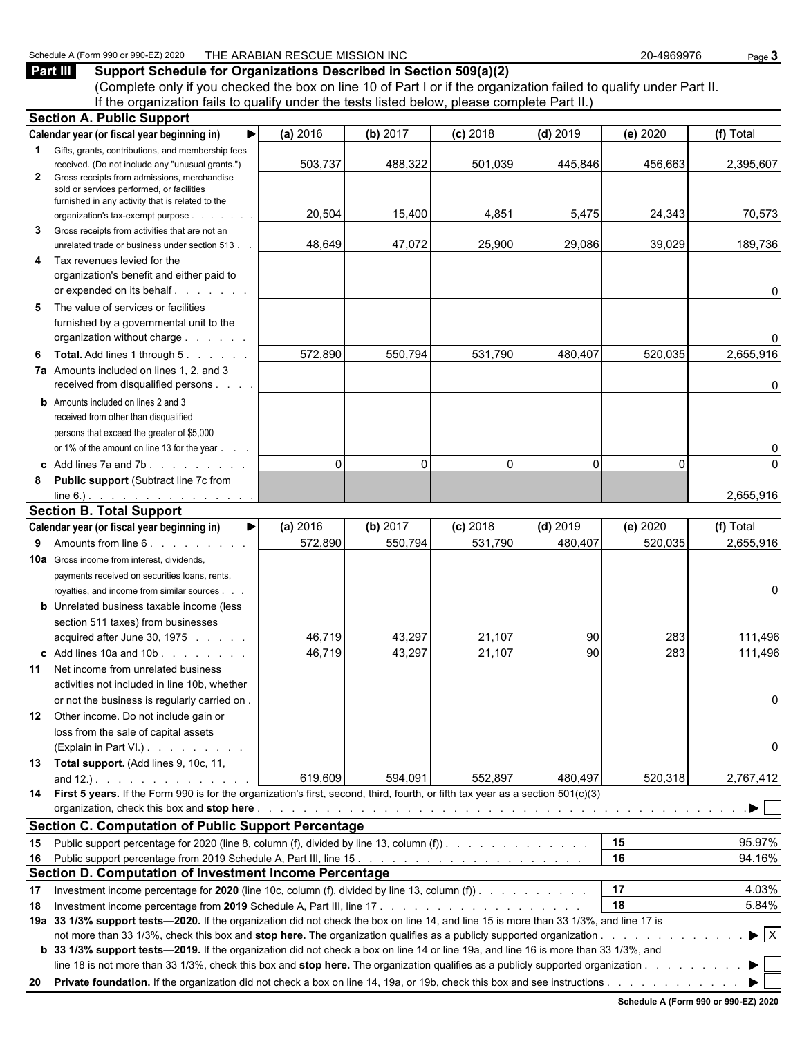Schedule A (Form 990 or 990-EZ) 2020 THE ARABIAN RESCUE MISSION INC 20-4969976

**Part III** **Support Schedule for Organizations Described in Section 509(a)(2)**

(Complete only if you checked the box on line 10 of Part I or if the organization failed to qualify under Part II. If the organization fails to qualify under the tests listed below, please complete Part II.)

### Section A. Public Support

| Calendar year (or fiscal year beginning in) ▶ | (a) 2016 | (b) 2017 | (c) 2018 | (d) 2019 | (e) 2020 | (f) Total |
|---|---|---|---|---|---|---|
| **1** Gifts, grants, contributions, and membership fees received. (Do not include any "unusual grants.") | 503,737 | 488,322 | 501,039 | 445,846 | 456,663 | 2,395,607 |
| **2** Gross receipts from admissions, merchandise sold or services performed, or facilities furnished in any activity that is related to the organization's tax-exempt purpose | 20,504 | 15,400 | 4,851 | 5,475 | 24,343 | 70,573 |
| **3** Gross receipts from activities that are not an unrelated trade or business under section 513 | 48,649 | 47,072 | 25,900 | 29,086 | 39,029 | 189,736 |
| **4** Tax revenues levied for the organization's benefit and either paid to or expended on its behalf | | | | | | 0 |
| **5** The value of services or facilities furnished by a governmental unit to the organization without charge | | | | | | 0 |
| **6** **Total.** Add lines 1 through 5 | 572,890 | 550,794 | 531,790 | 480,407 | 520,035 | 2,655,916 |
| **7a** Amounts included on lines 1, 2, and 3 received from disqualified persons | | | | | | 0 |
| **b** Amounts included on lines 2 and 3 received from other than disqualified persons that exceed the greater of $5,000 or 1% of the amount on line 13 for the year | | | | | | 0 |
| **c** Add lines 7a and 7b | 0 | 0 | 0 | 0 | 0 | 0 |
| **8** **Public support** (Subtract line 7c from line 6.) | | | | | | 2,655,916 |

### Section B. Total Support

| Calendar year (or fiscal year beginning in) ▶ | (a) 2016 | (b) 2017 | (c) 2018 | (d) 2019 | (e) 2020 | (f) Total |
|---|---|---|---|---|---|---|
| **9** Amounts from line 6 | 572,890 | 550,794 | 531,790 | 480,407 | 520,035 | 2,655,916 |
| **10a** Gross income from interest, dividends, payments received on securities loans, rents, royalties, and income from similar sources | | | | | | 0 |
| **b** Unrelated business taxable income (less section 511 taxes) from businesses acquired after June 30, 1975 | 46,719 | 43,297 | 21,107 | 90 | 283 | 111,496 |
| **c** Add lines 10a and 10b | 46,719 | 43,297 | 21,107 | 90 | 283 | 111,496 |
| **11** Net income from unrelated business activities not included in line 10b, whether or not the business is regularly carried on | | | | | | 0 |
| **12** Other income. Do not include gain or loss from the sale of capital assets (Explain in Part VI.) | | | | | | 0 |
| **13** **Total support.** (Add lines 9, 10c, 11, and 12.) | 619,609 | 594,091 | 552,897 | 480,497 | 520,318 | 2,767,412 |

**14** **First 5 years.** If the Form 990 is for the organization's first, second, third, fourth, or fifth tax year as a section 501(c)(3) organization, check this box and **stop here** ▶ ☐

### Section C. Computation of Public Support Percentage

| | | | |
|---|---|---|---|
| **15** | Public support percentage for 2020 (line 8, column (f), divided by line 13, column (f)) | **15** | 95.97% |
| **16** | Public support percentage from 2019 Schedule A, Part III, line 15 | **16** | 94.16% |

### Section D. Computation of Investment Income Percentage

| | | | |
|---|---|---|---|
| **17** | Investment income percentage for **2020** (line 10c, column (f), divided by line 13, column (f)) | **17** | 4.03% |
| **18** | Investment income percentage from **2019** Schedule A, Part III, line 17 | **18** | 5.84% |

**19a** **33 1/3% support tests—2020.** If the organization did not check the box on line 14, and line 15 is more than 33 1/3%, and line 17 is not more than 33 1/3%, check this box and **stop here.** The organization qualifies as a publicly supported organization ▶ ☒

**b** **33 1/3% support tests—2019.** If the organization did not check a box on line 14 or line 19a, and line 16 is more than 33 1/3%, and line 18 is not more than 33 1/3%, check this box and **stop here.** The organization qualifies as a publicly supported organization ▶ ☐

**20** **Private foundation.** If the organization did not check a box on line 14, 19a, or 19b, check this box and see instructions ▶ ☐

**Schedule A (Form 990 or 990-EZ) 2020**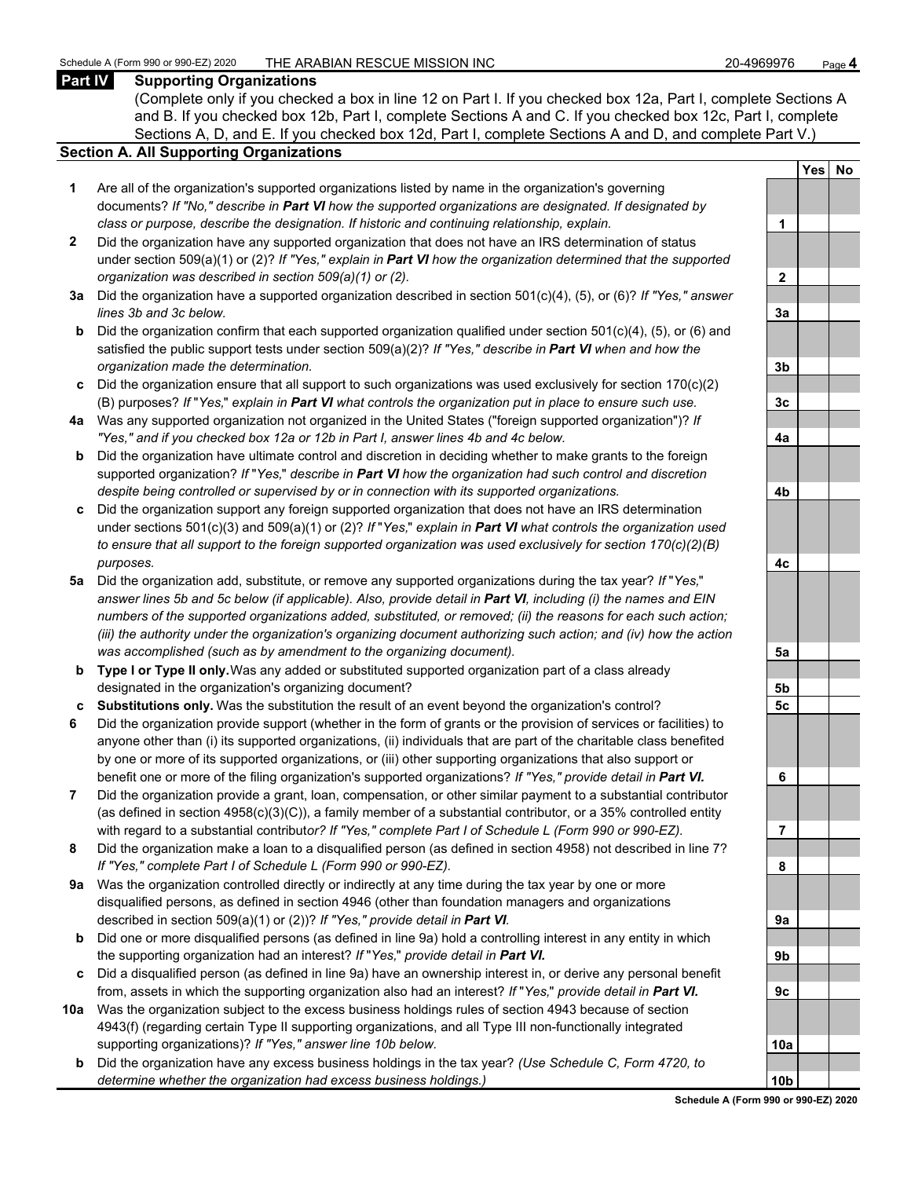## Part IV Supporting Organizations

(Complete only if you checked a box in line 12 on Part I. If you checked box 12a, Part I, complete Sections A and B. If you checked box 12b, Part I, complete Sections A and C. If you checked box 12c, Part I, complete Sections A, D, and E. If you checked box 12d, Part I, complete Sections A and D, and complete Part V.)

### Section A. All Supporting Organizations

| | | Line | Yes | No |
|---|---|---|---|---|
| **1** | Are all of the organization's supported organizations listed by name in the organization's governing documents? *If "No," describe in **Part VI** how the supported organizations are designated. If designated by class or purpose, describe the designation. If historic and continuing relationship, explain.* | 1 | | |
| **2** | Did the organization have any supported organization that does not have an IRS determination of status under section 509(a)(1) or (2)? *If "Yes," explain in **Part VI** how the organization determined that the supported organization was described in section 509(a)(1) or (2).* | 2 | | |
| **3a** | Did the organization have a supported organization described in section 501(c)(4), (5), or (6)? *If "Yes," answer lines 3b and 3c below.* | 3a | | |
| **b** | Did the organization confirm that each supported organization qualified under section 501(c)(4), (5), or (6) and satisfied the public support tests under section 509(a)(2)? *If "Yes," describe in **Part VI** when and how the organization made the determination.* | 3b | | |
| **c** | Did the organization ensure that all support to such organizations was used exclusively for section 170(c)(2)(B) purposes? *If "Yes," explain in **Part VI** what controls the organization put in place to ensure such use.* | 3c | | |
| **4a** | Was any supported organization not organized in the United States ("foreign supported organization")? *If "Yes," and if you checked box 12a or 12b in Part I, answer lines 4b and 4c below.* | 4a | | |
| **b** | Did the organization have ultimate control and discretion in deciding whether to make grants to the foreign supported organization? *If "Yes," describe in **Part VI** how the organization had such control and discretion despite being controlled or supervised by or in connection with its supported organizations.* | 4b | | |
| **c** | Did the organization support any foreign supported organization that does not have an IRS determination under sections 501(c)(3) and 509(a)(1) or (2)? *If "Yes," explain in **Part VI** what controls the organization used to ensure that all support to the foreign supported organization was used exclusively for section 170(c)(2)(B) purposes.* | 4c | | |
| **5a** | Did the organization add, substitute, or remove any supported organizations during the tax year? *If "Yes," answer lines 5b and 5c below (if applicable). Also, provide detail in **Part VI**, including (i) the names and EIN numbers of the supported organizations added, substituted, or removed; (ii) the reasons for each such action; (iii) the authority under the organization's organizing document authorizing such action; and (iv) how the action was accomplished (such as by amendment to the organizing document).* | 5a | | |
| **b** | **Type I or Type II only.** Was any added or substituted supported organization part of a class already designated in the organization's organizing document? | 5b | | |
| **c** | **Substitutions only.** Was the substitution the result of an event beyond the organization's control? | 5c | | |
| **6** | Did the organization provide support (whether in the form of grants or the provision of services or facilities) to anyone other than (i) its supported organizations, (ii) individuals that are part of the charitable class benefited by one or more of its supported organizations, or (iii) other supporting organizations that also support or benefit one or more of the filing organization's supported organizations? *If "Yes," provide detail in **Part VI.*** | 6 | | |
| **7** | Did the organization provide a grant, loan, compensation, or other similar payment to a substantial contributor (as defined in section 4958(c)(3)(C)), a family member of a substantial contributor, or a 35% controlled entity with regard to a substantial contributor? *If "Yes," complete Part I of Schedule L (Form 990 or 990-EZ).* | 7 | | |
| **8** | Did the organization make a loan to a disqualified person (as defined in section 4958) not described in line 7? *If "Yes," complete Part I of Schedule L (Form 990 or 990-EZ).* | 8 | | |
| **9a** | Was the organization controlled directly or indirectly at any time during the tax year by one or more disqualified persons, as defined in section 4946 (other than foundation managers and organizations described in section 509(a)(1) or (2))? *If "Yes," provide detail in **Part VI**.* | 9a | | |
| **b** | Did one or more disqualified persons (as defined in line 9a) hold a controlling interest in any entity in which the supporting organization had an interest? *If "Yes," provide detail in **Part VI.*** | 9b | | |
| **c** | Did a disqualified person (as defined in line 9a) have an ownership interest in, or derive any personal benefit from, assets in which the supporting organization also had an interest? *If "Yes," provide detail in **Part VI.*** | 9c | | |
| **10a** | Was the organization subject to the excess business holdings rules of section 4943 because of section 4943(f) (regarding certain Type II supporting organizations, and all Type III non-functionally integrated supporting organizations)? *If "Yes," answer line 10b below.* | 10a | | |
| **b** | Did the organization have any excess business holdings in the tax year? *(Use Schedule C, Form 4720, to determine whether the organization had excess business holdings.)* | 10b | | |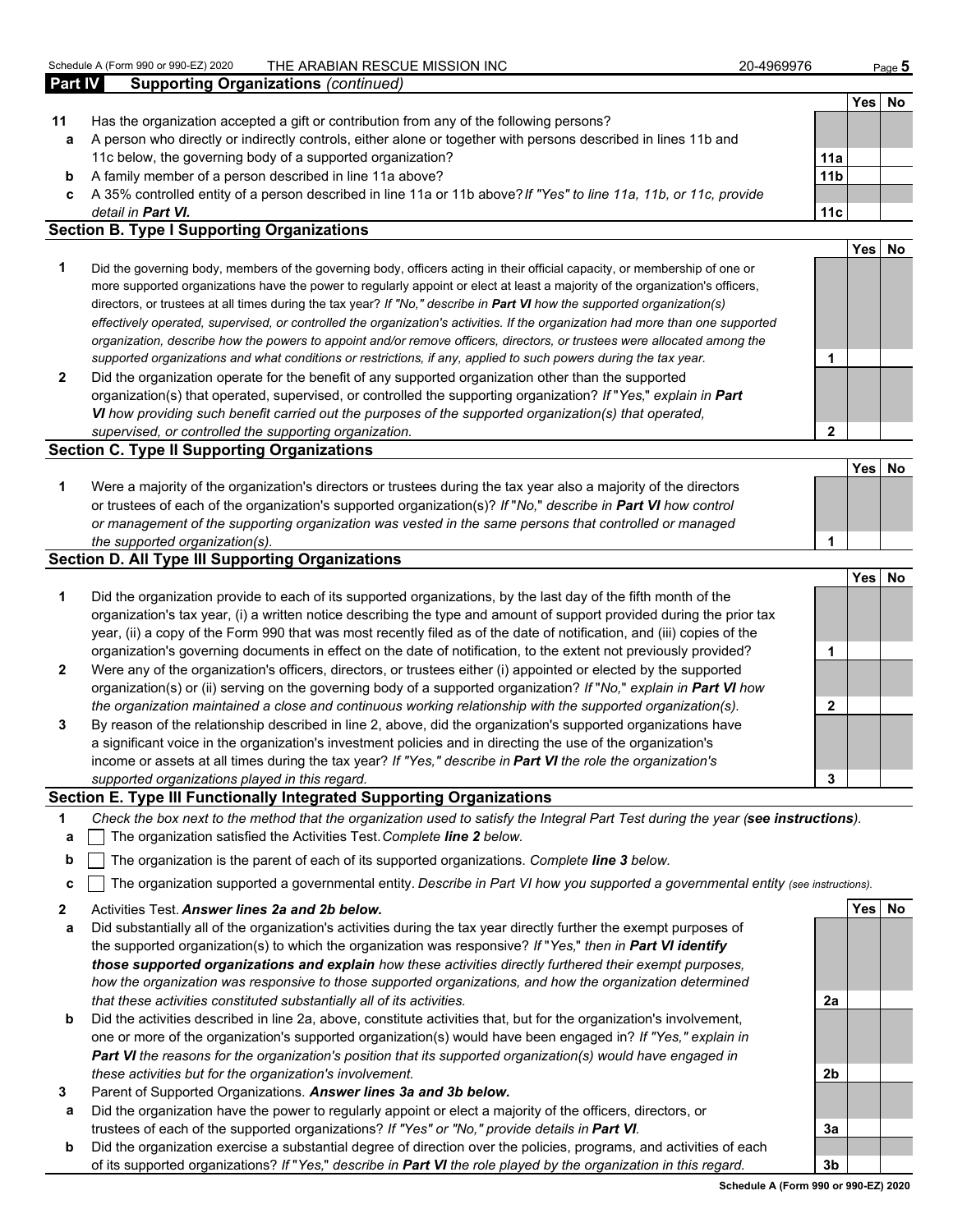Schedule A (Form 990 or 990-EZ) 2020 THE ARABIAN RESCUE MISSION INC 20-4969976

## Part IV Supporting Organizations *(continued)*

| | | | Yes | No |
|---|---|---|---|---|
| **11** | Has the organization accepted a gift or contribution from any of the following persons? | | | |
| **a** | A person who directly or indirectly controls, either alone or together with persons described in lines 11b and 11c below, the governing body of a supported organization? | **11a** | | |
| **b** | A family member of a person described in line 11a above? | **11b** | | |
| **c** | A 35% controlled entity of a person described in line 11a or 11b above? *If "Yes" to line 11a, 11b, or 11c, provide detail in **Part VI.*** | **11c** | | |

### Section B. Type I Supporting Organizations

| | | | Yes | No |
|---|---|---|---|---|
| **1** | Did the governing body, members of the governing body, officers acting in their official capacity, or membership of one or more supported organizations have the power to regularly appoint or elect at least a majority of the organization's officers, directors, or trustees at all times during the tax year? *If "No," describe in **Part VI** how the supported organization(s) effectively operated, supervised, or controlled the organization's activities. If the organization had more than one supported organization, describe how the powers to appoint and/or remove officers, directors, or trustees were allocated among the supported organizations and what conditions or restrictions, if any, applied to such powers during the tax year.* | **1** | | |
| **2** | Did the organization operate for the benefit of any supported organization other than the supported organization(s) that operated, supervised, or controlled the supporting organization? *If "Yes," explain in **Part VI** how providing such benefit carried out the purposes of the supported organization(s) that operated, supervised, or controlled the supporting organization.* | **2** | | |

### Section C. Type II Supporting Organizations

| | | | Yes | No |
|---|---|---|---|---|
| **1** | Were a majority of the organization's directors or trustees during the tax year also a majority of the directors or trustees of each of the organization's supported organization(s)? *If "No," describe in **Part VI** how control or management of the supporting organization was vested in the same persons that controlled or managed the supported organization(s).* | **1** | | |

### Section D. All Type III Supporting Organizations

| | | | Yes | No |
|---|---|---|---|---|
| **1** | Did the organization provide to each of its supported organizations, by the last day of the fifth month of the organization's tax year, (i) a written notice describing the type and amount of support provided during the prior tax year, (ii) a copy of the Form 990 that was most recently filed as of the date of notification, and (iii) copies of the organization's governing documents in effect on the date of notification, to the extent not previously provided? | **1** | | |
| **2** | Were any of the organization's officers, directors, or trustees either (i) appointed or elected by the supported organization(s) or (ii) serving on the governing body of a supported organization? *If "No," explain in **Part VI** how the organization maintained a close and continuous working relationship with the supported organization(s).* | **2** | | |
| **3** | By reason of the relationship described in line 2, above, did the organization's supported organizations have a significant voice in the organization's investment policies and in directing the use of the organization's income or assets at all times during the tax year? *If "Yes," describe in **Part VI** the role the organization's supported organizations played in this regard.* | **3** | | |

### Section E. Type III Functionally Integrated Supporting Organizations

**1** *Check the box next to the method that the organization used to satisfy the Integral Part Test during the year (**see instructions**).*

- **a** ☐ The organization satisfied the Activities Test. *Complete **line 2** below.*
- **b** ☐ The organization is the parent of each of its supported organizations. *Complete **line 3** below.*
- **c** ☐ The organization supported a governmental entity. *Describe in Part VI how you supported a governmental entity (see instructions).*

| | | | Yes | No |
|---|---|---|---|---|
| **2** | Activities Test. ***Answer lines 2a and 2b below.*** | | | |
| **a** | Did substantially all of the organization's activities during the tax year directly further the exempt purposes of the supported organization(s) to which the organization was responsive? *If "Yes," then in **Part VI identify those supported organizations and explain** how these activities directly furthered their exempt purposes, how the organization was responsive to those supported organizations, and how the organization determined that these activities constituted substantially all of its activities.* | **2a** | | |
| **b** | Did the activities described in line 2a, above, constitute activities that, but for the organization's involvement, one or more of the organization's supported organization(s) would have been engaged in? *If "Yes," explain in **Part VI** the reasons for the organization's position that its supported organization(s) would have engaged in these activities but for the organization's involvement.* | **2b** | | |
| **3** | Parent of Supported Organizations. ***Answer lines 3a and 3b below.*** | | | |
| **a** | Did the organization have the power to regularly appoint or elect a majority of the officers, directors, or trustees of each of the supported organizations? *If "Yes" or "No," provide details in **Part VI**.* | **3a** | | |
| **b** | Did the organization exercise a substantial degree of direction over the policies, programs, and activities of each of its supported organizations? *If "Yes," describe in **Part VI** the role played by the organization in this regard.* | **3b** | | |

**Schedule A (Form 990 or 990-EZ) 2020**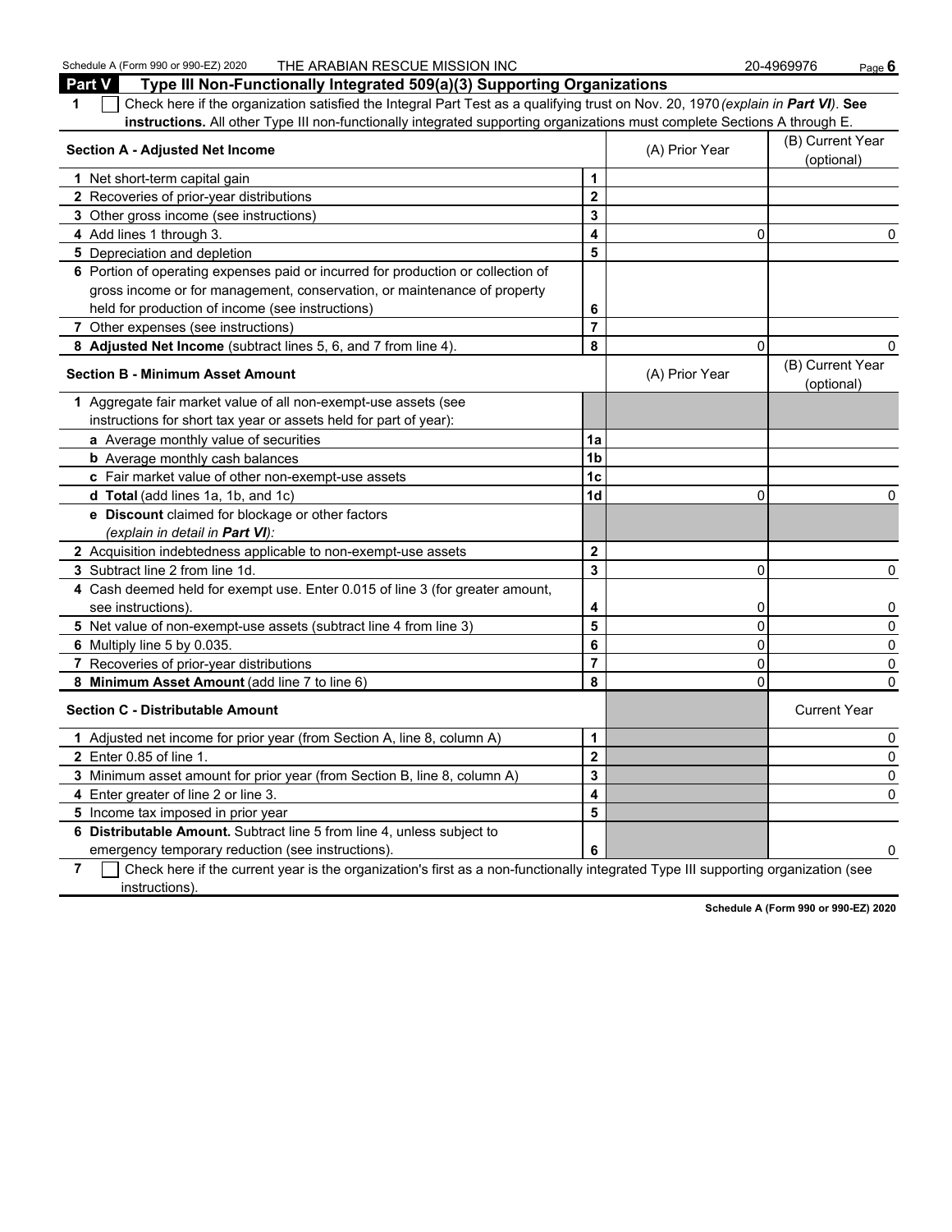## Part V Type III Non-Functionally Integrated 509(a)(3) Supporting Organizations

**1** ☐ Check here if the organization satisfied the Integral Part Test as a qualifying trust on Nov. 20, 1970 *(explain in **Part VI**)*. **See instructions.** All other Type III non-functionally integrated supporting organizations must complete Sections A through E.

| **Section A - Adjusted Net Income** | | (A) Prior Year | (B) Current Year (optional) |
|---|---|---|---|
| **1** Net short-term capital gain | **1** | | |
| **2** Recoveries of prior-year distributions | **2** | | |
| **3** Other gross income (see instructions) | **3** | | |
| **4** Add lines 1 through 3. | **4** | 0 | 0 |
| **5** Depreciation and depletion | **5** | | |
| **6** Portion of operating expenses paid or incurred for production or collection of gross income or for management, conservation, or maintenance of property held for production of income (see instructions) | **6** | | |
| **7** Other expenses (see instructions) | **7** | | |
| **8 Adjusted Net Income** (subtract lines 5, 6, and 7 from line 4). | **8** | 0 | 0 |

| **Section B - Minimum Asset Amount** | | (A) Prior Year | (B) Current Year (optional) |
|---|---|---|---|
| **1** Aggregate fair market value of all non-exempt-use assets (see instructions for short tax year or assets held for part of year): | | | |
| **a** Average monthly value of securities | **1a** | | |
| **b** Average monthly cash balances | **1b** | | |
| **c** Fair market value of other non-exempt-use assets | **1c** | | |
| **d Total** (add lines 1a, 1b, and 1c) | **1d** | 0 | 0 |
| **e Discount** claimed for blockage or other factors *(explain in detail in **Part VI**)*: | | | |
| **2** Acquisition indebtedness applicable to non-exempt-use assets | **2** | | |
| **3** Subtract line 2 from line 1d. | **3** | 0 | 0 |
| **4** Cash deemed held for exempt use. Enter 0.015 of line 3 (for greater amount, see instructions). | **4** | 0 | 0 |
| **5** Net value of non-exempt-use assets (subtract line 4 from line 3) | **5** | 0 | 0 |
| **6** Multiply line 5 by 0.035. | **6** | 0 | 0 |
| **7** Recoveries of prior-year distributions | **7** | 0 | 0 |
| **8 Minimum Asset Amount** (add line 7 to line 6) | **8** | 0 | 0 |

| **Section C - Distributable Amount** | | | Current Year |
|---|---|---|---|
| **1** Adjusted net income for prior year (from Section A, line 8, column A) | **1** | | 0 |
| **2** Enter 0.85 of line 1. | **2** | | 0 |
| **3** Minimum asset amount for prior year (from Section B, line 8, column A) | **3** | | 0 |
| **4** Enter greater of line 2 or line 3. | **4** | | 0 |
| **5** Income tax imposed in prior year | **5** | | |
| **6 Distributable Amount.** Subtract line 5 from line 4, unless subject to emergency temporary reduction (see instructions). | **6** | | 0 |

**7** ☐ Check here if the current year is the organization's first as a non-functionally integrated Type III supporting organization (see instructions).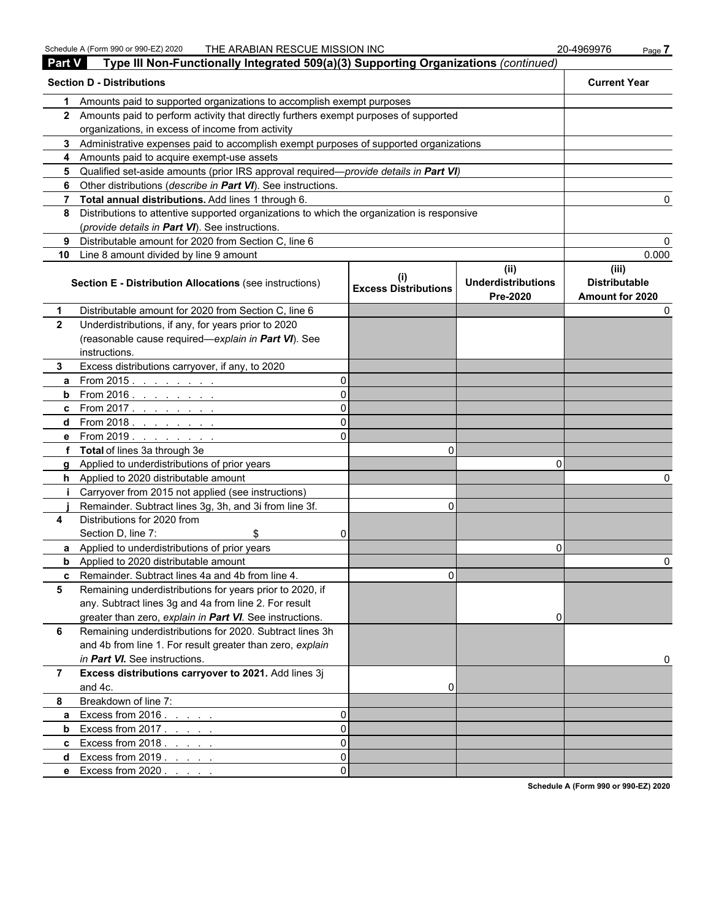## Part V Type III Non-Functionally Integrated 509(a)(3) Supporting Organizations *(continued)*

| Section D - Distributions | | Current Year |
|---|---|---|
| 1 | Amounts paid to supported organizations to accomplish exempt purposes | |
| 2 | Amounts paid to perform activity that directly furthers exempt purposes of supported organizations, in excess of income from activity | |
| 3 | Administrative expenses paid to accomplish exempt purposes of supported organizations | |
| 4 | Amounts paid to acquire exempt-use assets | |
| 5 | Qualified set-aside amounts (prior IRS approval required—*provide details in **Part VI***) | |
| 6 | Other distributions (*describe in **Part VI***). See instructions. | |
| 7 | **Total annual distributions.** Add lines 1 through 6. | 0 |
| 8 | Distributions to attentive supported organizations to which the organization is responsive (*provide details in **Part VI***). See instructions. | |
| 9 | Distributable amount for 2020 from Section C, line 6 | 0 |
| 10 | Line 8 amount divided by line 9 amount | 0.000 |

| | **Section E - Distribution Allocations** (see instructions) | | (i) Excess Distributions | (ii) Underdistributions Pre-2020 | (iii) Distributable Amount for 2020 |
|---|---|---|---|---|---|
| 1 | Distributable amount for 2020 from Section C, line 6 | | | | 0 |
| 2 | Underdistributions, if any, for years prior to 2020 (reasonable cause required—*explain in **Part VI***). See instructions. | | | | |
| 3 | Excess distributions carryover, if any, to 2020 | | | | |
| a | From 2015 . . . . . . . . | 0 | | | |
| b | From 2016 . . . . . . . . | 0 | | | |
| c | From 2017 . . . . . . . . | 0 | | | |
| d | From 2018 . . . . . . . . | 0 | | | |
| e | From 2019 . . . . . . . . | 0 | | | |
| f | **Total** of lines 3a through 3e | | 0 | | |
| g | Applied to underdistributions of prior years | | | 0 | |
| h | Applied to 2020 distributable amount | | | | 0 |
| i | Carryover from 2015 not applied (see instructions) | | | | |
| j | Remainder. Subtract lines 3g, 3h, and 3i from line 3f. | | 0 | | |
| 4 | Distributions for 2020 from Section D, line 7: $ | 0 | | | |
| a | Applied to underdistributions of prior years | | | 0 | |
| b | Applied to 2020 distributable amount | | | | 0 |
| c | Remainder. Subtract lines 4a and 4b from line 4. | | 0 | | |
| 5 | Remaining underdistributions for years prior to 2020, if any. Subtract lines 3g and 4a from line 2. For result greater than zero, *explain in **Part VI***. See instructions. | | | 0 | |
| 6 | Remaining underdistributions for 2020. Subtract lines 3h and 4b from line 1. For result greater than zero, *explain in **Part VI.*** See instructions. | | | | 0 |
| 7 | **Excess distributions carryover to 2021.** Add lines 3j and 4c. | | 0 | | |
| 8 | Breakdown of line 7: | | | | |
| a | Excess from 2016 . . . . . | 0 | | | |
| b | Excess from 2017 . . . . . | 0 | | | |
| c | Excess from 2018 . . . . . | 0 | | | |
| d | Excess from 2019 . . . . . | 0 | | | |
| e | Excess from 2020 . . . . . | 0 | | | |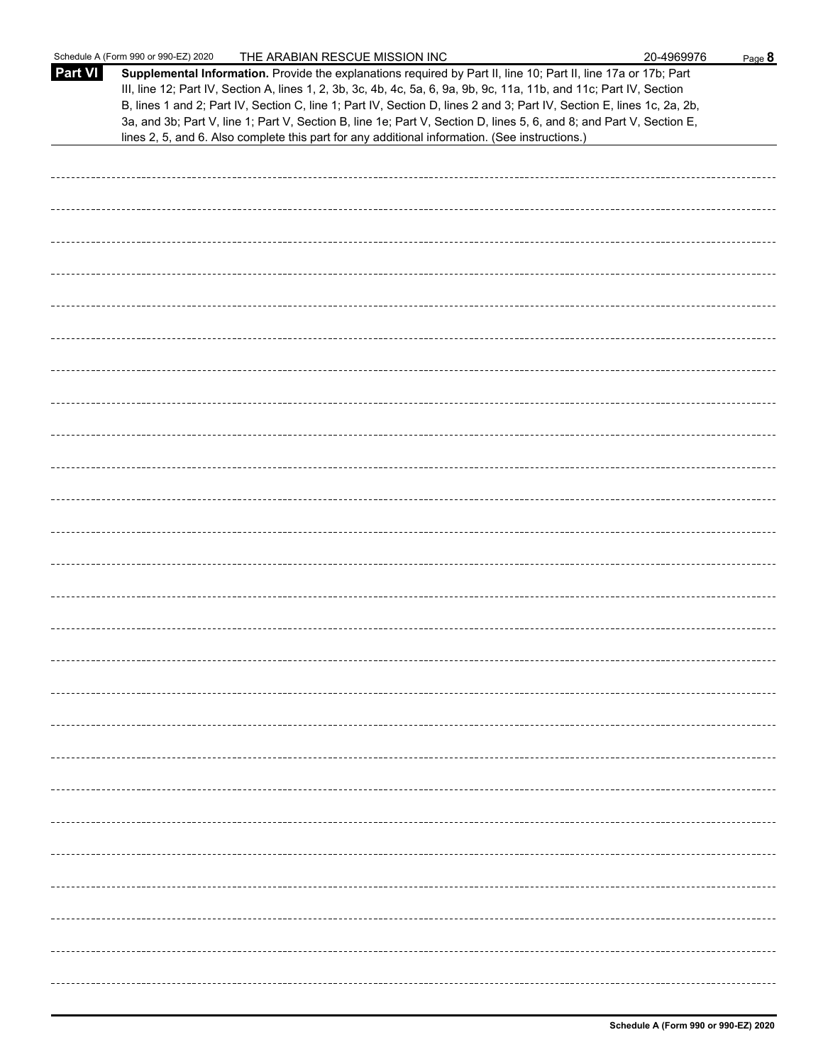Schedule A (Form 990 or 990-EZ) 2020 THE ARABIAN RESCUE MISSION INC 20-4969976

**Part VI** **Supplemental Information.** Provide the explanations required by Part II, line 10; Part II, line 17a or 17b; Part III, line 12; Part IV, Section A, lines 1, 2, 3b, 3c, 4b, 4c, 5a, 6, 9a, 9b, 9c, 11a, 11b, and 11c; Part IV, Section B, lines 1 and 2; Part IV, Section C, line 1; Part IV, Section D, lines 2 and 3; Part IV, Section E, lines 1c, 2a, 2b, 3a, and 3b; Part V, line 1; Part V, Section B, line 1e; Part V, Section D, lines 5, 6, and 8; and Part V, Section E, lines 2, 5, and 6. Also complete this part for any additional information. (See instructions.)

Schedule A (Form 990 or 990-EZ) 2020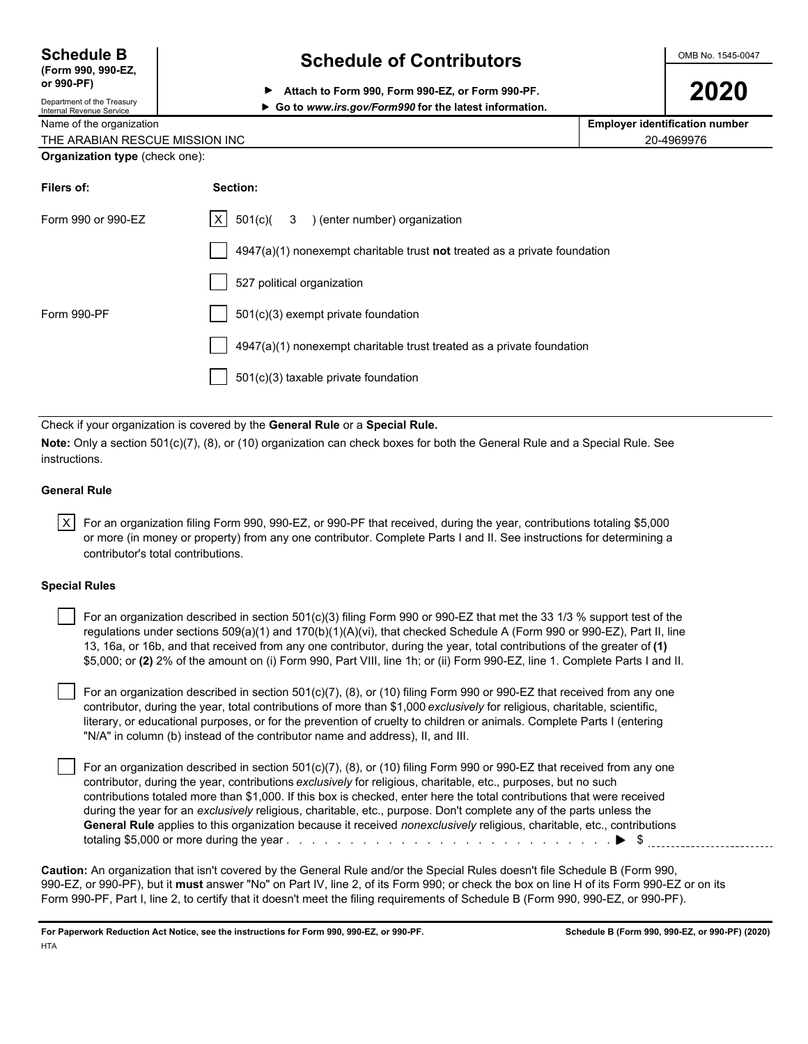**Schedule B**
**(Form 990, 990-EZ, or 990-PF)**
Department of the Treasury
Internal Revenue Service

# Schedule of Contributors

▶ **Attach to Form 990, Form 990-EZ, or Form 990-PF.**
▶ **Go to *www.irs.gov/Form990* for the latest information.**

OMB No. 1545-0047

**2020**

| Name of the organization | **Employer identification number** |
|---|---|
| THE ARABIAN RESCUE MISSION INC | 20-4969976 |

**Organization type** (check one):

| **Filers of:** | **Section:** |
|---|---|
| Form 990 or 990-EZ | [X] 501(c)( 3 ) (enter number) organization |
| | [ ] 4947(a)(1) nonexempt charitable trust **not** treated as a private foundation |
| | [ ] 527 political organization |
| Form 990-PF | [ ] 501(c)(3) exempt private foundation |
| | [ ] 4947(a)(1) nonexempt charitable trust treated as a private foundation |
| | [ ] 501(c)(3) taxable private foundation |

Check if your organization is covered by the **General Rule** or a **Special Rule.**

**Note:** Only a section 501(c)(7), (8), or (10) organization can check boxes for both the General Rule and a Special Rule. See instructions.

**General Rule**

[X] For an organization filing Form 990, 990-EZ, or 990-PF that received, during the year, contributions totaling $5,000 or more (in money or property) from any one contributor. Complete Parts I and II. See instructions for determining a contributor's total contributions.

**Special Rules**

[ ] For an organization described in section 501(c)(3) filing Form 990 or 990-EZ that met the 33 1/3 % support test of the regulations under sections 509(a)(1) and 170(b)(1)(A)(vi), that checked Schedule A (Form 990 or 990-EZ), Part II, line 13, 16a, or 16b, and that received from any one contributor, during the year, total contributions of the greater of **(1)** $5,000; or **(2)** 2% of the amount on (i) Form 990, Part VIII, line 1h; or (ii) Form 990-EZ, line 1. Complete Parts I and II.

[ ] For an organization described in section 501(c)(7), (8), or (10) filing Form 990 or 990-EZ that received from any one contributor, during the year, total contributions of more than $1,000 *exclusively* for religious, charitable, scientific, literary, or educational purposes, or for the prevention of cruelty to children or animals. Complete Parts I (entering "N/A" in column (b) instead of the contributor name and address), II, and III.

[ ] For an organization described in section 501(c)(7), (8), or (10) filing Form 990 or 990-EZ that received from any one contributor, during the year, contributions *exclusively* for religious, charitable, etc., purposes, but no such contributions totaled more than $1,000. If this box is checked, enter here the total contributions that were received during the year for an *exclusively* religious, charitable, etc., purpose. Don't complete any of the parts unless the **General Rule** applies to this organization because it received *nonexclusively* religious, charitable, etc., contributions totaling $5,000 or more during the year . . . . . . . . . . . . . . . . . . . . . . . . . . . ▶ $ ____________

**Caution:** An organization that isn't covered by the General Rule and/or the Special Rules doesn't file Schedule B (Form 990, 990-EZ, or 990-PF), but it **must** answer "No" on Part IV, line 2, of its Form 990; or check the box on line H of its Form 990-EZ or on its Form 990-PF, Part I, line 2, to certify that it doesn't meet the filing requirements of Schedule B (Form 990, 990-EZ, or 990-PF).

**For Paperwork Reduction Act Notice, see the instructions for Form 990, 990-EZ, or 990-PF.** **Schedule B (Form 990, 990-EZ, or 990-PF) (2020)**

HTA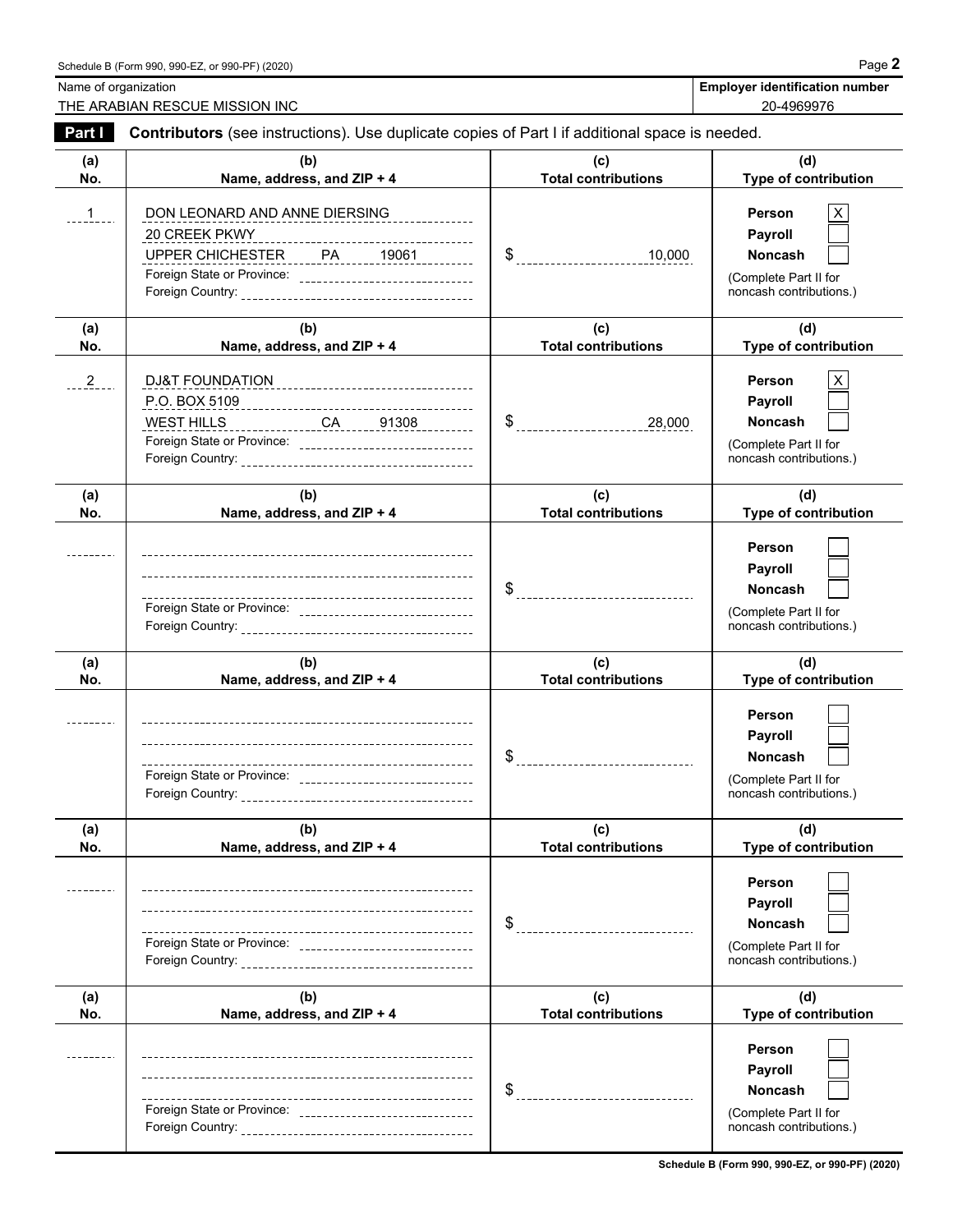Name of organization: THE ARABIAN RESCUE MISSION INC

Employer identification number: 20-4969976

## Part I Contributors (see instructions). Use duplicate copies of Part I if additional space is needed.

| (a) No. | (b) Name, address, and ZIP + 4 | (c) Total contributions | (d) Type of contribution |
|---|---|---|---|
| 1 | DON LEONARD AND ANNE DIERSING<br>20 CREEK PKWY<br>UPPER CHICHESTER PA 19061<br>Foreign State or Province:<br>Foreign Country: | $ 10,000 | Person [X]<br>Payroll [ ]<br>Noncash [ ]<br>(Complete Part II for noncash contributions.) |
| 2 | DJ&T FOUNDATION<br>P.O. BOX 5109<br>WEST HILLS CA 91308<br>Foreign State or Province:<br>Foreign Country: | $ 28,000 | Person [X]<br>Payroll [ ]<br>Noncash [ ]<br>(Complete Part II for noncash contributions.) |
| | Foreign State or Province:<br>Foreign Country: | $ | Person [ ]<br>Payroll [ ]<br>Noncash [ ]<br>(Complete Part II for noncash contributions.) |
| | Foreign State or Province:<br>Foreign Country: | $ | Person [ ]<br>Payroll [ ]<br>Noncash [ ]<br>(Complete Part II for noncash contributions.) |
| | Foreign State or Province:<br>Foreign Country: | $ | Person [ ]<br>Payroll [ ]<br>Noncash [ ]<br>(Complete Part II for noncash contributions.) |
| | Foreign State or Province:<br>Foreign Country: | $ | Person [ ]<br>Payroll [ ]<br>Noncash [ ]<br>(Complete Part II for noncash contributions.) |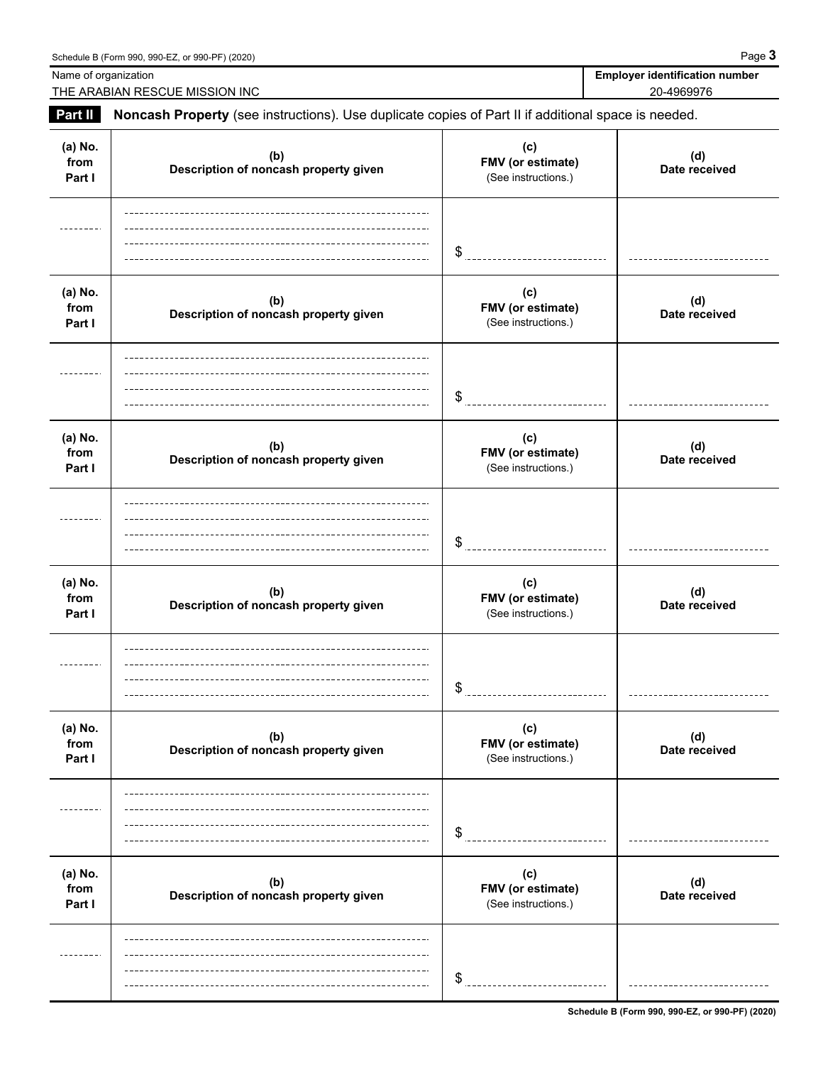Name of organization: THE ARABIAN RESCUE MISSION INC

**Employer identification number:** 20-4969976

## Part II Noncash Property

**Noncash Property** (see instructions). Use duplicate copies of Part II if additional space is needed.

| (a) No. from Part I | (b) Description of noncash property given | (c) FMV (or estimate) (See instructions.) | (d) Date received |
|---|---|---|---|
| | | $ | |

| (a) No. from Part I | (b) Description of noncash property given | (c) FMV (or estimate) (See instructions.) | (d) Date received |
|---|---|---|---|
| | | $ | |

| (a) No. from Part I | (b) Description of noncash property given | (c) FMV (or estimate) (See instructions.) | (d) Date received |
|---|---|---|---|
| | | $ | |

| (a) No. from Part I | (b) Description of noncash property given | (c) FMV (or estimate) (See instructions.) | (d) Date received |
|---|---|---|---|
| | | $ | |

| (a) No. from Part I | (b) Description of noncash property given | (c) FMV (or estimate) (See instructions.) | (d) Date received |
|---|---|---|---|
| | | $ | |

| (a) No. from Part I | (b) Description of noncash property given | (c) FMV (or estimate) (See instructions.) | (d) Date received |
|---|---|---|---|
| | | $ | |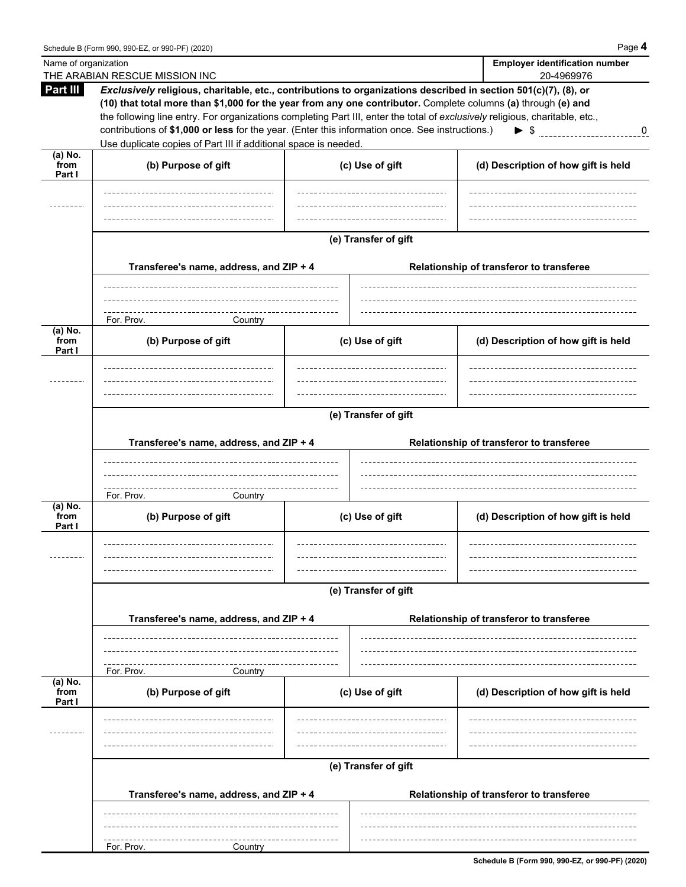Name of organization: THE ARABIAN RESCUE MISSION INC

Employer identification number: 20-4969976

## Part III

***Exclusively*** **religious, charitable, etc., contributions to organizations described in section 501(c)(7), (8), or (10) that total more than $1,000 for the year from any one contributor.** Complete columns **(a)** through **(e) and** the following line entry. For organizations completing Part III, enter the total of *exclusively* religious, charitable, etc., contributions of **$1,000 or less** for the year. (Enter this information once. See instructions.) ► $ 0

Use duplicate copies of Part III if additional space is needed.

| (a) No. from Part I | (b) Purpose of gift | (c) Use of gift | (d) Description of how gift is held |
|---|---|---|---|
| | | | |

**(e) Transfer of gift**

| Transferee's name, address, and ZIP + 4 | Relationship of transferor to transferee |
|---|---|
| For. Prov. Country | |

| (a) No. from Part I | (b) Purpose of gift | (c) Use of gift | (d) Description of how gift is held |
|---|---|---|---|
| | | | |

**(e) Transfer of gift**

| Transferee's name, address, and ZIP + 4 | Relationship of transferor to transferee |
|---|---|
| For. Prov. Country | |

| (a) No. from Part I | (b) Purpose of gift | (c) Use of gift | (d) Description of how gift is held |
|---|---|---|---|
| | | | |

**(e) Transfer of gift**

| Transferee's name, address, and ZIP + 4 | Relationship of transferor to transferee |
|---|---|
| For. Prov. Country | |

| (a) No. from Part I | (b) Purpose of gift | (c) Use of gift | (d) Description of how gift is held |
|---|---|---|---|
| | | | |

**(e) Transfer of gift**

| Transferee's name, address, and ZIP + 4 | Relationship of transferor to transferee |
|---|---|
| For. Prov. Country | |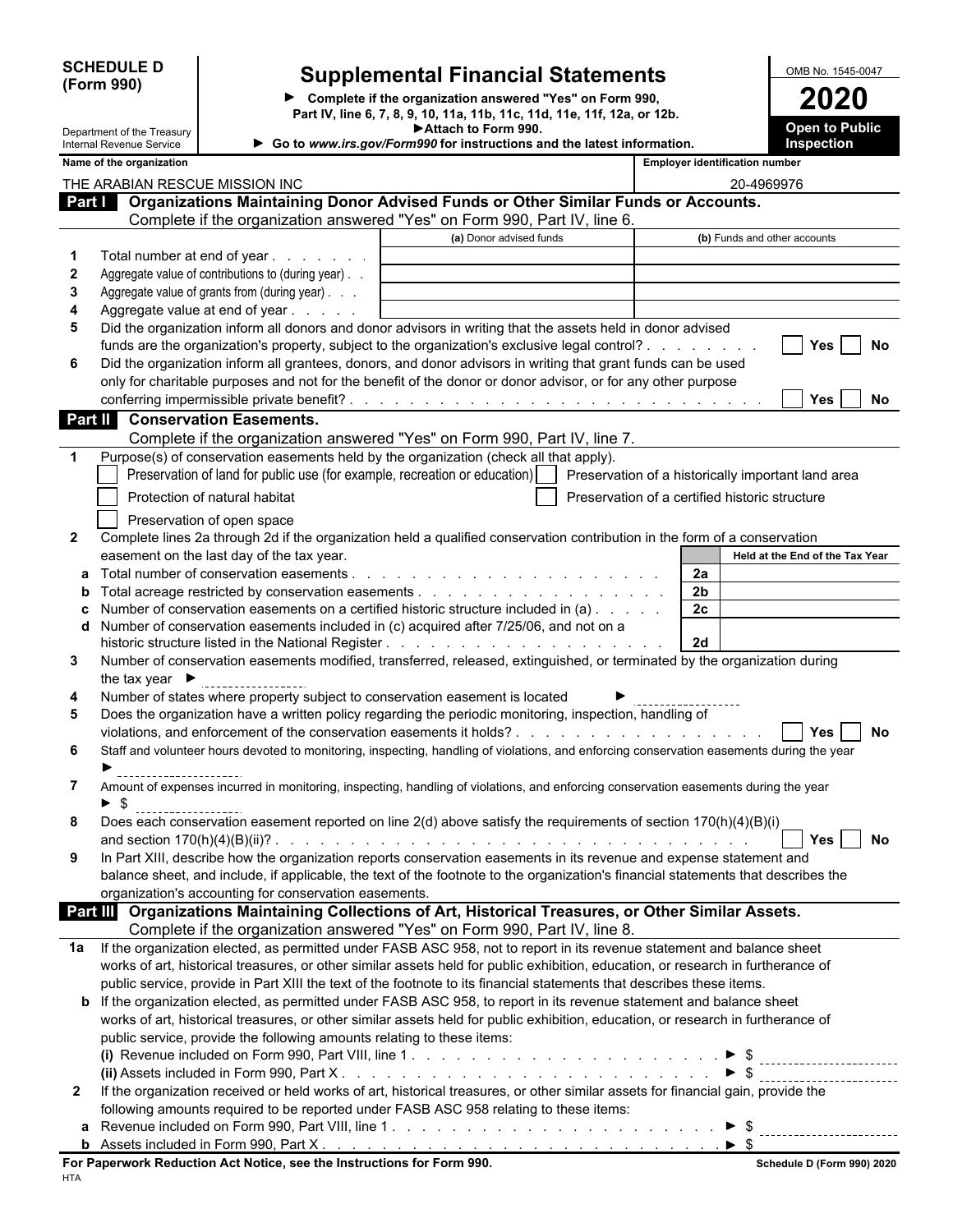**SCHEDULE D (Form 990)**

Department of the Treasury
Internal Revenue Service

# Supplemental Financial Statements

► Complete if the organization answered "Yes" on Form 990, Part IV, line 6, 7, 8, 9, 10, 11a, 11b, 11c, 11d, 11e, 11f, 12a, or 12b.
► Attach to Form 990.
► Go to *www.irs.gov/Form990* for instructions and the latest information.

OMB No. 1545-0047
**2020**
**Open to Public Inspection**

**Name of the organization:** THE ARABIAN RESCUE MISSION INC
**Employer identification number:** 20-4969976

## Part I Organizations Maintaining Donor Advised Funds or Other Similar Funds or Accounts.

Complete if the organization answered "Yes" on Form 990, Part IV, line 6.

| | | (a) Donor advised funds | (b) Funds and other accounts |
|---|---|---|---|
| 1 | Total number at end of year | | |
| 2 | Aggregate value of contributions to (during year) | | |
| 3 | Aggregate value of grants from (during year) | | |
| 4 | Aggregate value at end of year | | |

5 Did the organization inform all donors and donor advisors in writing that the assets held in donor advised funds are the organization's property, subject to the organization's exclusive legal control? ☐ Yes ☐ No

6 Did the organization inform all grantees, donors, and donor advisors in writing that grant funds can be used only for charitable purposes and not for the benefit of the donor or donor advisor, or for any other purpose conferring impermissible private benefit? ☐ Yes ☐ No

## Part II Conservation Easements.

Complete if the organization answered "Yes" on Form 990, Part IV, line 7.

1 Purpose(s) of conservation easements held by the organization (check all that apply).
- ☐ Preservation of land for public use (for example, recreation or education)
- ☐ Preservation of a historically important land area
- ☐ Protection of natural habitat
- ☐ Preservation of a certified historic structure
- ☐ Preservation of open space

2 Complete lines 2a through 2d if the organization held a qualified conservation contribution in the form of a conservation easement on the last day of the tax year.

| | | | Held at the End of the Tax Year |
|---|---|---|---|
| a | Total number of conservation easements | 2a | |
| b | Total acreage restricted by conservation easements | 2b | |
| c | Number of conservation easements on a certified historic structure included in (a) | 2c | |
| d | Number of conservation easements included in (c) acquired after 7/25/06, and not on a historic structure listed in the National Register | 2d | |

3 Number of conservation easements modified, transferred, released, extinguished, or terminated by the organization during the tax year ►

4 Number of states where property subject to conservation easement is located ►

5 Does the organization have a written policy regarding the periodic monitoring, inspection, handling of violations, and enforcement of the conservation easements it holds? ☐ Yes ☐ No

6 Staff and volunteer hours devoted to monitoring, inspecting, handling of violations, and enforcing conservation easements during the year ►

7 Amount of expenses incurred in monitoring, inspecting, handling of violations, and enforcing conservation easements during the year ► $

8 Does each conservation easement reported on line 2(d) above satisfy the requirements of section 170(h)(4)(B)(i) and section 170(h)(4)(B)(ii)? ☐ Yes ☐ No

9 In Part XIII, describe how the organization reports conservation easements in its revenue and expense statement and balance sheet, and include, if applicable, the text of the footnote to the organization's financial statements that describes the organization's accounting for conservation easements.

## Part III Organizations Maintaining Collections of Art, Historical Treasures, or Other Similar Assets.

Complete if the organization answered "Yes" on Form 990, Part IV, line 8.

1a If the organization elected, as permitted under FASB ASC 958, not to report in its revenue statement and balance sheet works of art, historical treasures, or other similar assets held for public exhibition, education, or research in furtherance of public service, provide in Part XIII the text of the footnote to its financial statements that describes these items.

b If the organization elected, as permitted under FASB ASC 958, to report in its revenue statement and balance sheet works of art, historical treasures, or other similar assets held for public exhibition, education, or research in furtherance of public service, provide the following amounts relating to these items:

(i) Revenue included on Form 990, Part VIII, line 1 ► $

(ii) Assets included in Form 990, Part X ► $

2 If the organization received or held works of art, historical treasures, or other similar assets for financial gain, provide the following amounts required to be reported under FASB ASC 958 relating to these items:

a Revenue included on Form 990, Part VIII, line 1 ► $

b Assets included in Form 990, Part X ► $

**For Paperwork Reduction Act Notice, see the Instructions for Form 990.** Schedule D (Form 990) 2020

HTA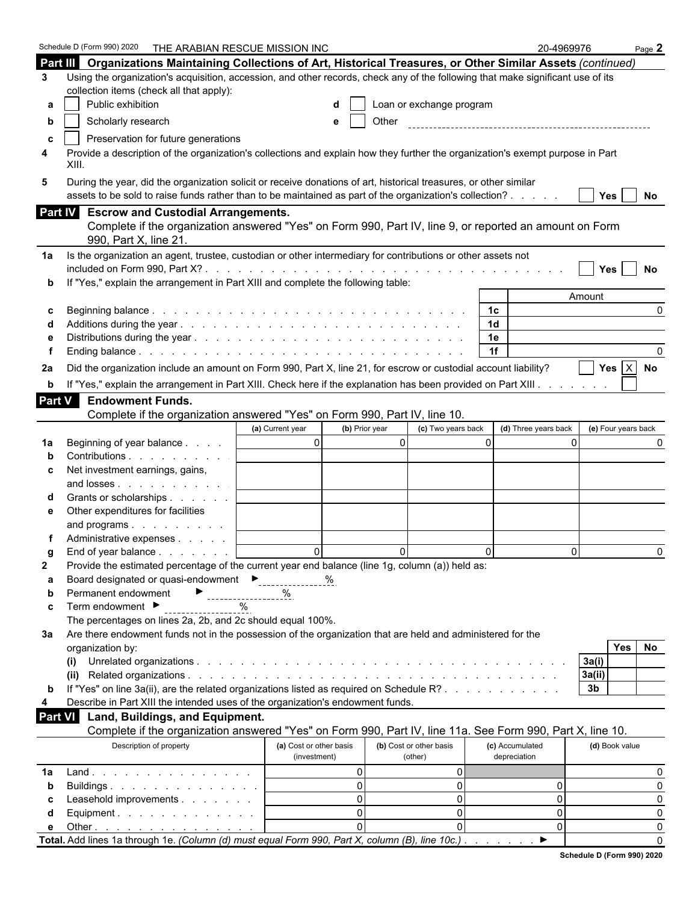Schedule D (Form 990) 2020 THE ARABIAN RESCUE MISSION INC 20-4969976 Page **2**

## Part III Organizations Maintaining Collections of Art, Historical Treasures, or Other Similar Assets *(continued)*

**3** Using the organization's acquisition, accession, and other records, check any of the following that make significant use of its collection items (check all that apply):

- **a** ☐ Public exhibition
- **b** ☐ Scholarly research
- **c** ☐ Preservation for future generations
- **d** ☐ Loan or exchange program
- **e** ☐ Other

**4** Provide a description of the organization's collections and explain how they further the organization's exempt purpose in Part XIII.

**5** During the year, did the organization solicit or receive donations of art, historical treasures, or other similar assets to be sold to raise funds rather than to be maintained as part of the organization's collection? ☐ Yes ☐ No

## Part IV Escrow and Custodial Arrangements.

Complete if the organization answered "Yes" on Form 990, Part IV, line 9, or reported an amount on Form 990, Part X, line 21.

**1a** Is the organization an agent, trustee, custodian or other intermediary for contributions or other assets not included on Form 990, Part X? ☐ Yes ☐ No

**b** If "Yes," explain the arrangement in Part XIII and complete the following table:

| | | | Amount |
|---|---|---|---|
| c | Beginning balance | 1c | 0 |
| d | Additions during the year | 1d | |
| e | Distributions during the year | 1e | |
| f | Ending balance | 1f | 0 |

**2a** Did the organization include an amount on Form 990, Part X, line 21, for escrow or custodial account liability? ☐ Yes ☒ No

**b** If "Yes," explain the arrangement in Part XIII. Check here if the explanation has been provided on Part XIII ☐

## Part V Endowment Funds.

Complete if the organization answered "Yes" on Form 990, Part IV, line 10.

| | | (a) Current year | (b) Prior year | (c) Two years back | (d) Three years back | (e) Four years back |
|---|---|---|---|---|---|---|
| 1a | Beginning of year balance | 0 | 0 | 0 | 0 | 0 |
| b | Contributions | | | | | |
| c | Net investment earnings, gains, and losses | | | | | |
| d | Grants or scholarships | | | | | |
| e | Other expenditures for facilities and programs | | | | | |
| f | Administrative expenses | | | | | |
| g | End of year balance | 0 | 0 | 0 | 0 | 0 |

**2** Provide the estimated percentage of the current year end balance (line 1g, column (a)) held as:

- **a** Board designated or quasi-endowment ► %
- **b** Permanent endowment ► %
- **c** Term endowment ► %

The percentages on lines 2a, 2b, and 2c should equal 100%.

**3a** Are there endowment funds not in the possession of the organization that are held and administered for the organization by:

| | | | Yes | No |
|---|---|---|---|---|
| (i) | Unrelated organizations | 3a(i) | | |
| (ii) | Related organizations | 3a(ii) | | |
| b | If "Yes" on line 3a(ii), are the related organizations listed as required on Schedule R? | 3b | | |

**4** Describe in Part XIII the intended uses of the organization's endowment funds.

## Part VI Land, Buildings, and Equipment.

Complete if the organization answered "Yes" on Form 990, Part IV, line 11a. See Form 990, Part X, line 10.

| | Description of property | (a) Cost or other basis (investment) | (b) Cost or other basis (other) | (c) Accumulated depreciation | (d) Book value |
|---|---|---|---|---|---|
| 1a | Land | 0 | 0 | | 0 |
| b | Buildings | 0 | 0 | 0 | 0 |
| c | Leasehold improvements | 0 | 0 | 0 | 0 |
| d | Equipment | 0 | 0 | 0 | 0 |
| e | Other | 0 | 0 | 0 | 0 |
| **Total.** | Add lines 1a through 1e. *(Column (d) must equal Form 990, Part X, column (B), line 10c.)* ► | | | | 0 |

**Schedule D (Form 990) 2020**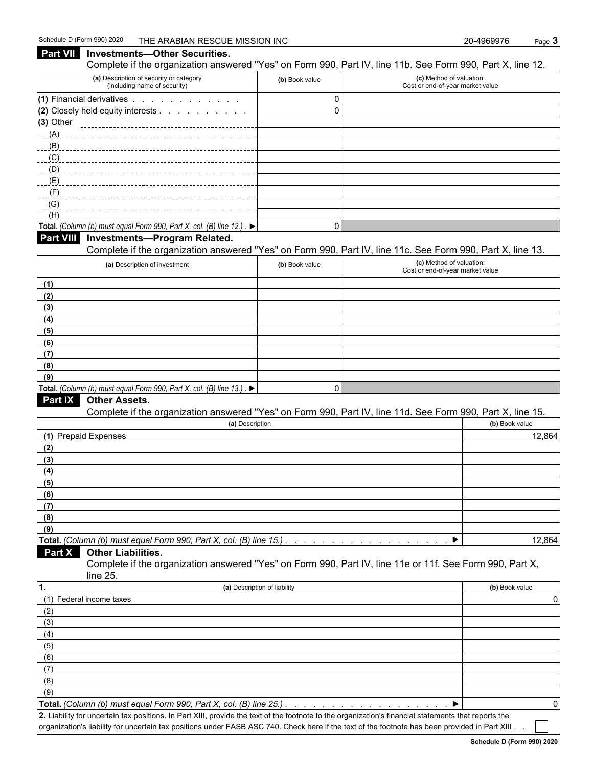## Part VII Investments—Other Securities.

Complete if the organization answered "Yes" on Form 990, Part IV, line 11b. See Form 990, Part X, line 12.

| (a) Description of security or category (including name of security) | (b) Book value | (c) Method of valuation: Cost or end-of-year market value |
|---|---|---|
| (1) Financial derivatives | 0 | |
| (2) Closely held equity interests | 0 | |
| (3) Other | | |
| (A) | | |
| (B) | | |
| (C) | | |
| (D) | | |
| (E) | | |
| (F) | | |
| (G) | | |
| (H) | | |
| **Total.** *(Column (b) must equal Form 990, Part X, col. (B) line 12.)* ▶ | 0 | |

## Part VIII Investments—Program Related.

Complete if the organization answered "Yes" on Form 990, Part IV, line 11c. See Form 990, Part X, line 13.

| (a) Description of investment | (b) Book value | (c) Method of valuation: Cost or end-of-year market value |
|---|---|---|
| (1) | | |
| (2) | | |
| (3) | | |
| (4) | | |
| (5) | | |
| (6) | | |
| (7) | | |
| (8) | | |
| (9) | | |
| **Total.** *(Column (b) must equal Form 990, Part X, col. (B) line 13.)* ▶ | 0 | |

## Part IX Other Assets.

Complete if the organization answered "Yes" on Form 990, Part IV, line 11d. See Form 990, Part X, line 15.

| (a) Description | (b) Book value |
|---|---|
| (1) Prepaid Expenses | 12,864 |
| (2) | |
| (3) | |
| (4) | |
| (5) | |
| (6) | |
| (7) | |
| (8) | |
| (9) | |
| **Total.** *(Column (b) must equal Form 990, Part X, col. (B) line 15.)* ▶ | 12,864 |

## Part X Other Liabilities.

Complete if the organization answered "Yes" on Form 990, Part IV, line 11e or 11f. See Form 990, Part X, line 25.

| 1. (a) Description of liability | (b) Book value |
|---|---|
| (1) Federal income taxes | 0 |
| (2) | |
| (3) | |
| (4) | |
| (5) | |
| (6) | |
| (7) | |
| (8) | |
| (9) | |
| **Total.** *(Column (b) must equal Form 990, Part X, col. (B) line 25.)* ▶ | 0 |

**2.** Liability for uncertain tax positions. In Part XIII, provide the text of the footnote to the organization's financial statements that reports the organization's liability for uncertain tax positions under FASB ASC 740. Check here if the text of the footnote has been provided in Part XIII ☐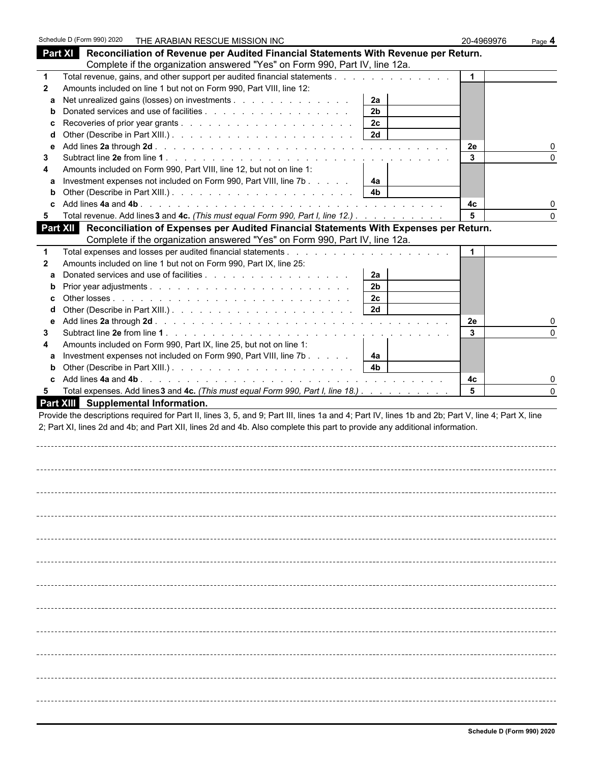Schedule D (Form 990) 2020 THE ARABIAN RESCUE MISSION INC 20-4969976

## Part XI Reconciliation of Revenue per Audited Financial Statements With Revenue per Return.

Complete if the organization answered "Yes" on Form 990, Part IV, line 12a.

| | | | | | |
|---|---|---|---|---|---|
| 1 | Total revenue, gains, and other support per audited financial statements | | | 1 | |
| 2 | Amounts included on line 1 but not on Form 990, Part VIII, line 12: | | | | |
| a | Net unrealized gains (losses) on investments | 2a | | | |
| b | Donated services and use of facilities | 2b | | | |
| c | Recoveries of prior year grants | 2c | | | |
| d | Other (Describe in Part XIII.) | 2d | | | |
| e | Add lines **2a** through **2d** | | | 2e | 0 |
| 3 | Subtract line **2e** from line **1** | | | 3 | 0 |
| 4 | Amounts included on Form 990, Part VIII, line 12, but not on line 1: | | | | |
| a | Investment expenses not included on Form 990, Part VIII, line 7b | 4a | | | |
| b | Other (Describe in Part XIII.) | 4b | | | |
| c | Add lines **4a** and **4b** | | | 4c | 0 |
| 5 | Total revenue. Add lines **3** and **4c.** *(This must equal Form 990, Part I, line 12.)* | | | 5 | 0 |

## Part XII Reconciliation of Expenses per Audited Financial Statements With Expenses per Return.

Complete if the organization answered "Yes" on Form 990, Part IV, line 12a.

| | | | | | |
|---|---|---|---|---|---|
| 1 | Total expenses and losses per audited financial statements | | | 1 | |
| 2 | Amounts included on line 1 but not on Form 990, Part IX, line 25: | | | | |
| a | Donated services and use of facilities | 2a | | | |
| b | Prior year adjustments | 2b | | | |
| c | Other losses | 2c | | | |
| d | Other (Describe in Part XIII.) | 2d | | | |
| e | Add lines **2a** through **2d** | | | 2e | 0 |
| 3 | Subtract line **2e** from line **1** | | | 3 | 0 |
| 4 | Amounts included on Form 990, Part IX, line 25, but not on line 1: | | | | |
| a | Investment expenses not included on Form 990, Part VIII, line 7b | 4a | | | |
| b | Other (Describe in Part XIII.) | 4b | | | |
| c | Add lines **4a** and **4b** | | | 4c | 0 |
| 5 | Total expenses. Add lines **3** and **4c.** *(This must equal Form 990, Part I, line 18.)* | | | 5 | 0 |

## Part XIII Supplemental Information.

Provide the descriptions required for Part II, lines 3, 5, and 9; Part III, lines 1a and 4; Part IV, lines 1b and 2b; Part V, line 4; Part X, line 2; Part XI, lines 2d and 4b; and Part XII, lines 2d and 4b. Also complete this part to provide any additional information.

**Schedule D (Form 990) 2020**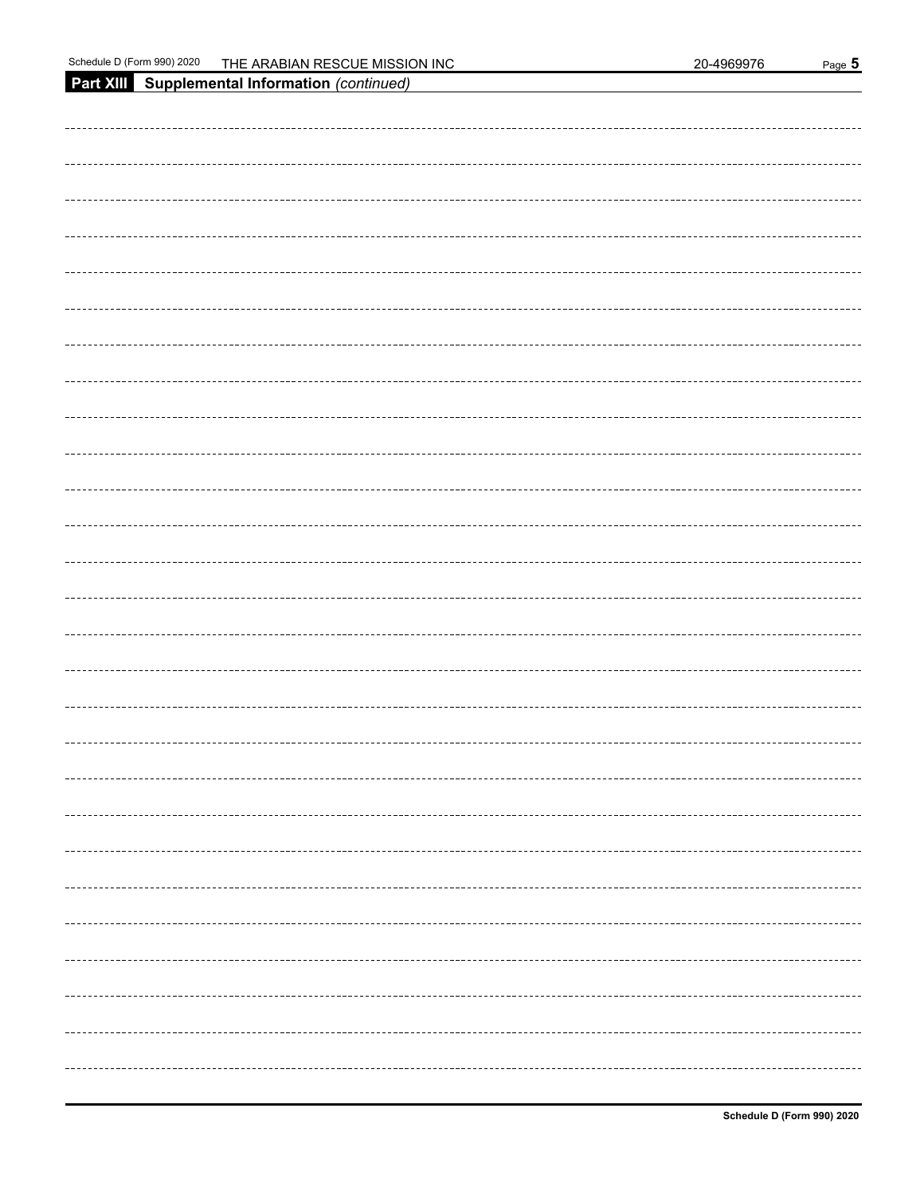## Part XIII Supplemental Information *(continued)*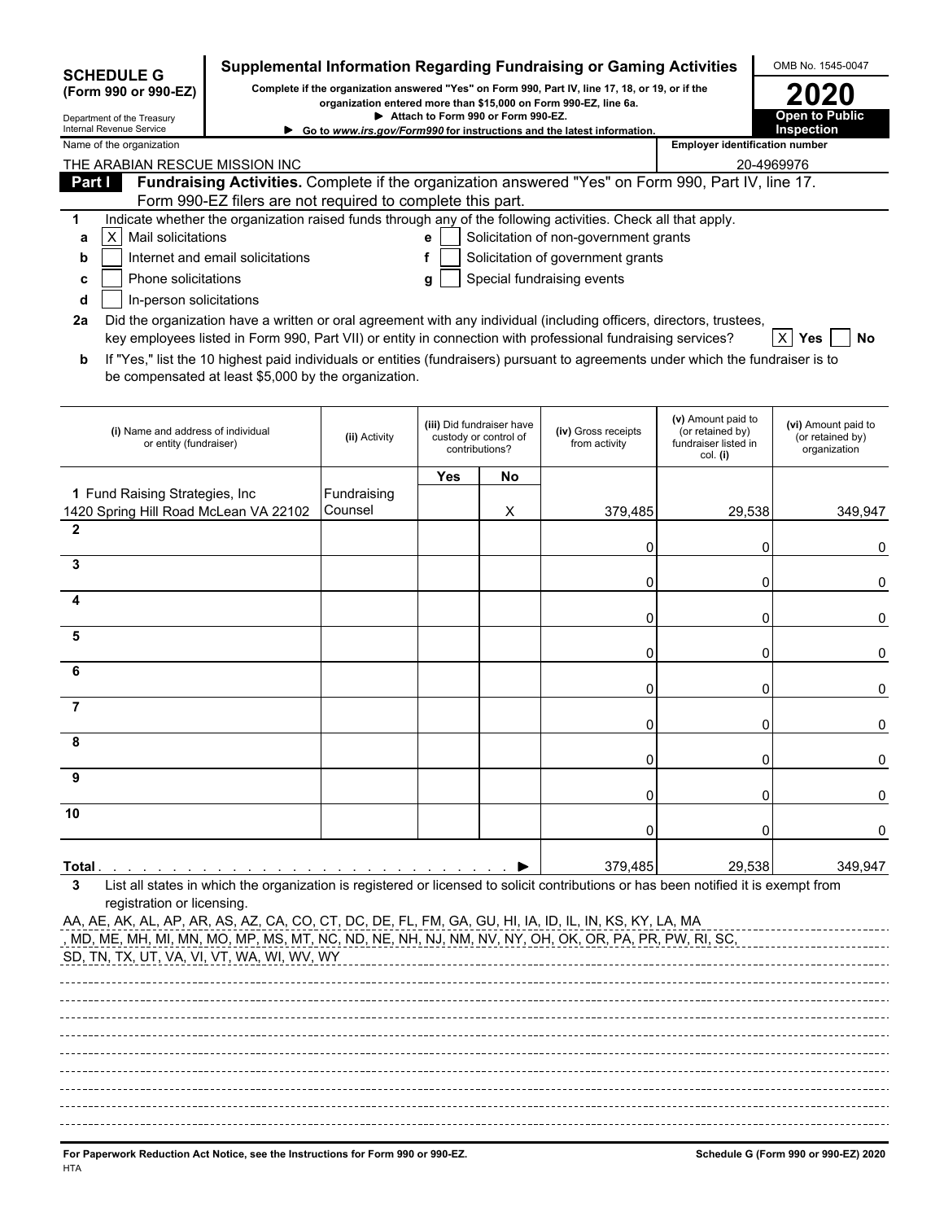**SCHEDULE G (Form 990 or 990-EZ)**

Department of the Treasury
Internal Revenue Service

# Supplemental Information Regarding Fundraising or Gaming Activities

**Complete if the organization answered "Yes" on Form 990, Part IV, line 17, 18, or 19, or if the organization entered more than $15,000 on Form 990-EZ, line 6a.**

**▶ Attach to Form 990 or Form 990-EZ.**

**▶ Go to *www.irs.gov/Form990* for instructions and the latest information.**

OMB No. 1545-0047

**2020**

**Open to Public Inspection**

Name of the organization: THE ARABIAN RESCUE MISSION INC

Employer identification number: 20-4969976

## Part I Fundraising Activities. Complete if the organization answered "Yes" on Form 990, Part IV, line 17. Form 990-EZ filers are not required to complete this part.

**1** Indicate whether the organization raised funds through any of the following activities. Check all that apply.

- **a** [X] Mail solicitations
- **b** [ ] Internet and email solicitations
- **c** [ ] Phone solicitations
- **d** [ ] In-person solicitations
- **e** [ ] Solicitation of non-government grants
- **f** [ ] Solicitation of government grants
- **g** [ ] Special fundraising events

**2a** Did the organization have a written or oral agreement with any individual (including officers, directors, trustees, key employees listed in Form 990, Part VII) or entity in connection with professional fundraising services? [X] Yes [ ] No

**b** If "Yes," list the 10 highest paid individuals or entities (fundraisers) pursuant to agreements under which the fundraiser is to be compensated at least $5,000 by the organization.

| (i) Name and address of individual or entity (fundraiser) | (ii) Activity | (iii) Did fundraiser have custody or control of contributions? | | (iv) Gross receipts from activity | (v) Amount paid to (or retained by) fundraiser listed in col. (i) | (vi) Amount paid to (or retained by) organization |
|---|---|---|---|---|---|---|
| | | Yes | No | | | |
| 1 Fund Raising Strategies, Inc 1420 Spring Hill Road McLean VA 22102 | Fundraising Counsel | | X | 379,485 | 29,538 | 349,947 |
| 2 | | | | 0 | 0 | 0 |
| 3 | | | | 0 | 0 | 0 |
| 4 | | | | 0 | 0 | 0 |
| 5 | | | | 0 | 0 | 0 |
| 6 | | | | 0 | 0 | 0 |
| 7 | | | | 0 | 0 | 0 |
| 8 | | | | 0 | 0 | 0 |
| 9 | | | | 0 | 0 | 0 |
| 10 | | | | 0 | 0 | 0 |
| **Total** ▶ | | | | 379,485 | 29,538 | 349,947 |

**3** List all states in which the organization is registered or licensed to solicit contributions or has been notified it is exempt from registration or licensing.

AA, AE, AK, AL, AP, AR, AS, AZ, CA, CO, CT, DC, DE, FL, FM, GA, GU, HI, IA, ID, IL, IN, KS, KY, LA, MA
, MD, ME, MH, MI, MN, MO, MP, MS, MT, NC, ND, NE, NH, NJ, NM, NV, NY, OH, OK, OR, PA, PR, PW, RI, SC,
SD, TN, TX, UT, VA, VI, VT, WA, WI, WV, WY

**For Paperwork Reduction Act Notice, see the Instructions for Form 990 or 990-EZ.**

Schedule G (Form 990 or 990-EZ) 2020

HTA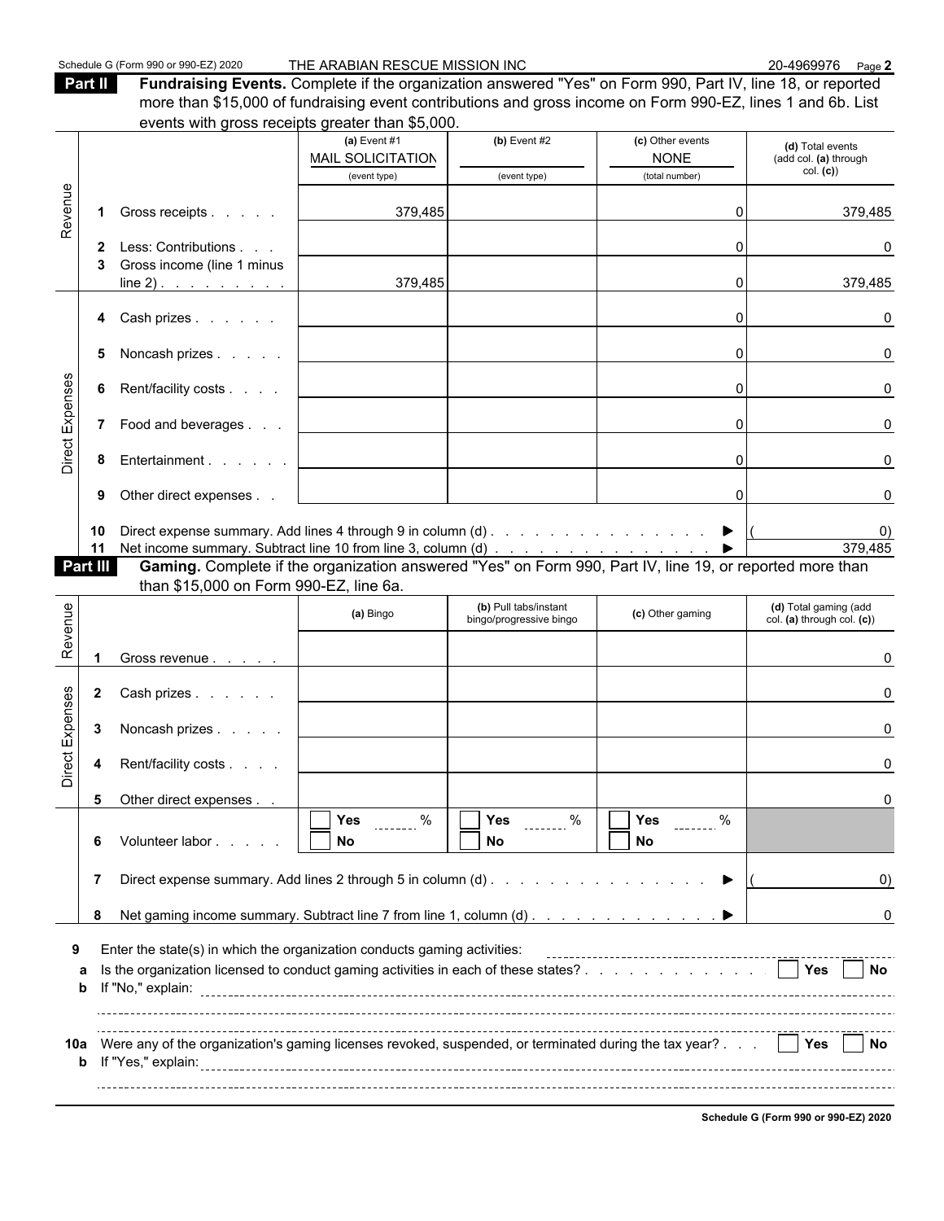Schedule G (Form 990 or 990-EZ) 2020 THE ARABIAN RESCUE MISSION INC 20-4969976 Page 2

**Part II** **Fundraising Events.** Complete if the organization answered "Yes" on Form 990, Part IV, line 18, or reported more than $15,000 of fundraising event contributions and gross income on Form 990-EZ, lines 1 and 6b. List events with gross receipts greater than $5,000.

| | | (a) Event #1<br>MAIL SOLICITATION<br>(event type) | (b) Event #2<br><br>(event type) | (c) Other events<br>NONE<br>(total number) | (d) Total events (add col. (a) through col. (c)) |
|---|---|---|---|---|---|
| Revenue | 1 Gross receipts | 379,485 | | 0 | 379,485 |
| | 2 Less: Contributions | | | 0 | 0 |
| | 3 Gross income (line 1 minus line 2) | 379,485 | | 0 | 379,485 |
| Direct Expenses | 4 Cash prizes | | | 0 | 0 |
| | 5 Noncash prizes | | | 0 | 0 |
| | 6 Rent/facility costs | | | 0 | 0 |
| | 7 Food and beverages | | | 0 | 0 |
| | 8 Entertainment | | | 0 | 0 |
| | 9 Other direct expenses | | | 0 | 0 |
| | 10 Direct expense summary. Add lines 4 through 9 in column (d) | | | ▶ | ( 0) |
| | 11 Net income summary. Subtract line 10 from line 3, column (d) | | | ▶ | 379,485 |

**Part III** **Gaming.** Complete if the organization answered "Yes" on Form 990, Part IV, line 19, or reported more than $15,000 on Form 990-EZ, line 6a.

| | | (a) Bingo | (b) Pull tabs/instant bingo/progressive bingo | (c) Other gaming | (d) Total gaming (add col. (a) through col. (c)) |
|---|---|---|---|---|---|
| Revenue | 1 Gross revenue | | | | 0 |
| Direct Expenses | 2 Cash prizes | | | | 0 |
| | 3 Noncash prizes | | | | 0 |
| | 4 Rent/facility costs | | | | 0 |
| | 5 Other direct expenses | | | | 0 |
| | 6 Volunteer labor | ☐ Yes ____ %<br>☐ No | ☐ Yes ____ %<br>☐ No | ☐ Yes ____ %<br>☐ No | |
| | 7 Direct expense summary. Add lines 2 through 5 in column (d) | | | ▶ | ( 0) |
| | 8 Net gaming income summary. Subtract line 7 from line 1, column (d) | | | ▶ | 0 |

**9** Enter the state(s) in which the organization conducts gaming activities:

**a** Is the organization licensed to conduct gaming activities in each of these states? ☐ Yes ☐ No

**b** If "No," explain:

**10a** Were any of the organization's gaming licenses revoked, suspended, or terminated during the tax year? ☐ Yes ☐ No

**b** If "Yes," explain:

Schedule G (Form 990 or 990-EZ) 2020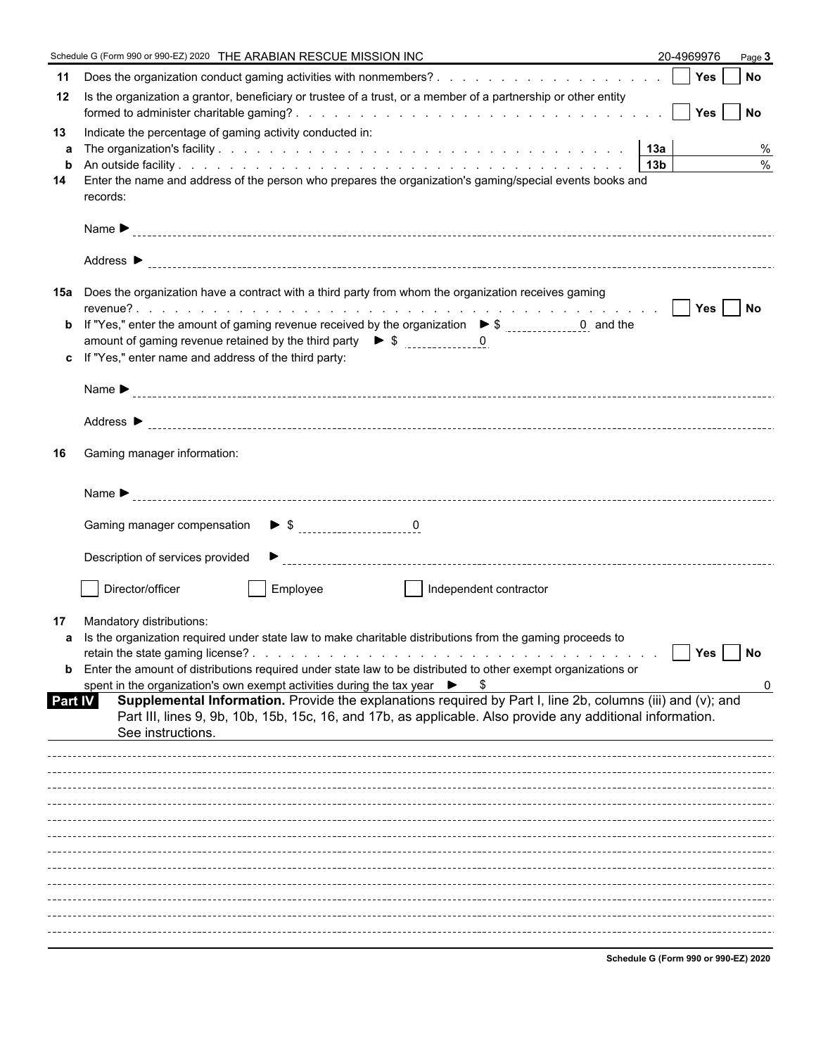Schedule G (Form 990 or 990-EZ) 2020 THE ARABIAN RESCUE MISSION INC 20-4969976

**11** Does the organization conduct gaming activities with nonmembers? . . . . . . . . . . . . . . . . . . . ☐ Yes ☐ No

**12** Is the organization a grantor, beneficiary or trustee of a trust, or a member of a partnership or other entity formed to administer charitable gaming? . . . . . . . . . . . . . . . . . . . . . . . . . . . ☐ Yes ☐ No

**13** Indicate the percentage of gaming activity conducted in:

**a** The organization's facility . . . . . . . . . . . . . . . . . . . . . . . . . . . . . . **13a** %

**b** An outside facility . . . . . . . . . . . . . . . . . . . . . . . . . . . . . . . . . **13b** %

**14** Enter the name and address of the person who prepares the organization's gaming/special events books and records:

Name ►

Address ►

**15a** Does the organization have a contract with a third party from whom the organization receives gaming revenue? . . . . . . . . . . . . . . . . . . . . . . . . . . . . . . . . . . . . . . . ☐ Yes ☐ No

**b** If "Yes," enter the amount of gaming revenue received by the organization ► $ 0 and the amount of gaming revenue retained by the third party ► $ 0

**c** If "Yes," enter name and address of the third party:

Name ►

Address ►

**16** Gaming manager information:

Name ►

Gaming manager compensation ► $ 0

Description of services provided ►

☐ Director/officer ☐ Employee ☐ Independent contractor

**17** Mandatory distributions:

**a** Is the organization required under state law to make charitable distributions from the gaming proceeds to retain the state gaming license? . . . . . . . . . . . . . . . . . . . . . . . . . . . . . . . ☐ Yes ☐ No

**b** Enter the amount of distributions required under state law to be distributed to other exempt organizations or spent in the organization's own exempt activities during the tax year ► $ 0

## Part IV Supplemental Information.

Provide the explanations required by Part I, line 2b, columns (iii) and (v); and Part III, lines 9, 9b, 10b, 15b, 15c, 16, and 17b, as applicable. Also provide any additional information. See instructions.

Schedule G (Form 990 or 990-EZ) 2020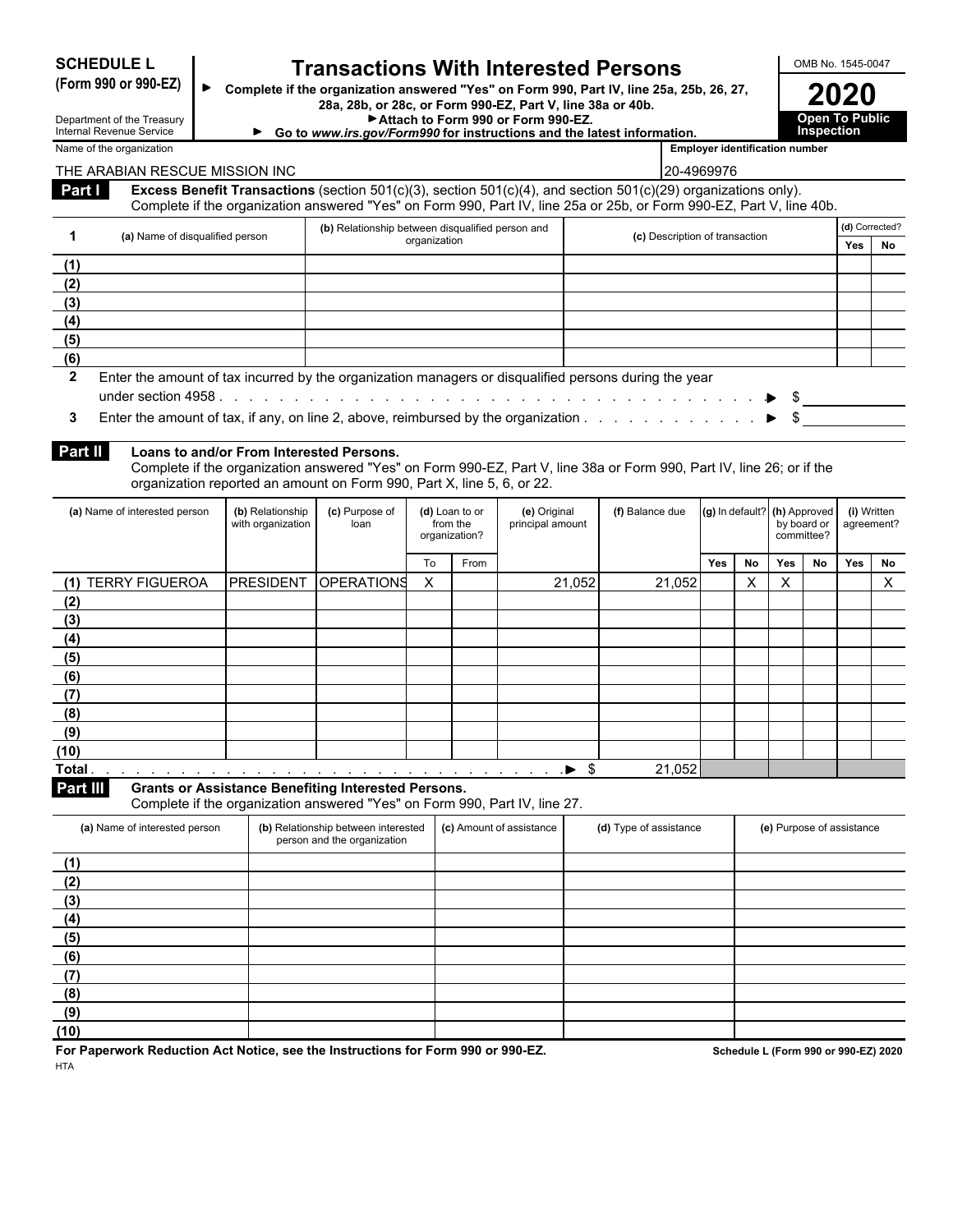**SCHEDULE L (Form 990 or 990-EZ)**

Department of the Treasury
Internal Revenue Service

# Transactions With Interested Persons

► Complete if the organization answered "Yes" on Form 990, Part IV, line 25a, 25b, 26, 27, 28a, 28b, or 28c, or Form 990-EZ, Part V, line 38a or 40b.
► Attach to Form 990 or Form 990-EZ.
► Go to *www.irs.gov/Form990* for instructions and the latest information.

OMB No. 1545-0047

**2020**

**Open To Public Inspection**

Name of the organization: THE ARABIAN RESCUE MISSION INC

Employer identification number: 20-4969976

## Part I Excess Benefit Transactions (section 501(c)(3), section 501(c)(4), and section 501(c)(29) organizations only).

Complete if the organization answered "Yes" on Form 990, Part IV, line 25a or 25b, or Form 990-EZ, Part V, line 40b.

| 1 | (a) Name of disqualified person | (b) Relationship between disqualified person and organization | (c) Description of transaction | (d) Corrected? Yes | No |
|---|---|---|---|---|---|
| (1) | | | | | |
| (2) | | | | | |
| (3) | | | | | |
| (4) | | | | | |
| (5) | | | | | |
| (6) | | | | | |

2 Enter the amount of tax incurred by the organization managers or disqualified persons during the year under section 4958 . . . . . ► $

3 Enter the amount of tax, if any, on line 2, above, reimbursed by the organization . . . . . ► $

## Part II Loans to and/or From Interested Persons.

Complete if the organization answered "Yes" on Form 990-EZ, Part V, line 38a or Form 990, Part IV, line 26; or if the organization reported an amount on Form 990, Part X, line 5, 6, or 22.

| (a) Name of interested person | (b) Relationship with organization | (c) Purpose of loan | (d) Loan to or from the organization? | | (e) Original principal amount | (f) Balance due | (g) In default? | | (h) Approved by board or committee? | | (i) Written agreement? | |
|---|---|---|---|---|---|---|---|---|---|---|---|---|
| | | | To | From | | | Yes | No | Yes | No | Yes | No |
| (1) TERRY FIGUEROA | PRESIDENT | OPERATIONS | X | | 21,052 | 21,052 | | X | X | | | X |
| (2) | | | | | | | | | | | | |
| (3) | | | | | | | | | | | | |
| (4) | | | | | | | | | | | | |
| (5) | | | | | | | | | | | | |
| (6) | | | | | | | | | | | | |
| (7) | | | | | | | | | | | | |
| (8) | | | | | | | | | | | | |
| (9) | | | | | | | | | | | | |
| (10) | | | | | | | | | | | | |
| Total . . . . . ► $ | | | | | | 21,052 | | | | | | |

## Part III Grants or Assistance Benefiting Interested Persons.

Complete if the organization answered "Yes" on Form 990, Part IV, line 27.

| (a) Name of interested person | (b) Relationship between interested person and the organization | (c) Amount of assistance | (d) Type of assistance | (e) Purpose of assistance |
|---|---|---|---|---|
| (1) | | | | |
| (2) | | | | |
| (3) | | | | |
| (4) | | | | |
| (5) | | | | |
| (6) | | | | |
| (7) | | | | |
| (8) | | | | |
| (9) | | | | |
| (10) | | | | |

**For Paperwork Reduction Act Notice, see the Instructions for Form 990 or 990-EZ.**

HTA

**Schedule L (Form 990 or 990-EZ) 2020**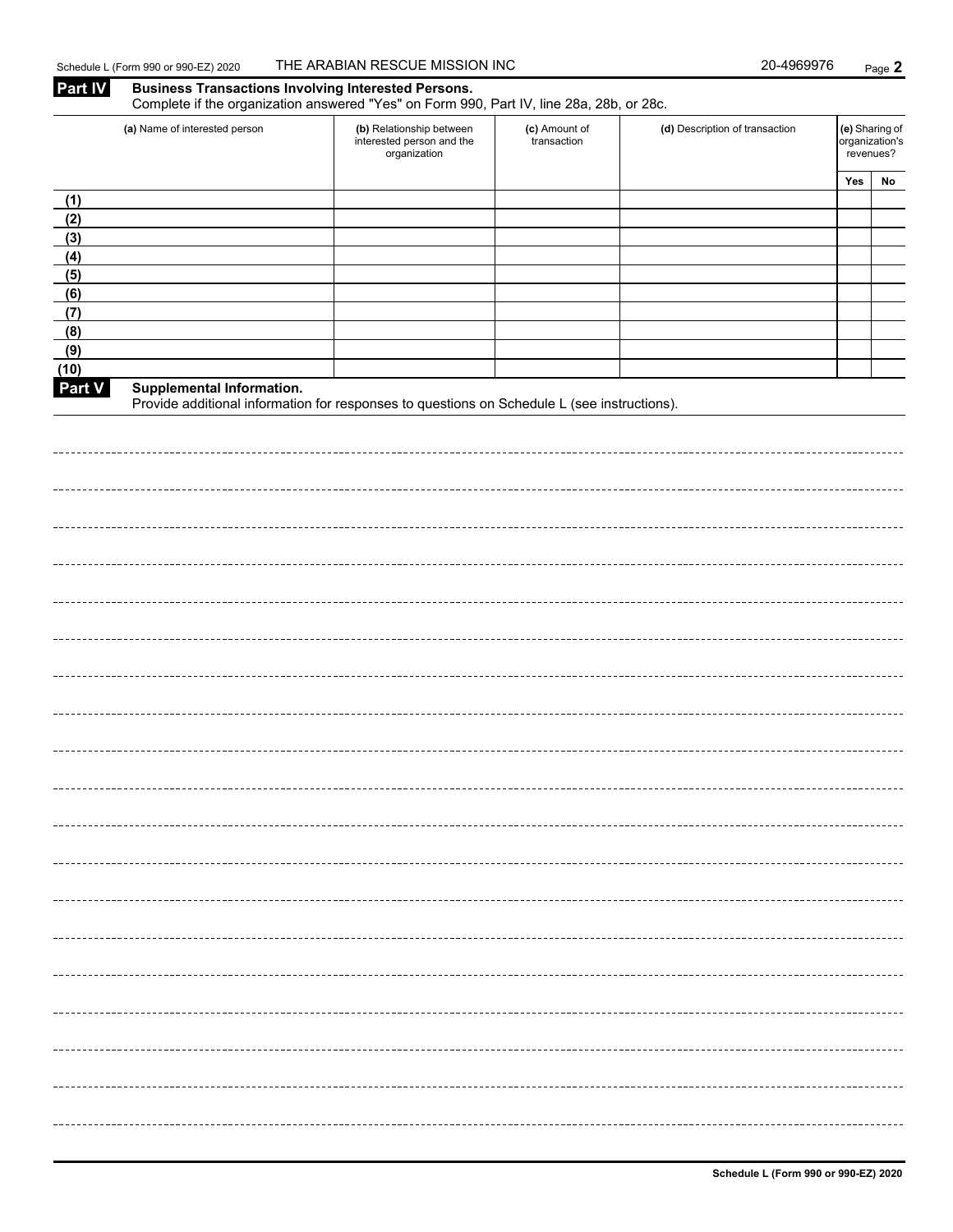Schedule L (Form 990 or 990-EZ) 2020 THE ARABIAN RESCUE MISSION INC 20-4969976

## Part IV Business Transactions Involving Interested Persons.

Complete if the organization answered "Yes" on Form 990, Part IV, line 28a, 28b, or 28c.

| | (a) Name of interested person | (b) Relationship between interested person and the organization | (c) Amount of transaction | (d) Description of transaction | (e) Sharing of organization's revenues? | |
|---|---|---|---|---|---|---|
| | | | | | Yes | No |
| (1) | | | | | | |
| (2) | | | | | | |
| (3) | | | | | | |
| (4) | | | | | | |
| (5) | | | | | | |
| (6) | | | | | | |
| (7) | | | | | | |
| (8) | | | | | | |
| (9) | | | | | | |
| (10) | | | | | | |

## Part V Supplemental Information.

Provide additional information for responses to questions on Schedule L (see instructions).

Schedule L (Form 990 or 990-EZ) 2020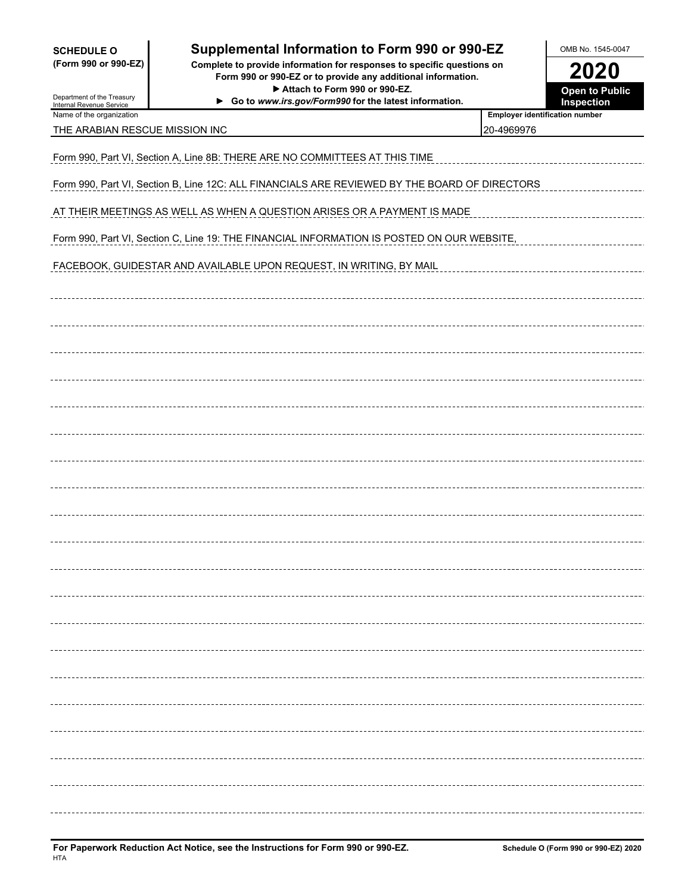**SCHEDULE O**
**(Form 990 or 990-EZ)**

Department of the Treasury
Internal Revenue Service

# Supplemental Information to Form 990 or 990-EZ

**Complete to provide information for responses to specific questions on Form 990 or 990-EZ or to provide any additional information.**
**▶ Attach to Form 990 or 990-EZ.**
**▶ Go to *www.irs.gov/Form990* for the latest information.**

OMB No. 1545-0047

**2020**

**Open to Public Inspection**

| Name of the organization | Employer identification number |
|---|---|
| THE ARABIAN RESCUE MISSION INC | 20-4969976 |

Form 990, Part VI, Section A, Line 8B: THERE ARE NO COMMITTEES AT THIS TIME

Form 990, Part VI, Section B, Line 12C: ALL FINANCIALS ARE REVIEWED BY THE BOARD OF DIRECTORS AT THEIR MEETINGS AS WELL AS WHEN A QUESTION ARISES OR A PAYMENT IS MADE

Form 990, Part VI, Section C, Line 19: THE FINANCIAL INFORMATION IS POSTED ON OUR WEBSITE, FACEBOOK, GUIDESTAR AND AVAILABLE UPON REQUEST, IN WRITING, BY MAIL

**For Paperwork Reduction Act Notice, see the Instructions for Form 990 or 990-EZ.**
HTA

**Schedule O (Form 990 or 990-EZ) 2020**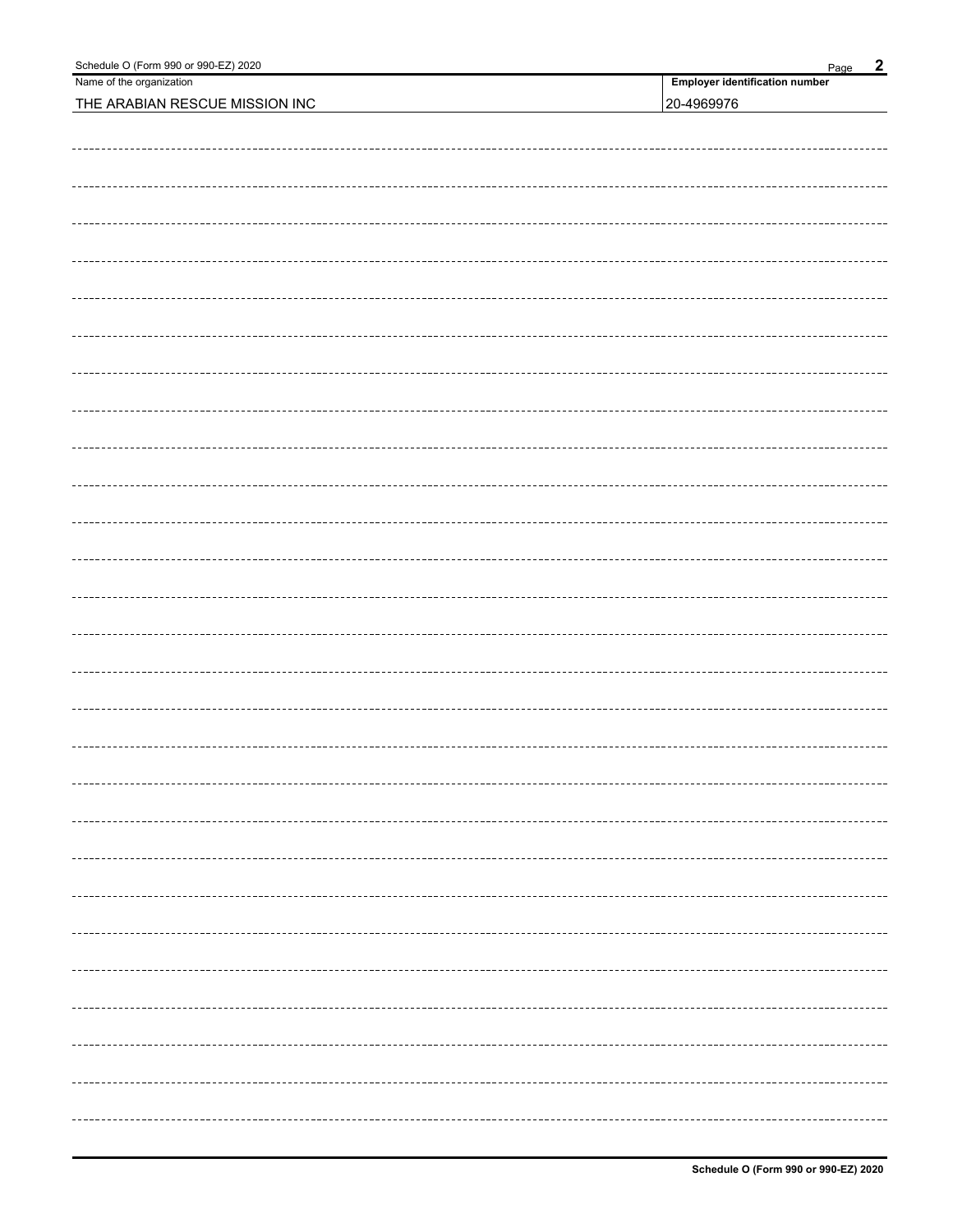| Name of the organization | Employer identification number |
| --- | --- |
| THE ARABIAN RESCUE MISSION INC | 20-4969976 |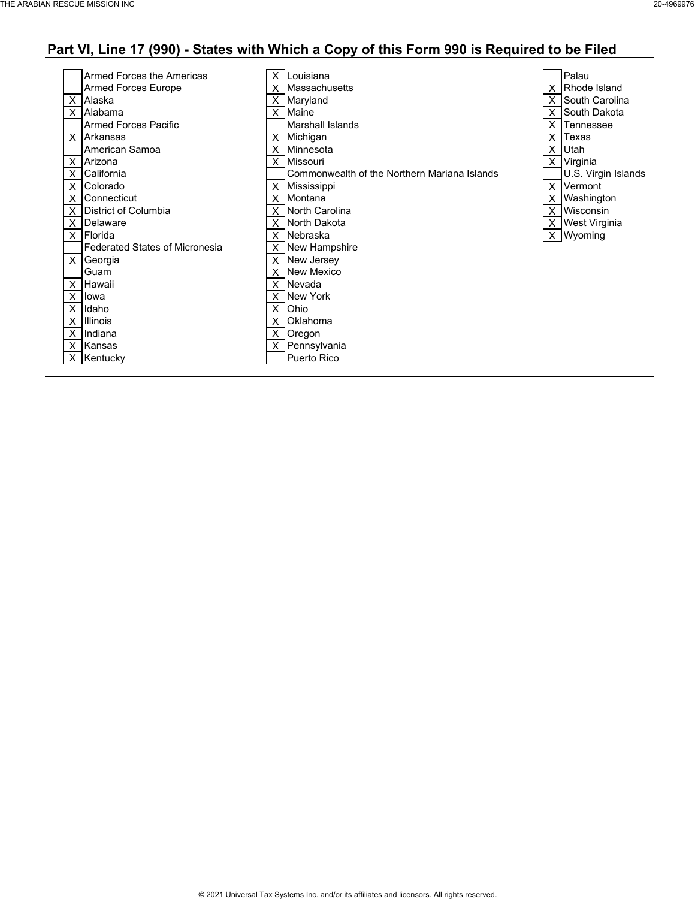## Part VI, Line 17 (990) - States with Which a Copy of this Form 990 is Required to be Filed

| | | | | | |
|---|---|---|---|---|---|
| | Armed Forces the Americas | X | Louisiana | | Palau |
| | Armed Forces Europe | X | Massachusetts | X | Rhode Island |
| X | Alaska | X | Maryland | X | South Carolina |
| X | Alabama | X | Maine | X | South Dakota |
| | Armed Forces Pacific | | Marshall Islands | X | Tennessee |
| X | Arkansas | X | Michigan | X | Texas |
| | American Samoa | X | Minnesota | X | Utah |
| X | Arizona | X | Missouri | X | Virginia |
| X | California | | Commonwealth of the Northern Mariana Islands | | U.S. Virgin Islands |
| X | Colorado | X | Mississippi | X | Vermont |
| X | Connecticut | X | Montana | X | Washington |
| X | District of Columbia | X | North Carolina | X | Wisconsin |
| X | Delaware | X | North Dakota | X | West Virginia |
| X | Florida | X | Nebraska | X | Wyoming |
| | Federated States of Micronesia | X | New Hampshire | | |
| X | Georgia | X | New Jersey | | |
| | Guam | X | New Mexico | | |
| X | Hawaii | X | Nevada | | |
| X | Iowa | X | New York | | |
| X | Idaho | X | Ohio | | |
| X | Illinois | X | Oklahoma | | |
| X | Indiana | X | Oregon | | |
| X | Kansas | X | Pennsylvania | | |
| X | Kentucky | | Puerto Rico | | |